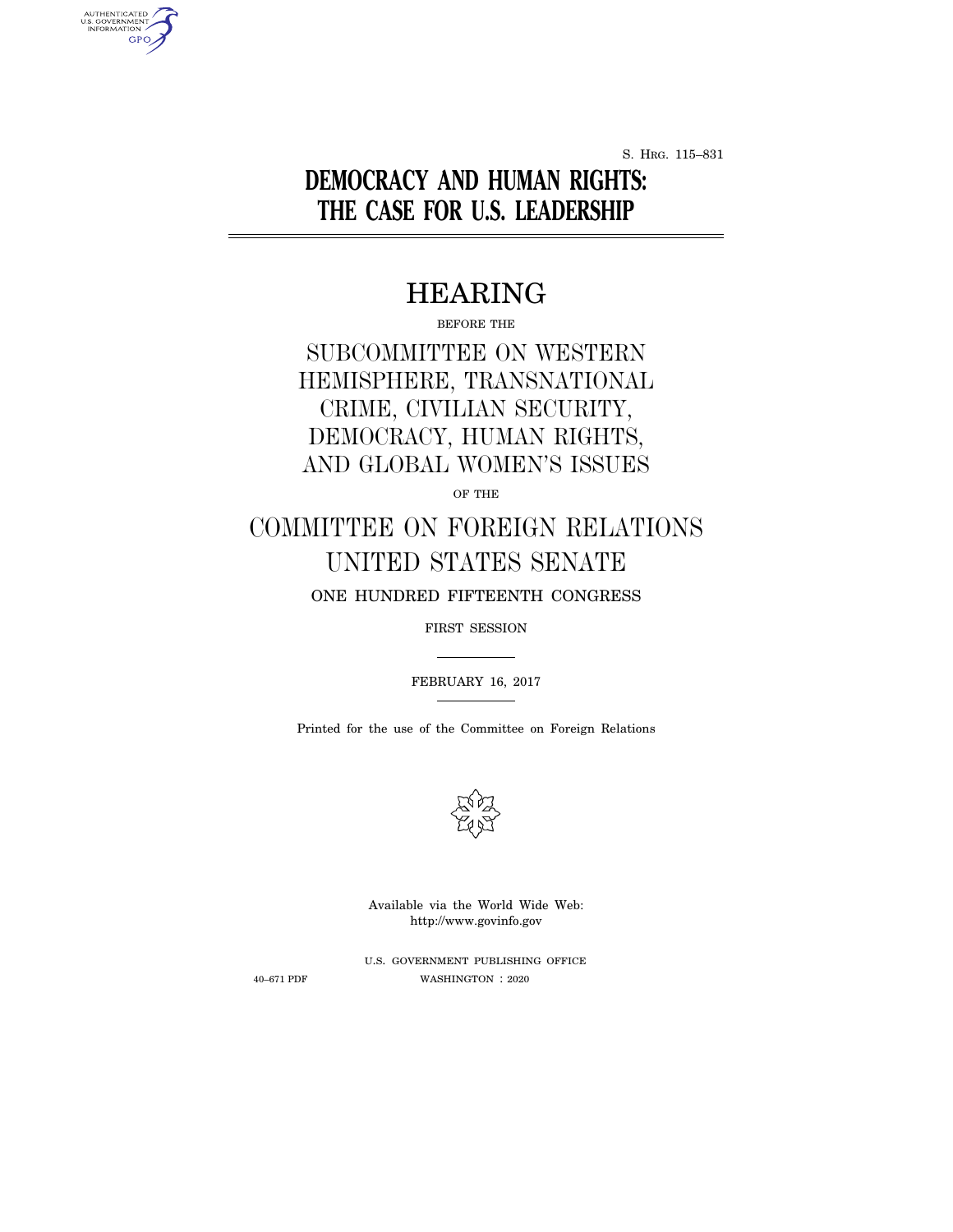S. HRG. 115–831

# DEMOCRACY AND HUMAN RIGHTS: THE CASE FOR U.S. LEADERSHIP

## HEARING

BEFORE THE

SUBCOMMITTEE ON WESTERN HEMISPHERE, TRANSNATIONAL CRIME, CIVILIAN SECURITY, DEMOCRACY, HUMAN RIGHTS, AND GLOBAL WOMEN'S ISSUES

OF THE

COMMITTEE ON FOREIGN RELATIONS
UNITED STATES SENATE

ONE HUNDRED FIFTEENTH CONGRESS

FIRST SESSION

FEBRUARY 16, 2017

Printed for the use of the Committee on Foreign Relations

Available via the World Wide Web:
http://www.govinfo.gov

U.S. GOVERNMENT PUBLISHING OFFICE

40–671 PDF WASHINGTON : 2020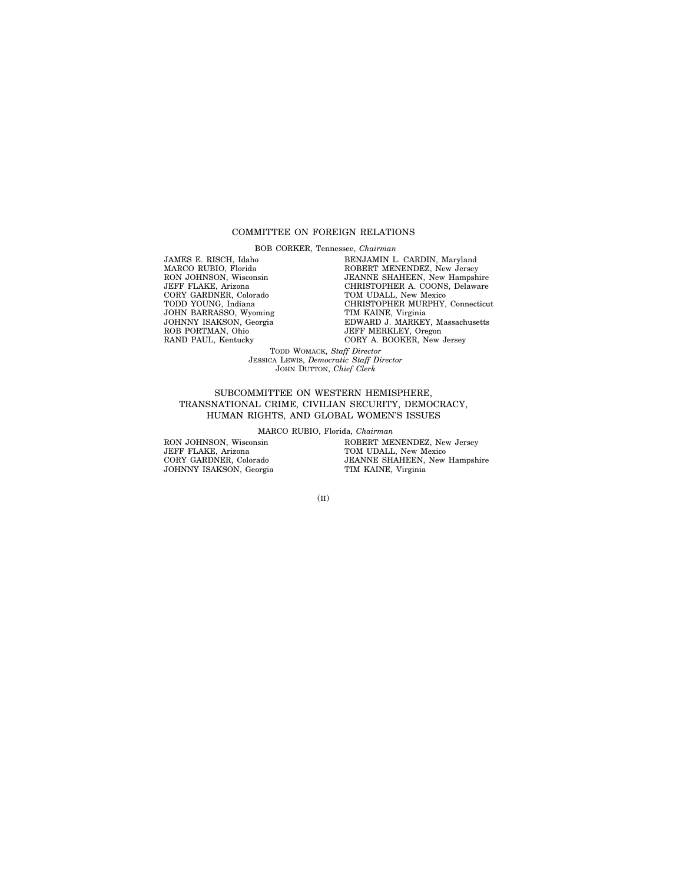## COMMITTEE ON FOREIGN RELATIONS

BOB CORKER, Tennessee, *Chairman*

JAMES E. RISCH, Idaho
MARCO RUBIO, Florida
RON JOHNSON, Wisconsin
JEFF FLAKE, Arizona
CORY GARDNER, Colorado
TODD YOUNG, Indiana
JOHN BARRASSO, Wyoming
JOHNNY ISAKSON, Georgia
ROB PORTMAN, Ohio
RAND PAUL, Kentucky

BENJAMIN L. CARDIN, Maryland
ROBERT MENENDEZ, New Jersey
JEANNE SHAHEEN, New Hampshire
CHRISTOPHER A. COONS, Delaware
TOM UDALL, New Mexico
CHRISTOPHER MURPHY, Connecticut
TIM KAINE, Virginia
EDWARD J. MARKEY, Massachusetts
JEFF MERKLEY, Oregon
CORY A. BOOKER, New Jersey

TODD WOMACK, *Staff Director*
JESSICA LEWIS, *Democratic Staff Director*
JOHN DUTTON, *Chief Clerk*

## SUBCOMMITTEE ON WESTERN HEMISPHERE, TRANSNATIONAL CRIME, CIVILIAN SECURITY, DEMOCRACY, HUMAN RIGHTS, AND GLOBAL WOMEN'S ISSUES

MARCO RUBIO, Florida, *Chairman*

RON JOHNSON, Wisconsin
JEFF FLAKE, Arizona
CORY GARDNER, Colorado
JOHNNY ISAKSON, Georgia

ROBERT MENENDEZ, New Jersey
TOM UDALL, New Mexico
JEANNE SHAHEEN, New Hampshire
TIM KAINE, Virginia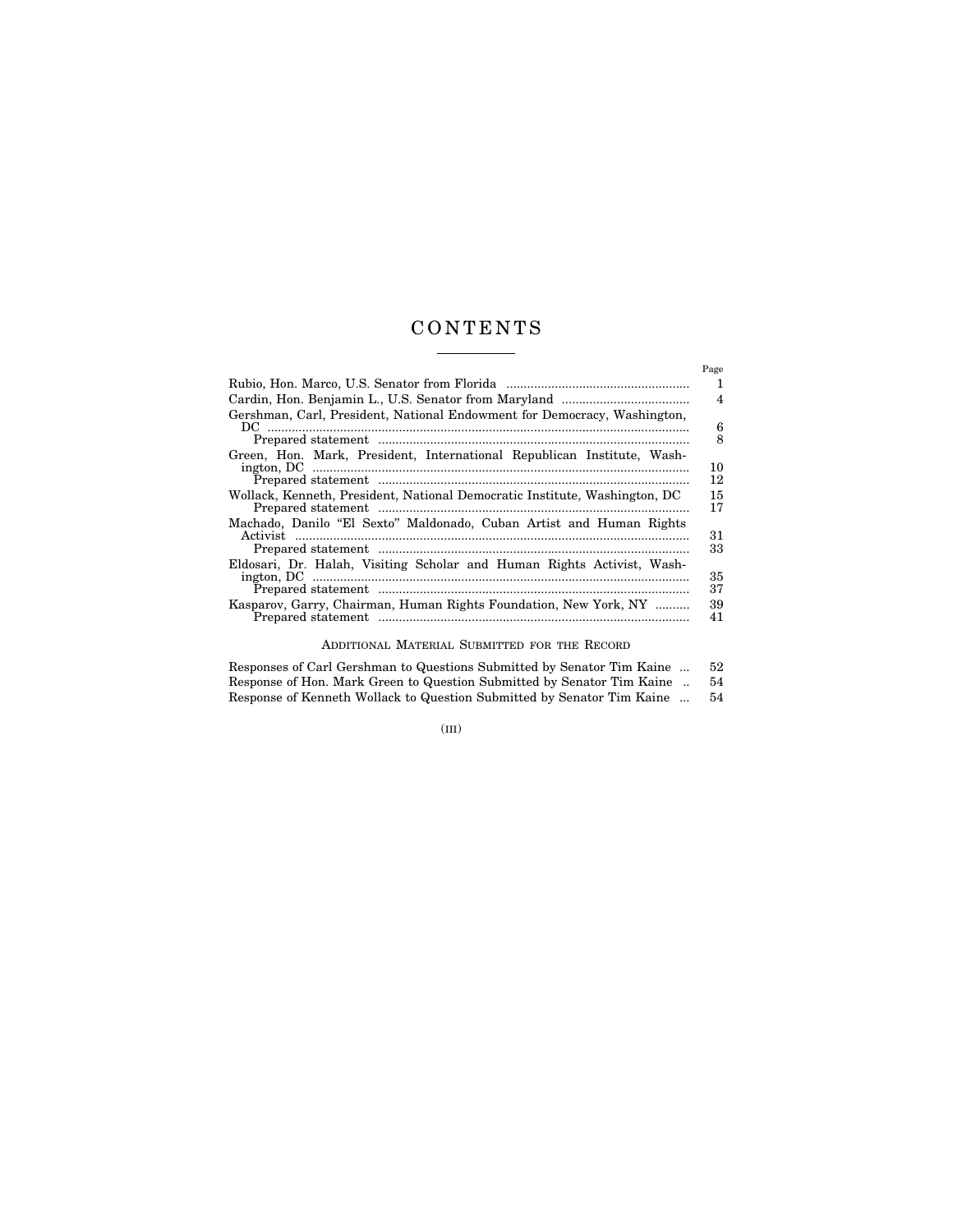# CONTENTS

| | Page |
|---|---|
| Rubio, Hon. Marco, U.S. Senator from Florida | 1 |
| Cardin, Hon. Benjamin L., U.S. Senator from Maryland | 4 |
| Gershman, Carl, President, National Endowment for Democracy, Washington, DC | 6 |
| Prepared statement | 8 |
| Green, Hon. Mark, President, International Republican Institute, Washington, DC | 10 |
| Prepared statement | 12 |
| Wollack, Kenneth, President, National Democratic Institute, Washington, DC | 15 |
| Prepared statement | 17 |
| Machado, Danilo "El Sexto" Maldonado, Cuban Artist and Human Rights Activist | 31 |
| Prepared statement | 33 |
| Eldosari, Dr. Halah, Visiting Scholar and Human Rights Activist, Washington, DC | 35 |
| Prepared statement | 37 |
| Kasparov, Garry, Chairman, Human Rights Foundation, New York, NY | 39 |
| Prepared statement | 41 |

## Additional Material Submitted for the Record

| | |
|---|---|
| Responses of Carl Gershman to Questions Submitted by Senator Tim Kaine | 52 |
| Response of Hon. Mark Green to Question Submitted by Senator Tim Kaine | 54 |
| Response of Kenneth Wollack to Question Submitted by Senator Tim Kaine | 54 |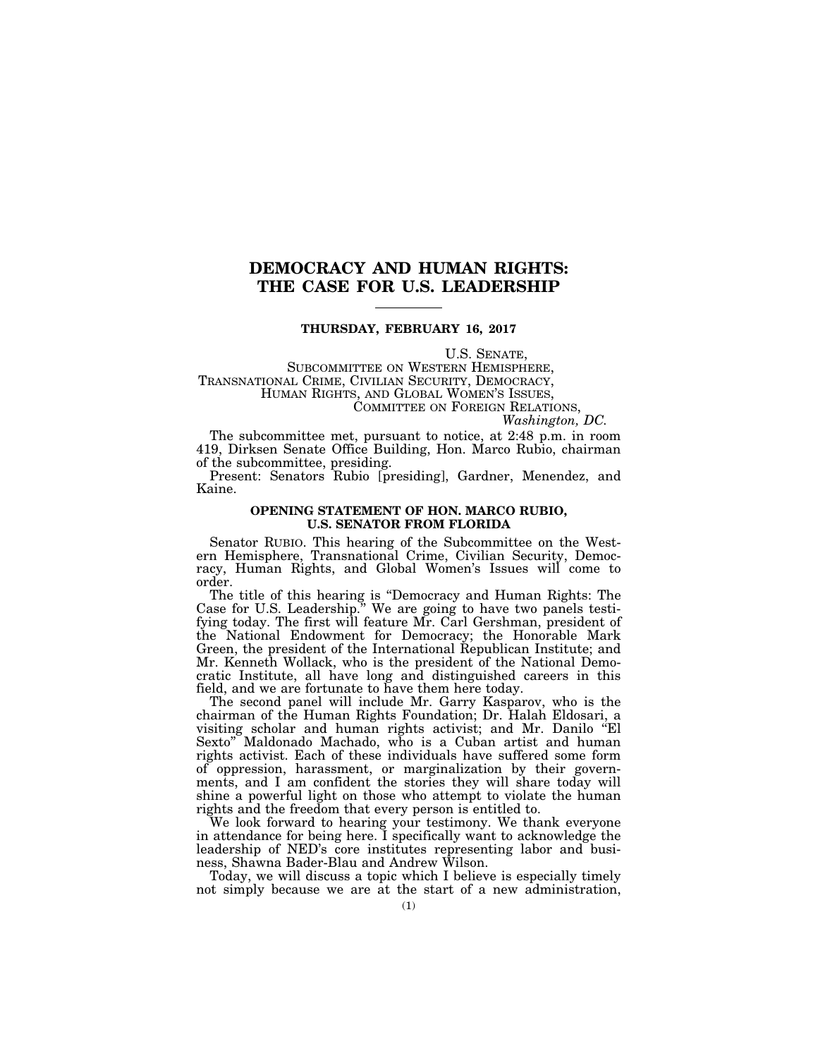# DEMOCRACY AND HUMAN RIGHTS: THE CASE FOR U.S. LEADERSHIP

---

**THURSDAY, FEBRUARY 16, 2017**

U.S. SENATE,
SUBCOMMITTEE ON WESTERN HEMISPHERE,
TRANSNATIONAL CRIME, CIVILIAN SECURITY, DEMOCRACY,
HUMAN RIGHTS, AND GLOBAL WOMEN'S ISSUES,
COMMITTEE ON FOREIGN RELATIONS,
*Washington, DC.*

The subcommittee met, pursuant to notice, at 2:48 p.m. in room 419, Dirksen Senate Office Building, Hon. Marco Rubio, chairman of the subcommittee, presiding.

Present: Senators Rubio [presiding], Gardner, Menendez, and Kaine.

### OPENING STATEMENT OF HON. MARCO RUBIO, U.S. SENATOR FROM FLORIDA

Senator RUBIO. This hearing of the Subcommittee on the Western Hemisphere, Transnational Crime, Civilian Security, Democracy, Human Rights, and Global Women's Issues will come to order.

The title of this hearing is "Democracy and Human Rights: The Case for U.S. Leadership." We are going to have two panels testifying today. The first will feature Mr. Carl Gershman, president of the National Endowment for Democracy; the Honorable Mark Green, the president of the International Republican Institute; and Mr. Kenneth Wollack, who is the president of the National Democratic Institute, all have long and distinguished careers in this field, and we are fortunate to have them here today.

The second panel will include Mr. Garry Kasparov, who is the chairman of the Human Rights Foundation; Dr. Halah Eldosari, a visiting scholar and human rights activist; and Mr. Danilo "El Sexto" Maldonado Machado, who is a Cuban artist and human rights activist. Each of these individuals have suffered some form of oppression, harassment, or marginalization by their governments, and I am confident the stories they will share today will shine a powerful light on those who attempt to violate the human rights and the freedom that every person is entitled to.

We look forward to hearing your testimony. We thank everyone in attendance for being here. I specifically want to acknowledge the leadership of NED's core institutes representing labor and business, Shawna Bader-Blau and Andrew Wilson.

Today, we will discuss a topic which I believe is especially timely not simply because we are at the start of a new administration,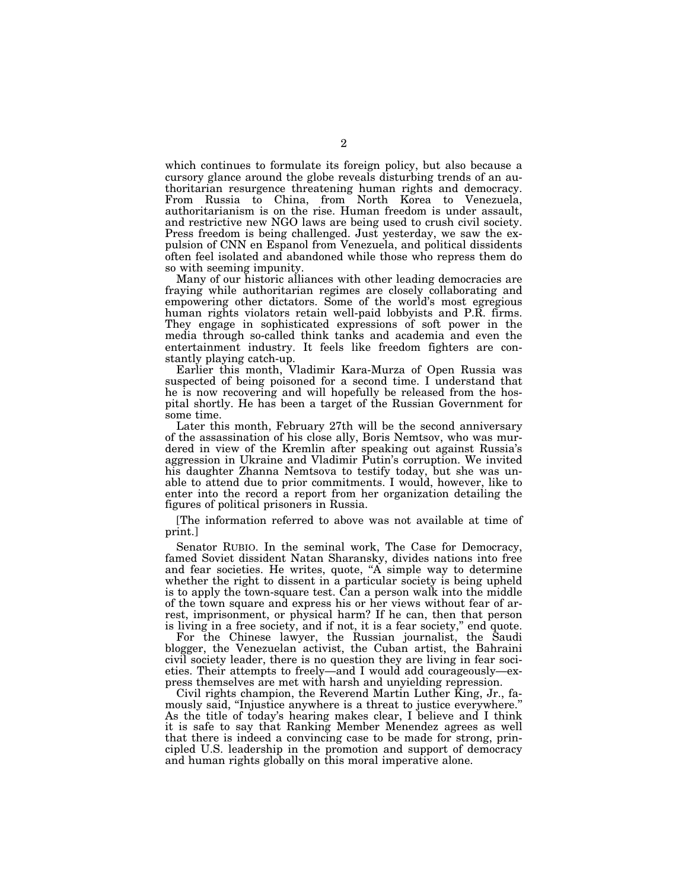which continues to formulate its foreign policy, but also because a cursory glance around the globe reveals disturbing trends of an authoritarian resurgence threatening human rights and democracy. From Russia to China, from North Korea to Venezuela, authoritarianism is on the rise. Human freedom is under assault, and restrictive new NGO laws are being used to crush civil society. Press freedom is being challenged. Just yesterday, we saw the expulsion of CNN en Espanol from Venezuela, and political dissidents often feel isolated and abandoned while those who repress them do so with seeming impunity.

Many of our historic alliances with other leading democracies are fraying while authoritarian regimes are closely collaborating and empowering other dictators. Some of the world's most egregious human rights violators retain well-paid lobbyists and P.R. firms. They engage in sophisticated expressions of soft power in the media through so-called think tanks and academia and even the entertainment industry. It feels like freedom fighters are constantly playing catch-up.

Earlier this month, Vladimir Kara-Murza of Open Russia was suspected of being poisoned for a second time. I understand that he is now recovering and will hopefully be released from the hospital shortly. He has been a target of the Russian Government for some time.

Later this month, February 27th will be the second anniversary of the assassination of his close ally, Boris Nemtsov, who was murdered in view of the Kremlin after speaking out against Russia's aggression in Ukraine and Vladimir Putin's corruption. We invited his daughter Zhanna Nemtsova to testify today, but she was unable to attend due to prior commitments. I would, however, like to enter into the record a report from her organization detailing the figures of political prisoners in Russia.

[The information referred to above was not available at time of print.]

Senator RUBIO. In the seminal work, The Case for Democracy, famed Soviet dissident Natan Sharansky, divides nations into free and fear societies. He writes, quote, "A simple way to determine whether the right to dissent in a particular society is being upheld is to apply the town-square test. Can a person walk into the middle of the town square and express his or her views without fear of arrest, imprisonment, or physical harm? If he can, then that person is living in a free society, and if not, it is a fear society," end quote.

For the Chinese lawyer, the Russian journalist, the Saudi blogger, the Venezuelan activist, the Cuban artist, the Bahraini civil society leader, there is no question they are living in fear societies. Their attempts to freely—and I would add courageously—express themselves are met with harsh and unyielding repression.

Civil rights champion, the Reverend Martin Luther King, Jr., famously said, "Injustice anywhere is a threat to justice everywhere." As the title of today's hearing makes clear, I believe and I think it is safe to say that Ranking Member Menendez agrees as well that there is indeed a convincing case to be made for strong, principled U.S. leadership in the promotion and support of democracy and human rights globally on this moral imperative alone.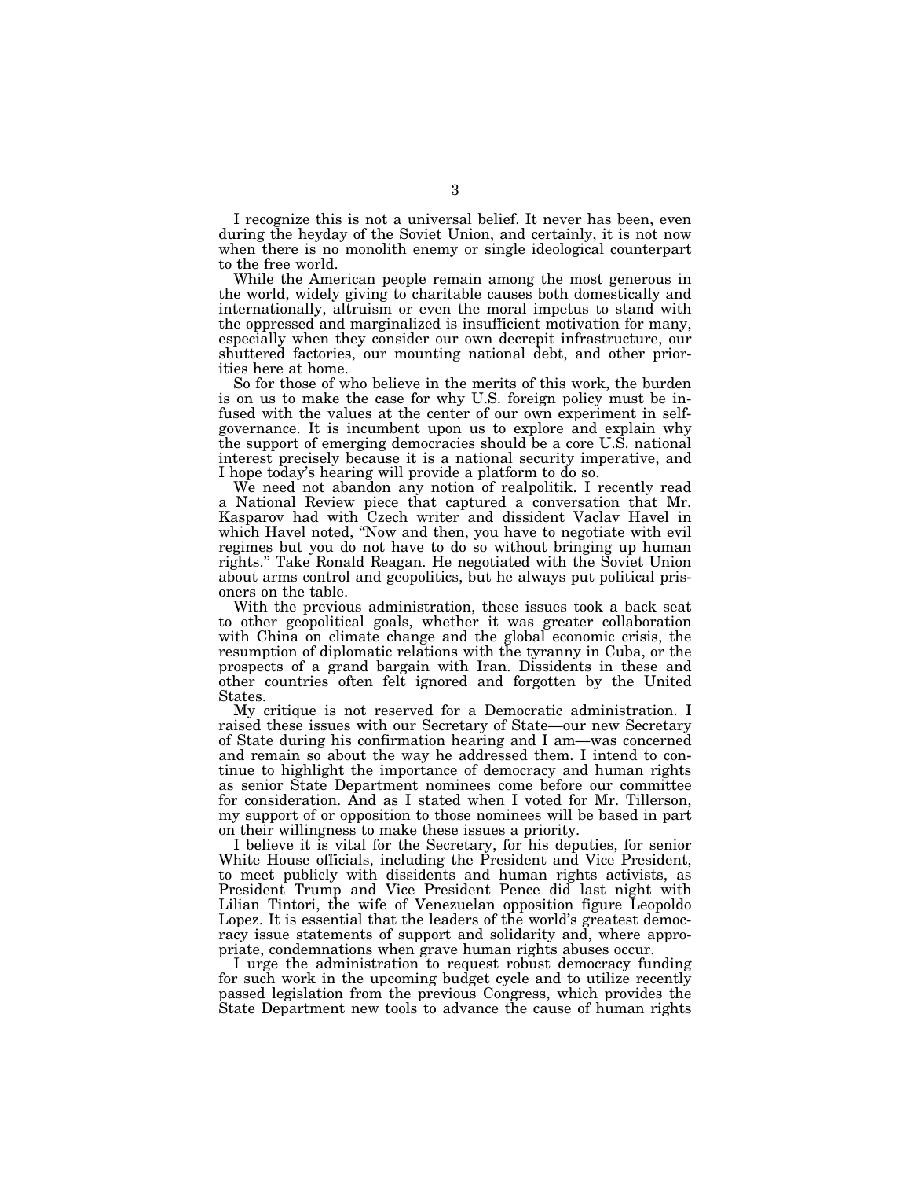I recognize this is not a universal belief. It never has been, even during the heyday of the Soviet Union, and certainly, it is not now when there is no monolith enemy or single ideological counterpart to the free world.

While the American people remain among the most generous in the world, widely giving to charitable causes both domestically and internationally, altruism or even the moral impetus to stand with the oppressed and marginalized is insufficient motivation for many, especially when they consider our own decrepit infrastructure, our shuttered factories, our mounting national debt, and other priorities here at home.

So for those of who believe in the merits of this work, the burden is on us to make the case for why U.S. foreign policy must be infused with the values at the center of our own experiment in self-governance. It is incumbent upon us to explore and explain why the support of emerging democracies should be a core U.S. national interest precisely because it is a national security imperative, and I hope today's hearing will provide a platform to do so.

We need not abandon any notion of realpolitik. I recently read a National Review piece that captured a conversation that Mr. Kasparov had with Czech writer and dissident Vaclav Havel in which Havel noted, "Now and then, you have to negotiate with evil regimes but you do not have to do so without bringing up human rights." Take Ronald Reagan. He negotiated with the Soviet Union about arms control and geopolitics, but he always put political prisoners on the table.

With the previous administration, these issues took a back seat to other geopolitical goals, whether it was greater collaboration with China on climate change and the global economic crisis, the resumption of diplomatic relations with the tyranny in Cuba, or the prospects of a grand bargain with Iran. Dissidents in these and other countries often felt ignored and forgotten by the United States.

My critique is not reserved for a Democratic administration. I raised these issues with our Secretary of State—our new Secretary of State during his confirmation hearing and I am—was concerned and remain so about the way he addressed them. I intend to continue to highlight the importance of democracy and human rights as senior State Department nominees come before our committee for consideration. And as I stated when I voted for Mr. Tillerson, my support of or opposition to those nominees will be based in part on their willingness to make these issues a priority.

I believe it is vital for the Secretary, for his deputies, for senior White House officials, including the President and Vice President, to meet publicly with dissidents and human rights activists, as President Trump and Vice President Pence did last night with Lilian Tintori, the wife of Venezuelan opposition figure Leopoldo Lopez. It is essential that the leaders of the world's greatest democracy issue statements of support and solidarity and, where appropriate, condemnations when grave human rights abuses occur.

I urge the administration to request robust democracy funding for such work in the upcoming budget cycle and to utilize recently passed legislation from the previous Congress, which provides the State Department new tools to advance the cause of human rights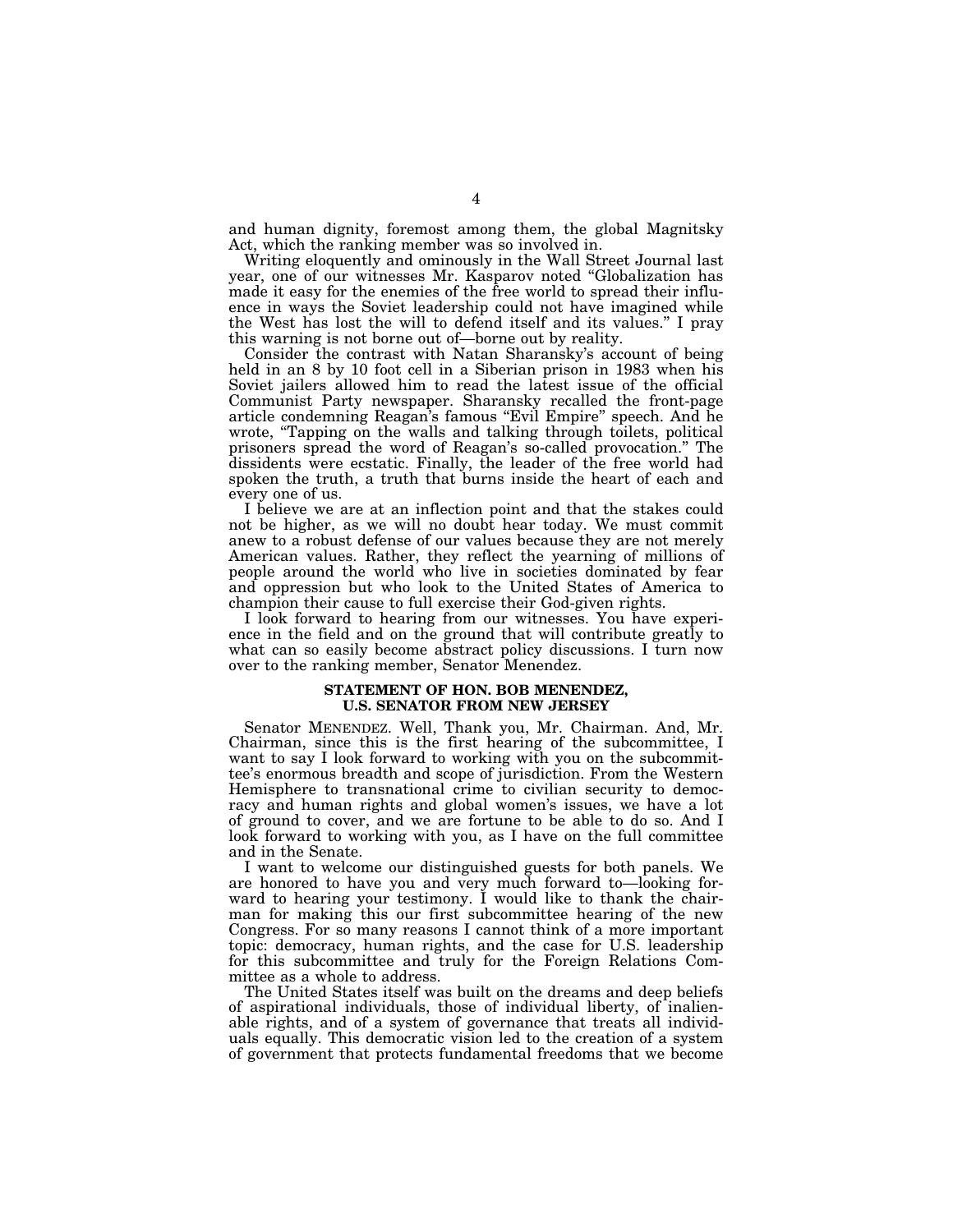and human dignity, foremost among them, the global Magnitsky Act, which the ranking member was so involved in.

Writing eloquently and ominously in the Wall Street Journal last year, one of our witnesses Mr. Kasparov noted "Globalization has made it easy for the enemies of the free world to spread their influence in ways the Soviet leadership could not have imagined while the West has lost the will to defend itself and its values." I pray this warning is not borne out of—borne out by reality.

Consider the contrast with Natan Sharansky's account of being held in an 8 by 10 foot cell in a Siberian prison in 1983 when his Soviet jailers allowed him to read the latest issue of the official Communist Party newspaper. Sharansky recalled the front-page article condemning Reagan's famous "Evil Empire" speech. And he wrote, "Tapping on the walls and talking through toilets, political prisoners spread the word of Reagan's so-called provocation." The dissidents were ecstatic. Finally, the leader of the free world had spoken the truth, a truth that burns inside the heart of each and every one of us.

I believe we are at an inflection point and that the stakes could not be higher, as we will no doubt hear today. We must commit anew to a robust defense of our values because they are not merely American values. Rather, they reflect the yearning of millions of people around the world who live in societies dominated by fear and oppression but who look to the United States of America to champion their cause to full exercise their God-given rights.

I look forward to hearing from our witnesses. You have experience in the field and on the ground that will contribute greatly to what can so easily become abstract policy discussions. I turn now over to the ranking member, Senator Menendez.

## STATEMENT OF HON. BOB MENENDEZ, U.S. SENATOR FROM NEW JERSEY

Senator MENENDEZ. Well, Thank you, Mr. Chairman. And, Mr. Chairman, since this is the first hearing of the subcommittee, I want to say I look forward to working with you on the subcommittee's enormous breadth and scope of jurisdiction. From the Western Hemisphere to transnational crime to civilian security to democracy and human rights and global women's issues, we have a lot of ground to cover, and we are fortune to be able to do so. And I look forward to working with you, as I have on the full committee and in the Senate.

I want to welcome our distinguished guests for both panels. We are honored to have you and very much forward to—looking forward to hearing your testimony. I would like to thank the chairman for making this our first subcommittee hearing of the new Congress. For so many reasons I cannot think of a more important topic: democracy, human rights, and the case for U.S. leadership for this subcommittee and truly for the Foreign Relations Committee as a whole to address.

The United States itself was built on the dreams and deep beliefs of aspirational individuals, those of individual liberty, of inalienable rights, and of a system of governance that treats all individuals equally. This democratic vision led to the creation of a system of government that protects fundamental freedoms that we become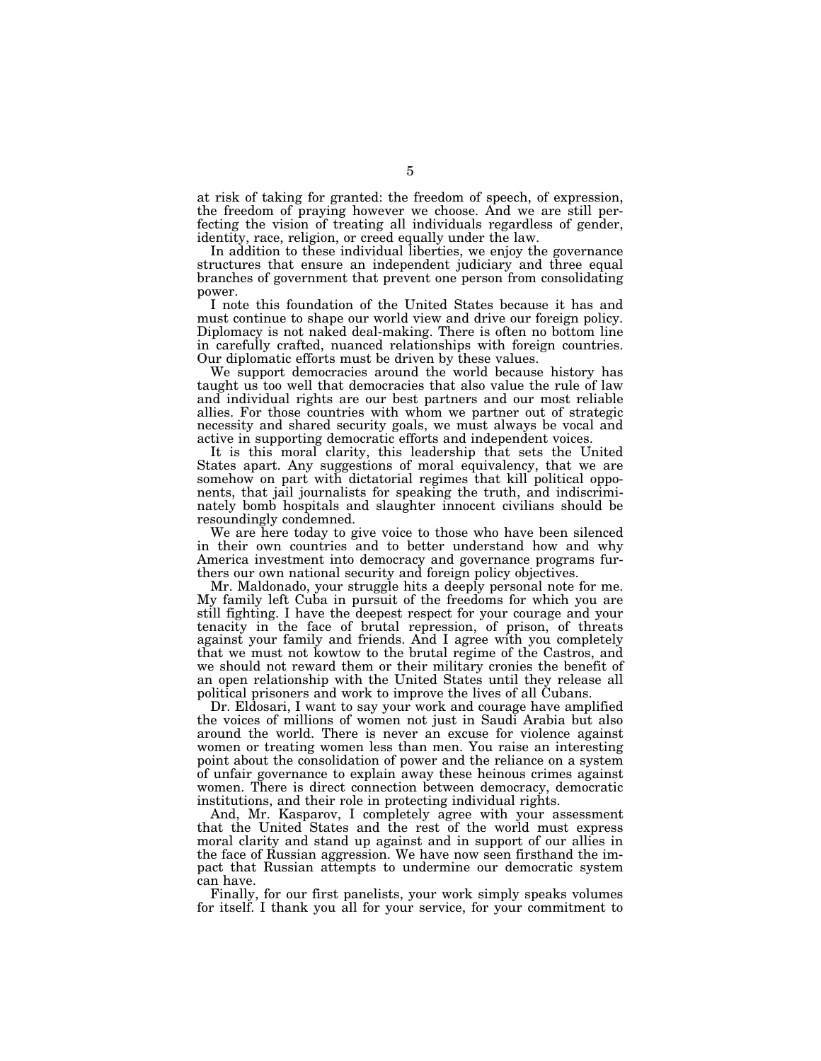at risk of taking for granted: the freedom of speech, of expression, the freedom of praying however we choose. And we are still perfecting the vision of treating all individuals regardless of gender, identity, race, religion, or creed equally under the law.

In addition to these individual liberties, we enjoy the governance structures that ensure an independent judiciary and three equal branches of government that prevent one person from consolidating power.

I note this foundation of the United States because it has and must continue to shape our world view and drive our foreign policy. Diplomacy is not naked deal-making. There is often no bottom line in carefully crafted, nuanced relationships with foreign countries. Our diplomatic efforts must be driven by these values.

We support democracies around the world because history has taught us too well that democracies that also value the rule of law and individual rights are our best partners and our most reliable allies. For those countries with whom we partner out of strategic necessity and shared security goals, we must always be vocal and active in supporting democratic efforts and independent voices.

It is this moral clarity, this leadership that sets the United States apart. Any suggestions of moral equivalency, that we are somehow on part with dictatorial regimes that kill political opponents, that jail journalists for speaking the truth, and indiscriminately bomb hospitals and slaughter innocent civilians should be resoundingly condemned.

We are here today to give voice to those who have been silenced in their own countries and to better understand how and why America investment into democracy and governance programs furthers our own national security and foreign policy objectives.

Mr. Maldonado, your struggle hits a deeply personal note for me. My family left Cuba in pursuit of the freedoms for which you are still fighting. I have the deepest respect for your courage and your tenacity in the face of brutal repression, of prison, of threats against your family and friends. And I agree with you completely that we must not kowtow to the brutal regime of the Castros, and we should not reward them or their military cronies the benefit of an open relationship with the United States until they release all political prisoners and work to improve the lives of all Cubans.

Dr. Eldosari, I want to say your work and courage have amplified the voices of millions of women not just in Saudi Arabia but also around the world. There is never an excuse for violence against women or treating women less than men. You raise an interesting point about the consolidation of power and the reliance on a system of unfair governance to explain away these heinous crimes against women. There is direct connection between democracy, democratic institutions, and their role in protecting individual rights.

And, Mr. Kasparov, I completely agree with your assessment that the United States and the rest of the world must express moral clarity and stand up against and in support of our allies in the face of Russian aggression. We have now seen firsthand the impact that Russian attempts to undermine our democratic system can have.

Finally, for our first panelists, your work simply speaks volumes for itself. I thank you all for your service, for your commitment to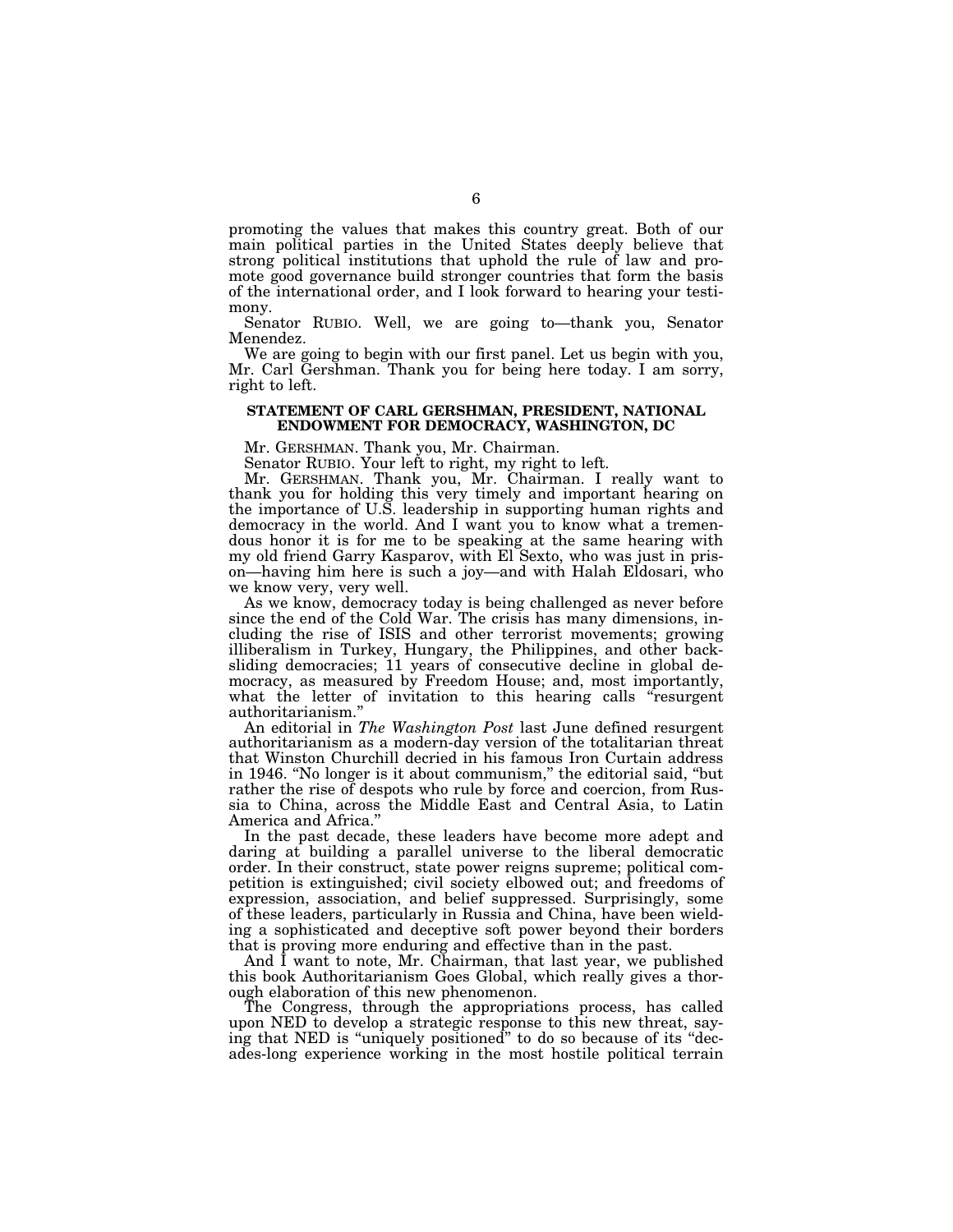promoting the values that makes this country great. Both of our main political parties in the United States deeply believe that strong political institutions that uphold the rule of law and promote good governance build stronger countries that form the basis of the international order, and I look forward to hearing your testimony.

Senator RUBIO. Well, we are going to—thank you, Senator Menendez.

We are going to begin with our first panel. Let us begin with you, Mr. Carl Gershman. Thank you for being here today. I am sorry, right to left.

## STATEMENT OF CARL GERSHMAN, PRESIDENT, NATIONAL ENDOWMENT FOR DEMOCRACY, WASHINGTON, DC

Mr. GERSHMAN. Thank you, Mr. Chairman.

Senator RUBIO. Your left to right, my right to left.

Mr. GERSHMAN. Thank you, Mr. Chairman. I really want to thank you for holding this very timely and important hearing on the importance of U.S. leadership in supporting human rights and democracy in the world. And I want you to know what a tremendous honor it is for me to be speaking at the same hearing with my old friend Garry Kasparov, with El Sexto, who was just in prison—having him here is such a joy—and with Halah Eldosari, who we know very, very well.

As we know, democracy today is being challenged as never before since the end of the Cold War. The crisis has many dimensions, including the rise of ISIS and other terrorist movements; growing illiberalism in Turkey, Hungary, the Philippines, and other backsliding democracies; 11 years of consecutive decline in global democracy, as measured by Freedom House; and, most importantly, what the letter of invitation to this hearing calls "resurgent authoritarianism."

An editorial in *The Washington Post* last June defined resurgent authoritarianism as a modern-day version of the totalitarian threat that Winston Churchill decried in his famous Iron Curtain address in 1946. "No longer is it about communism," the editorial said, "but rather the rise of despots who rule by force and coercion, from Russia to China, across the Middle East and Central Asia, to Latin America and Africa."

In the past decade, these leaders have become more adept and daring at building a parallel universe to the liberal democratic order. In their construct, state power reigns supreme; political competition is extinguished; civil society elbowed out; and freedoms of expression, association, and belief suppressed. Surprisingly, some of these leaders, particularly in Russia and China, have been wielding a sophisticated and deceptive soft power beyond their borders that is proving more enduring and effective than in the past.

And I want to note, Mr. Chairman, that last year, we published this book Authoritarianism Goes Global, which really gives a thorough elaboration of this new phenomenon.

The Congress, through the appropriations process, has called upon NED to develop a strategic response to this new threat, saying that NED is "uniquely positioned" to do so because of its "decades-long experience working in the most hostile political terrain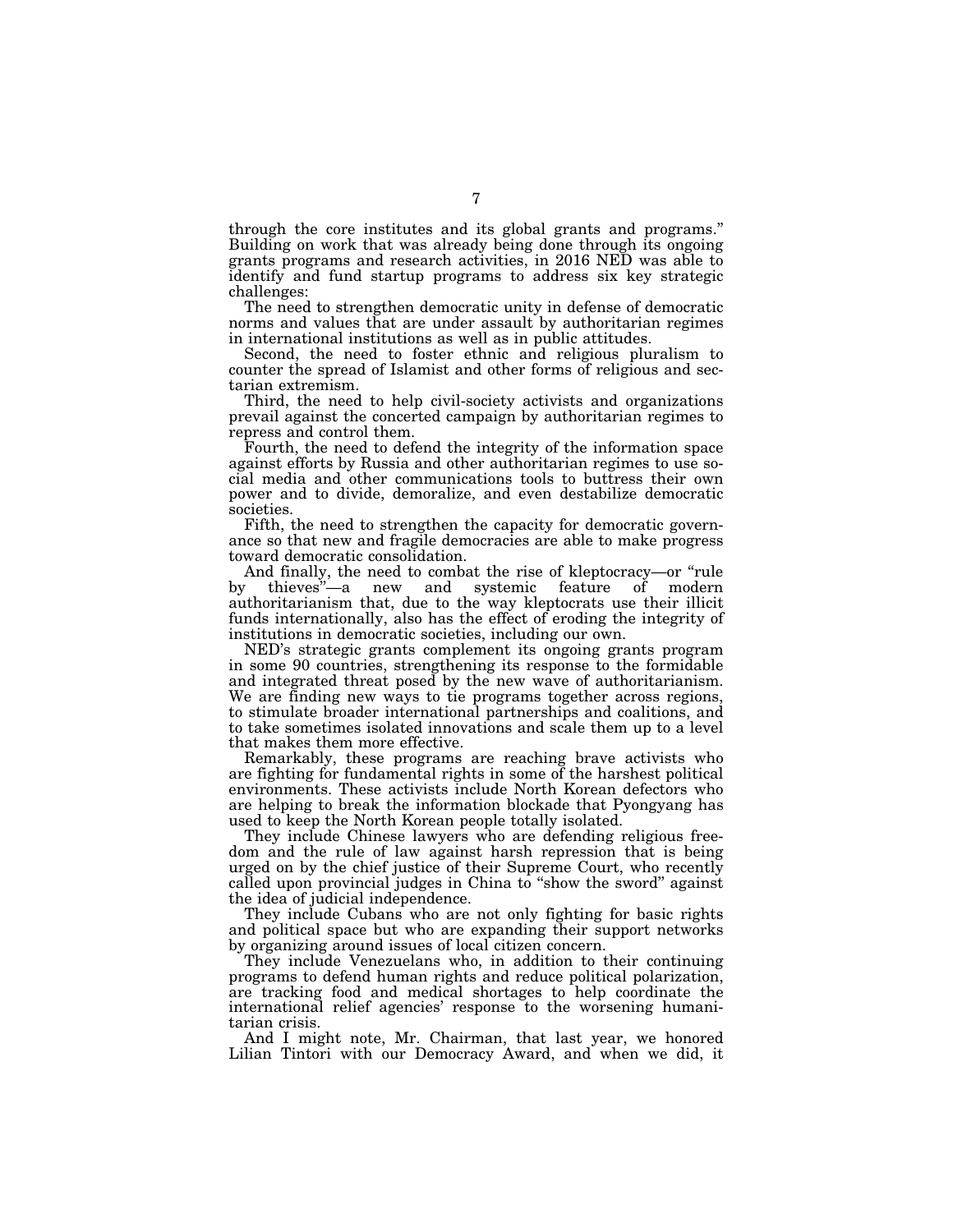through the core institutes and its global grants and programs." Building on work that was already being done through its ongoing grants programs and research activities, in 2016 NED was able to identify and fund startup programs to address six key strategic challenges:

The need to strengthen democratic unity in defense of democratic norms and values that are under assault by authoritarian regimes in international institutions as well as in public attitudes.

Second, the need to foster ethnic and religious pluralism to counter the spread of Islamist and other forms of religious and sectarian extremism.

Third, the need to help civil-society activists and organizations prevail against the concerted campaign by authoritarian regimes to repress and control them.

Fourth, the need to defend the integrity of the information space against efforts by Russia and other authoritarian regimes to use social media and other communications tools to buttress their own power and to divide, demoralize, and even destabilize democratic societies.

Fifth, the need to strengthen the capacity for democratic governance so that new and fragile democracies are able to make progress toward democratic consolidation.

And finally, the need to combat the rise of kleptocracy—or "rule by thieves"—a new and systemic feature of modern authoritarianism that, due to the way kleptocrats use their illicit funds internationally, also has the effect of eroding the integrity of institutions in democratic societies, including our own.

NED's strategic grants complement its ongoing grants program in some 90 countries, strengthening its response to the formidable and integrated threat posed by the new wave of authoritarianism. We are finding new ways to tie programs together across regions, to stimulate broader international partnerships and coalitions, and to take sometimes isolated innovations and scale them up to a level that makes them more effective.

Remarkably, these programs are reaching brave activists who are fighting for fundamental rights in some of the harshest political environments. These activists include North Korean defectors who are helping to break the information blockade that Pyongyang has used to keep the North Korean people totally isolated.

They include Chinese lawyers who are defending religious freedom and the rule of law against harsh repression that is being urged on by the chief justice of their Supreme Court, who recently called upon provincial judges in China to "show the sword" against the idea of judicial independence.

They include Cubans who are not only fighting for basic rights and political space but who are expanding their support networks by organizing around issues of local citizen concern.

They include Venezuelans who, in addition to their continuing programs to defend human rights and reduce political polarization, are tracking food and medical shortages to help coordinate the international relief agencies' response to the worsening humanitarian crisis.

And I might note, Mr. Chairman, that last year, we honored Lilian Tintori with our Democracy Award, and when we did, it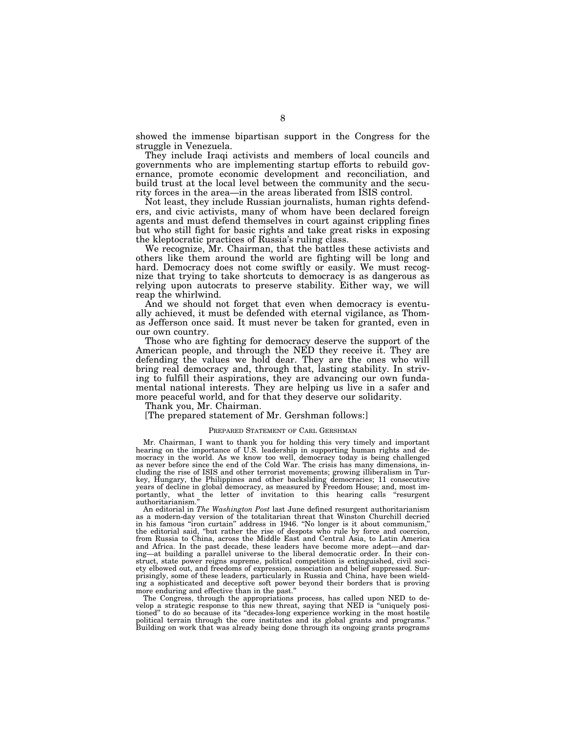showed the immense bipartisan support in the Congress for the struggle in Venezuela.

They include Iraqi activists and members of local councils and governments who are implementing startup efforts to rebuild governance, promote economic development and reconciliation, and build trust at the local level between the community and the security forces in the area—in the areas liberated from ISIS control.

Not least, they include Russian journalists, human rights defenders, and civic activists, many of whom have been declared foreign agents and must defend themselves in court against crippling fines but who still fight for basic rights and take great risks in exposing the kleptocratic practices of Russia's ruling class.

We recognize, Mr. Chairman, that the battles these activists and others like them around the world are fighting will be long and hard. Democracy does not come swiftly or easily. We must recognize that trying to take shortcuts to democracy is as dangerous as relying upon autocrats to preserve stability. Either way, we will reap the whirlwind.

And we should not forget that even when democracy is eventually achieved, it must be defended with eternal vigilance, as Thomas Jefferson once said. It must never be taken for granted, even in our own country.

Those who are fighting for democracy deserve the support of the American people, and through the NED they receive it. They are defending the values we hold dear. They are the ones who will bring real democracy and, through that, lasting stability. In striving to fulfill their aspirations, they are advancing our own fundamental national interests. They are helping us live in a safer and more peaceful world, and for that they deserve our solidarity.

Thank you, Mr. Chairman.

[The prepared statement of Mr. Gershman follows:]

PREPARED STATEMENT OF CARL GERSHMAN

Mr. Chairman, I want to thank you for holding this very timely and important hearing on the importance of U.S. leadership in supporting human rights and democracy in the world. As we know too well, democracy today is being challenged as never before since the end of the Cold War. The crisis has many dimensions, including the rise of ISIS and other terrorist movements; growing illiberalism in Turkey, Hungary, the Philippines and other backsliding democracies; 11 consecutive years of decline in global democracy, as measured by Freedom House; and, most importantly, what the letter of invitation to this hearing calls "resurgent authoritarianism."

An editorial in *The Washington Post* last June defined resurgent authoritarianism as a modern-day version of the totalitarian threat that Winston Churchill decried in his famous "iron curtain" address in 1946. "No longer is it about communism," the editorial said, "but rather the rise of despots who rule by force and coercion, from Russia to China, across the Middle East and Central Asia, to Latin America and Africa. In the past decade, these leaders have become more adept—and daring—at building a parallel universe to the liberal democratic order. In their construct, state power reigns supreme, political competition is extinguished, civil society elbowed out, and freedoms of expression, association and belief suppressed. Surprisingly, some of these leaders, particularly in Russia and China, have been wielding a sophisticated and deceptive soft power beyond their borders that is proving more enduring and effective than in the past."

The Congress, through the appropriations process, has called upon NED to develop a strategic response to this new threat, saying that NED is "uniquely positioned" to do so because of its "decades-long experience working in the most hostile political terrain through the core institutes and its global grants and programs." Building on work that was already being done through its ongoing grants programs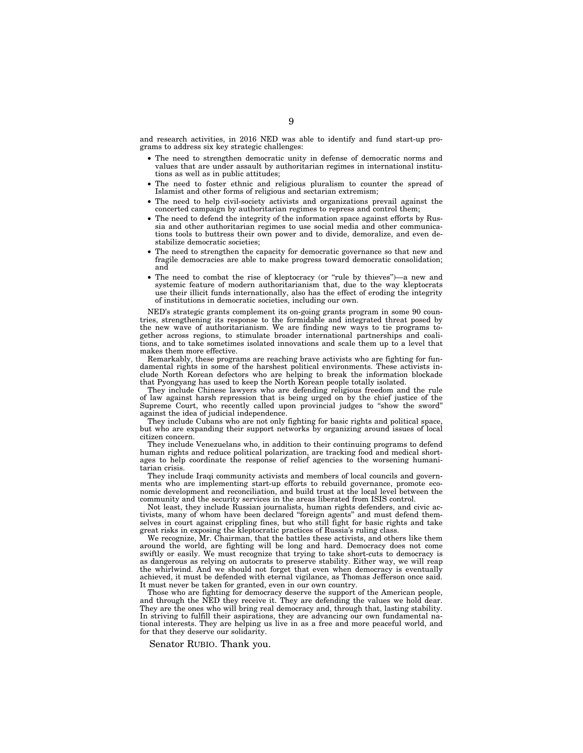and research activities, in 2016 NED was able to identify and fund start-up programs to address six key strategic challenges:

- The need to strengthen democratic unity in defense of democratic norms and values that are under assault by authoritarian regimes in international institutions as well as in public attitudes;
- The need to foster ethnic and religious pluralism to counter the spread of Islamist and other forms of religious and sectarian extremism;
- The need to help civil-society activists and organizations prevail against the concerted campaign by authoritarian regimes to repress and control them;
- The need to defend the integrity of the information space against efforts by Russia and other authoritarian regimes to use social media and other communications tools to buttress their own power and to divide, demoralize, and even destabilize democratic societies;
- The need to strengthen the capacity for democratic governance so that new and fragile democracies are able to make progress toward democratic consolidation; and
- The need to combat the rise of kleptocracy (or "rule by thieves")—a new and systemic feature of modern authoritarianism that, due to the way kleptocrats use their illicit funds internationally, also has the effect of eroding the integrity of institutions in democratic societies, including our own.

NED's strategic grants complement its on-going grants program in some 90 countries, strengthening its response to the formidable and integrated threat posed by the new wave of authoritarianism. We are finding new ways to tie programs together across regions, to stimulate broader international partnerships and coalitions, and to take sometimes isolated innovations and scale them up to a level that makes them more effective.

Remarkably, these programs are reaching brave activists who are fighting for fundamental rights in some of the harshest political environments. These activists include North Korean defectors who are helping to break the information blockade that Pyongyang has used to keep the North Korean people totally isolated.

They include Chinese lawyers who are defending religious freedom and the rule of law against harsh repression that is being urged on by the chief justice of the Supreme Court, who recently called upon provincial judges to "show the sword" against the idea of judicial independence.

They include Cubans who are not only fighting for basic rights and political space, but who are expanding their support networks by organizing around issues of local citizen concern.

They include Venezuelans who, in addition to their continuing programs to defend human rights and reduce political polarization, are tracking food and medical shortages to help coordinate the response of relief agencies to the worsening humanitarian crisis.

They include Iraqi community activists and members of local councils and governments who are implementing start-up efforts to rebuild governance, promote economic development and reconciliation, and build trust at the local level between the community and the security services in the areas liberated from ISIS control.

Not least, they include Russian journalists, human rights defenders, and civic activists, many of whom have been declared "foreign agents" and must defend themselves in court against crippling fines, but who still fight for basic rights and take great risks in exposing the kleptocratic practices of Russia's ruling class.

We recognize, Mr. Chairman, that the battles these activists, and others like them around the world, are fighting will be long and hard. Democracy does not come swiftly or easily. We must recognize that trying to take short-cuts to democracy is as dangerous as relying on autocrats to preserve stability. Either way, we will reap the whirlwind. And we should not forget that even when democracy is eventually achieved, it must be defended with eternal vigilance, as Thomas Jefferson once said. It must never be taken for granted, even in our own country.

Those who are fighting for democracy deserve the support of the American people, and through the NED they receive it. They are defending the values we hold dear. They are the ones who will bring real democracy and, through that, lasting stability. In striving to fulfill their aspirations, they are advancing our own fundamental national interests. They are helping us live in as a free and more peaceful world, and for that they deserve our solidarity.

Senator RUBIO. Thank you.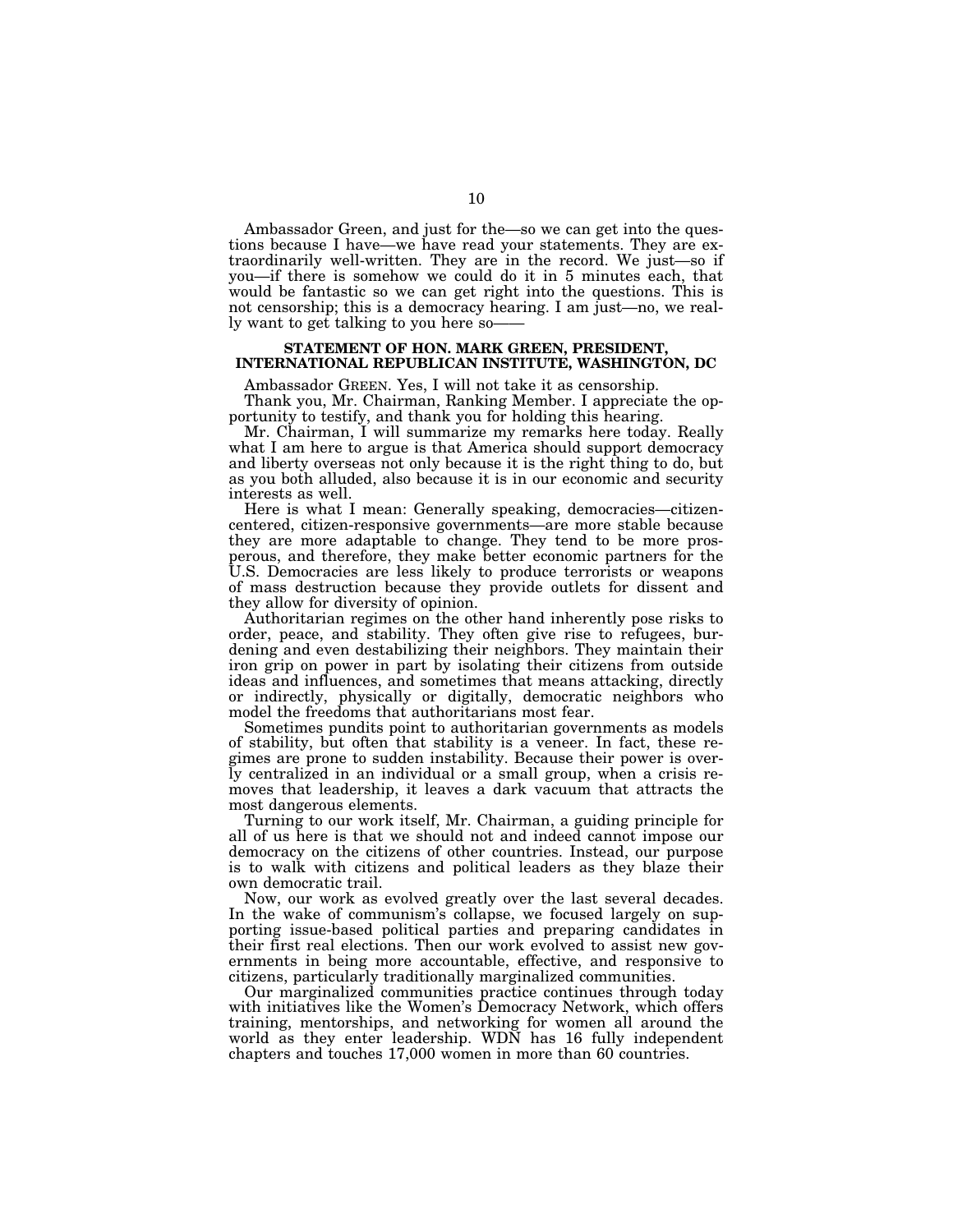Ambassador Green, and just for the—so we can get into the questions because I have—we have read your statements. They are extraordinarily well-written. They are in the record. We just—so if you—if there is somehow we could do it in 5 minutes each, that would be fantastic so we can get right into the questions. This is not censorship; this is a democracy hearing. I am just—no, we really want to get talking to you here so——

## STATEMENT OF HON. MARK GREEN, PRESIDENT, INTERNATIONAL REPUBLICAN INSTITUTE, WASHINGTON, DC

Ambassador GREEN. Yes, I will not take it as censorship.

Thank you, Mr. Chairman, Ranking Member. I appreciate the opportunity to testify, and thank you for holding this hearing.

Mr. Chairman, I will summarize my remarks here today. Really what I am here to argue is that America should support democracy and liberty overseas not only because it is the right thing to do, but as you both alluded, also because it is in our economic and security interests as well.

Here is what I mean: Generally speaking, democracies—citizen-centered, citizen-responsive governments—are more stable because they are more adaptable to change. They tend to be more prosperous, and therefore, they make better economic partners for the U.S. Democracies are less likely to produce terrorists or weapons of mass destruction because they provide outlets for dissent and they allow for diversity of opinion.

Authoritarian regimes on the other hand inherently pose risks to order, peace, and stability. They often give rise to refugees, burdening and even destabilizing their neighbors. They maintain their iron grip on power in part by isolating their citizens from outside ideas and influences, and sometimes that means attacking, directly or indirectly, physically or digitally, democratic neighbors who model the freedoms that authoritarians most fear.

Sometimes pundits point to authoritarian governments as models of stability, but often that stability is a veneer. In fact, these regimes are prone to sudden instability. Because their power is overly centralized in an individual or a small group, when a crisis removes that leadership, it leaves a dark vacuum that attracts the most dangerous elements.

Turning to our work itself, Mr. Chairman, a guiding principle for all of us here is that we should not and indeed cannot impose our democracy on the citizens of other countries. Instead, our purpose is to walk with citizens and political leaders as they blaze their own democratic trail.

Now, our work as evolved greatly over the last several decades. In the wake of communism's collapse, we focused largely on supporting issue-based political parties and preparing candidates in their first real elections. Then our work evolved to assist new governments in being more accountable, effective, and responsive to citizens, particularly traditionally marginalized communities.

Our marginalized communities practice continues through today with initiatives like the Women's Democracy Network, which offers training, mentorships, and networking for women all around the world as they enter leadership. WDN has 16 fully independent chapters and touches 17,000 women in more than 60 countries.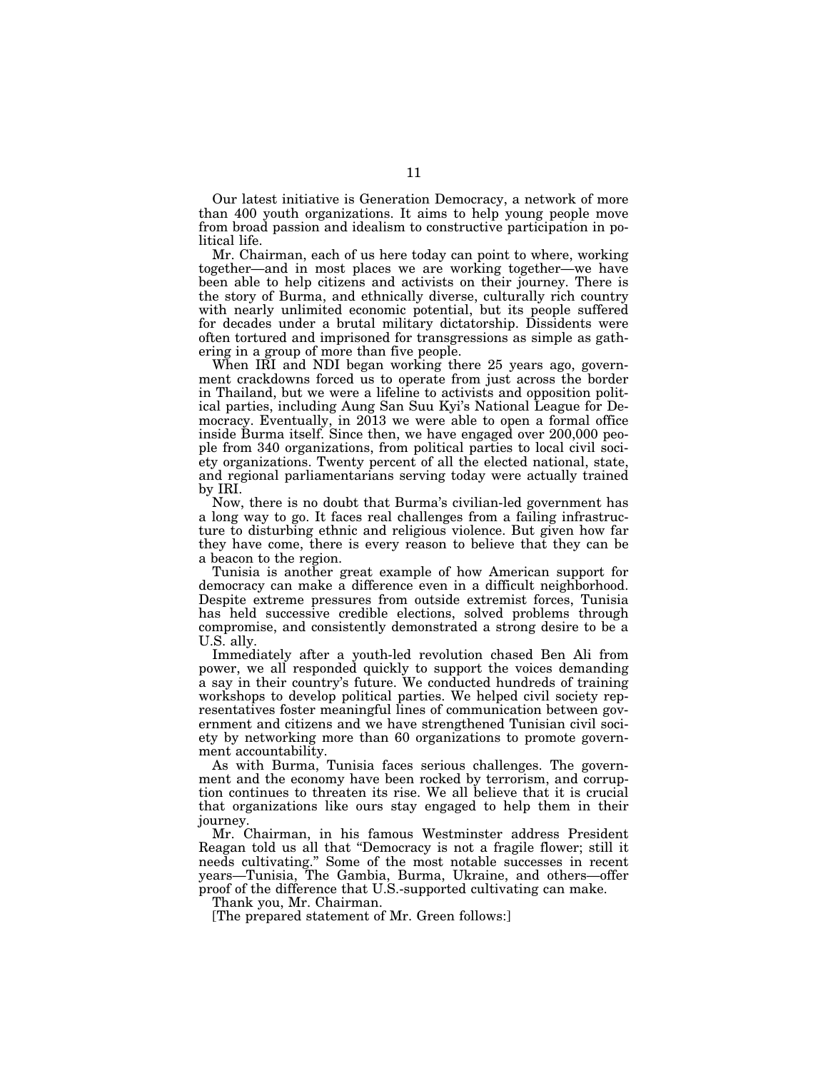Our latest initiative is Generation Democracy, a network of more than 400 youth organizations. It aims to help young people move from broad passion and idealism to constructive participation in political life.

Mr. Chairman, each of us here today can point to where, working together—and in most places we are working together—we have been able to help citizens and activists on their journey. There is the story of Burma, and ethnically diverse, culturally rich country with nearly unlimited economic potential, but its people suffered for decades under a brutal military dictatorship. Dissidents were often tortured and imprisoned for transgressions as simple as gathering in a group of more than five people.

When IRI and NDI began working there 25 years ago, government crackdowns forced us to operate from just across the border in Thailand, but we were a lifeline to activists and opposition political parties, including Aung San Suu Kyi's National League for Democracy. Eventually, in 2013 we were able to open a formal office inside Burma itself. Since then, we have engaged over 200,000 people from 340 organizations, from political parties to local civil society organizations. Twenty percent of all the elected national, state, and regional parliamentarians serving today were actually trained by IRI.

Now, there is no doubt that Burma's civilian-led government has a long way to go. It faces real challenges from a failing infrastructure to disturbing ethnic and religious violence. But given how far they have come, there is every reason to believe that they can be a beacon to the region.

Tunisia is another great example of how American support for democracy can make a difference even in a difficult neighborhood. Despite extreme pressures from outside extremist forces, Tunisia has held successive credible elections, solved problems through compromise, and consistently demonstrated a strong desire to be a U.S. ally.

Immediately after a youth-led revolution chased Ben Ali from power, we all responded quickly to support the voices demanding a say in their country's future. We conducted hundreds of training workshops to develop political parties. We helped civil society representatives foster meaningful lines of communication between government and citizens and we have strengthened Tunisian civil society by networking more than 60 organizations to promote government accountability.

As with Burma, Tunisia faces serious challenges. The government and the economy have been rocked by terrorism, and corruption continues to threaten its rise. We all believe that it is crucial that organizations like ours stay engaged to help them in their journey.

Mr. Chairman, in his famous Westminster address President Reagan told us all that "Democracy is not a fragile flower; still it needs cultivating." Some of the most notable successes in recent years—Tunisia, The Gambia, Burma, Ukraine, and others—offer proof of the difference that U.S.-supported cultivating can make.

Thank you, Mr. Chairman.

[The prepared statement of Mr. Green follows:]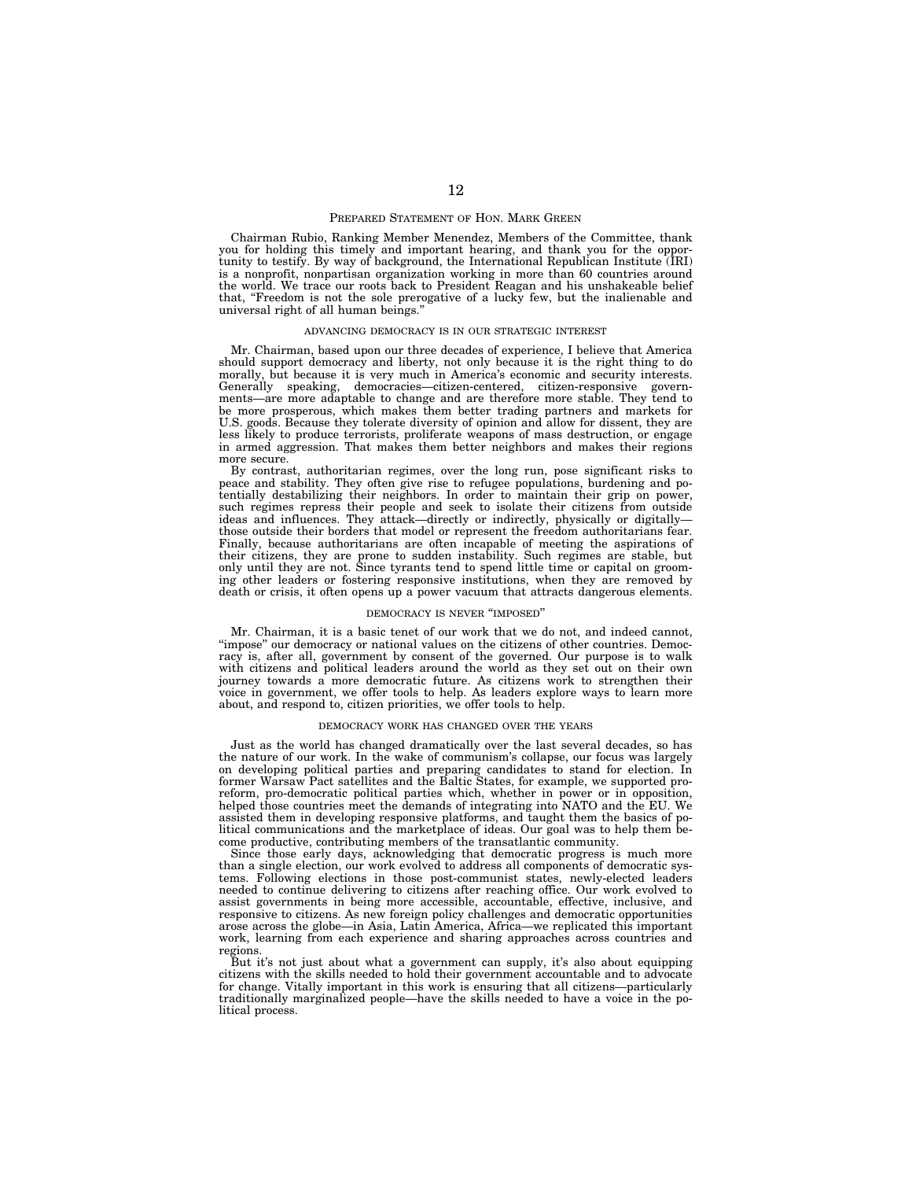## PREPARED STATEMENT OF HON. MARK GREEN

Chairman Rubio, Ranking Member Menendez, Members of the Committee, thank you for holding this timely and important hearing, and thank you for the opportunity to testify. By way of background, the International Republican Institute (IRI) is a nonprofit, nonpartisan organization working in more than 60 countries around the world. We trace our roots back to President Reagan and his unshakeable belief that, "Freedom is not the sole prerogative of a lucky few, but the inalienable and universal right of all human beings."

### ADVANCING DEMOCRACY IS IN OUR STRATEGIC INTEREST

Mr. Chairman, based upon our three decades of experience, I believe that America should support democracy and liberty, not only because it is the right thing to do morally, but because it is very much in America's economic and security interests. Generally speaking, democracies—citizen-centered, citizen-responsive governments—are more adaptable to change and are therefore more stable. They tend to be more prosperous, which makes them better trading partners and markets for U.S. goods. Because they tolerate diversity of opinion and allow for dissent, they are less likely to produce terrorists, proliferate weapons of mass destruction, or engage in armed aggression. That makes them better neighbors and makes their regions more secure.

By contrast, authoritarian regimes, over the long run, pose significant risks to peace and stability. They often give rise to refugee populations, burdening and potentially destabilizing their neighbors. In order to maintain their grip on power, such regimes repress their people and seek to isolate their citizens from outside ideas and influences. They attack—directly or indirectly, physically or digitally—those outside their borders that model or represent the freedom authoritarians fear. Finally, because authoritarians are often incapable of meeting the aspirations of their citizens, they are prone to sudden instability. Such regimes are stable, but only until they are not. Since tyrants tend to spend little time or capital on grooming other leaders or fostering responsive institutions, when they are removed by death or crisis, it often opens up a power vacuum that attracts dangerous elements.

### DEMOCRACY IS NEVER "IMPOSED"

Mr. Chairman, it is a basic tenet of our work that we do not, and indeed cannot, "impose" our democracy or national values on the citizens of other countries. Democracy is, after all, government by consent of the governed. Our purpose is to walk with citizens and political leaders around the world as they set out on their own journey towards a more democratic future. As citizens work to strengthen their voice in government, we offer tools to help. As leaders explore ways to learn more about, and respond to, citizen priorities, we offer tools to help.

### DEMOCRACY WORK HAS CHANGED OVER THE YEARS

Just as the world has changed dramatically over the last several decades, so has the nature of our work. In the wake of communism's collapse, our focus was largely on developing political parties and preparing candidates to stand for election. In former Warsaw Pact satellites and the Baltic States, for example, we supported pro-reform, pro-democratic political parties which, whether in power or in opposition, helped those countries meet the demands of integrating into NATO and the EU. We assisted them in developing responsive platforms, and taught them the basics of political communications and the marketplace of ideas. Our goal was to help them become productive, contributing members of the transatlantic community.

Since those early days, acknowledging that democratic progress is much more than a single election, our work evolved to address all components of democratic systems. Following elections in those post-communist states, newly-elected leaders needed to continue delivering to citizens after reaching office. Our work evolved to assist governments in being more accessible, accountable, effective, inclusive, and responsive to citizens. As new foreign policy challenges and democratic opportunities arose across the globe—in Asia, Latin America, Africa—we replicated this important work, learning from each experience and sharing approaches across countries and regions.

But it's not just about what a government can supply, it's also about equipping citizens with the skills needed to hold their government accountable and to advocate for change. Vitally important in this work is ensuring that all citizens—particularly traditionally marginalized people—have the skills needed to have a voice in the political process.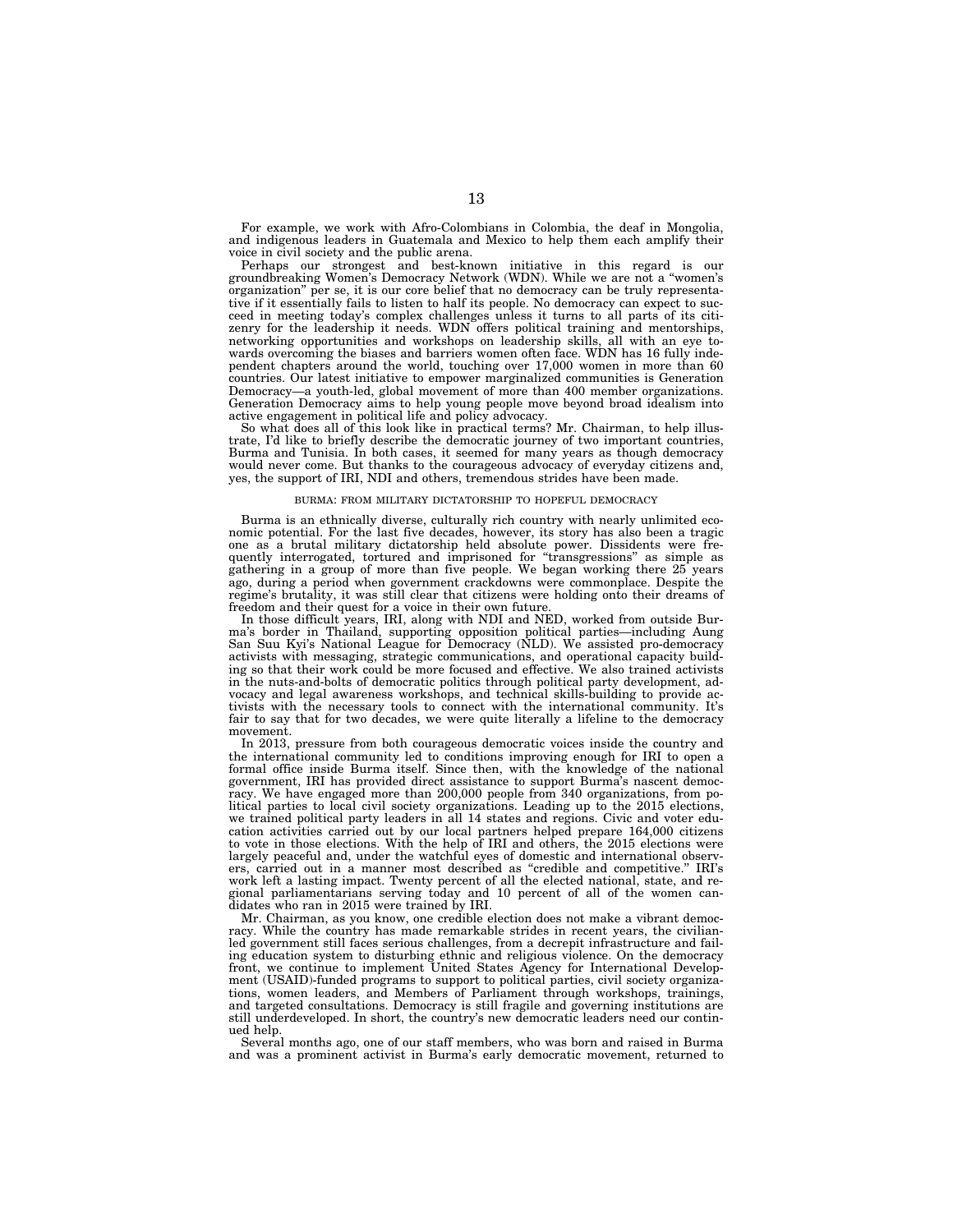For example, we work with Afro-Colombians in Colombia, the deaf in Mongolia, and indigenous leaders in Guatemala and Mexico to help them each amplify their voice in civil society and the public arena.

Perhaps our strongest and best-known initiative in this regard is our groundbreaking Women's Democracy Network (WDN). While we are not a "women's organization" per se, it is our core belief that no democracy can be truly representative if it essentially fails to listen to half its people. No democracy can expect to succeed in meeting today's complex challenges unless it turns to all parts of its citizenry for the leadership it needs. WDN offers political training and mentorships, networking opportunities and workshops on leadership skills, all with an eye towards overcoming the biases and barriers women often face. WDN has 16 fully independent chapters around the world, touching over 17,000 women in more than 60 countries. Our latest initiative to empower marginalized communities is Generation Democracy—a youth-led, global movement of more than 400 member organizations. Generation Democracy aims to help young people move beyond broad idealism into active engagement in political life and policy advocacy.

So what does all of this look like in practical terms? Mr. Chairman, to help illustrate, I'd like to briefly describe the democratic journey of two important countries, Burma and Tunisia. In both cases, it seemed for many years as though democracy would never come. But thanks to the courageous advocacy of everyday citizens and, yes, the support of IRI, NDI and others, tremendous strides have been made.

## BURMA: FROM MILITARY DICTATORSHIP TO HOPEFUL DEMOCRACY

Burma is an ethnically diverse, culturally rich country with nearly unlimited economic potential. For the last five decades, however, its story has also been a tragic one as a brutal military dictatorship held absolute power. Dissidents were frequently interrogated, tortured and imprisoned for "transgressions" as simple as gathering in a group of more than five people. We began working there 25 years ago, during a period when government crackdowns were commonplace. Despite the regime's brutality, it was still clear that citizens were holding onto their dreams of freedom and their quest for a voice in their own future.

In those difficult years, IRI, along with NDI and NED, worked from outside Burma's border in Thailand, supporting opposition political parties—including Aung San Suu Kyi's National League for Democracy (NLD). We assisted pro-democracy activists with messaging, strategic communications, and operational capacity building so that their work could be more focused and effective. We also trained activists in the nuts-and-bolts of democratic politics through political party development, advocacy and legal awareness workshops, and technical skills-building to provide activists with the necessary tools to connect with the international community. It's fair to say that for two decades, we were quite literally a lifeline to the democracy movement.

In 2013, pressure from both courageous democratic voices inside the country and the international community led to conditions improving enough for IRI to open a formal office inside Burma itself. Since then, with the knowledge of the national government, IRI has provided direct assistance to support Burma's nascent democracy. We have engaged more than 200,000 people from 340 organizations, from political parties to local civil society organizations. Leading up to the 2015 elections, we trained political party leaders in all 14 states and regions. Civic and voter education activities carried out by our local partners helped prepare 164,000 citizens to vote in those elections. With the help of IRI and others, the 2015 elections were largely peaceful and, under the watchful eyes of domestic and international observers, carried out in a manner most described as "credible and competitive." IRI's work left a lasting impact. Twenty percent of all the elected national, state, and regional parliamentarians serving today and 10 percent of all of the women candidates who ran in 2015 were trained by IRI.

Mr. Chairman, as you know, one credible election does not make a vibrant democracy. While the country has made remarkable strides in recent years, the civilian-led government still faces serious challenges, from a decrepit infrastructure and failing education system to disturbing ethnic and religious violence. On the democracy front, we continue to implement United States Agency for International Development (USAID)-funded programs to support to political parties, civil society organizations, women leaders, and Members of Parliament through workshops, trainings, and targeted consultations. Democracy is still fragile and governing institutions are still underdeveloped. In short, the country's new democratic leaders need our continued help.

Several months ago, one of our staff members, who was born and raised in Burma and was a prominent activist in Burma's early democratic movement, returned to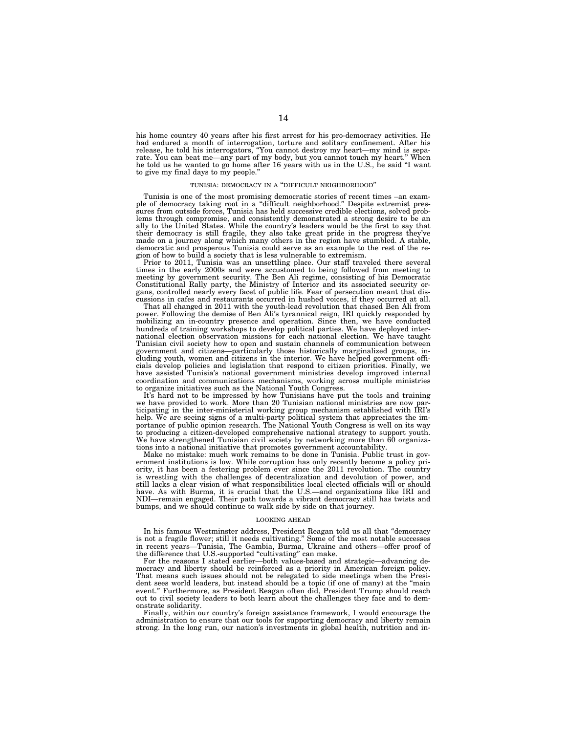his home country 40 years after his first arrest for his pro-democracy activities. He had endured a month of interrogation, torture and solitary confinement. After his release, he told his interrogators, "You cannot destroy my heart—my mind is separate. You can beat me—any part of my body, but you cannot touch my heart." When he told us he wanted to go home after 16 years with us in the U.S., he said "I want to give my final days to my people."

## TUNISIA: DEMOCRACY IN A "DIFFICULT NEIGHBORHOOD"

Tunisia is one of the most promising democratic stories of recent times –an example of democracy taking root in a "difficult neighborhood." Despite extremist pressures from outside forces, Tunisia has held successive credible elections, solved problems through compromise, and consistently demonstrated a strong desire to be an ally to the United States. While the country's leaders would be the first to say that their democracy is still fragile, they also take great pride in the progress they've made on a journey along which many others in the region have stumbled. A stable, democratic and prosperous Tunisia could serve as an example to the rest of the region of how to build a society that is less vulnerable to extremism.

Prior to 2011, Tunisia was an unsettling place. Our staff traveled there several times in the early 2000s and were accustomed to being followed from meeting to meeting by government security. The Ben Ali regime, consisting of his Democratic Constitutional Rally party, the Ministry of Interior and its associated security organs, controlled nearly every facet of public life. Fear of persecution meant that discussions in cafes and restaurants occurred in hushed voices, if they occurred at all.

That all changed in 2011 with the youth-lead revolution that chased Ben Ali from power. Following the demise of Ben Ali's tyrannical reign, IRI quickly responded by mobilizing an in-country presence and operation. Since then, we have conducted hundreds of training workshops to develop political parties. We have deployed international election observation missions for each national election. We have taught Tunisian civil society how to open and sustain channels of communication between government and citizens—particularly those historically marginalized groups, including youth, women and citizens in the interior. We have helped government officials develop policies and legislation that respond to citizen priorities. Finally, we have assisted Tunisia's national government ministries develop improved internal coordination and communications mechanisms, working across multiple ministries to organize initiatives such as the National Youth Congress.

It's hard not to be impressed by how Tunisians have put the tools and training we have provided to work. More than 20 Tunisian national ministries are now participating in the inter-ministerial working group mechanism established with IRI's help. We are seeing signs of a multi-party political system that appreciates the importance of public opinion research. The National Youth Congress is well on its way to producing a citizen-developed comprehensive national strategy to support youth. We have strengthened Tunisian civil society by networking more than 60 organizations into a national initiative that promotes government accountability.

Make no mistake: much work remains to be done in Tunisia. Public trust in government institutions is low. While corruption has only recently become a policy priority, it has been a festering problem ever since the 2011 revolution. The country is wrestling with the challenges of decentralization and devolution of power, and still lacks a clear vision of what responsibilities local elected officials will or should have. As with Burma, it is crucial that the U.S.—and organizations like IRI and NDI—remain engaged. Their path towards a vibrant democracy still has twists and bumps, and we should continue to walk side by side on that journey.

## LOOKING AHEAD

In his famous Westminster address, President Reagan told us all that "democracy is not a fragile flower; still it needs cultivating." Some of the most notable successes in recent years—Tunisia, The Gambia, Burma, Ukraine and others—offer proof of the difference that U.S.-supported "cultivating" can make.

For the reasons I stated earlier—both values-based and strategic—advancing democracy and liberty should be reinforced as a priority in American foreign policy. That means such issues should not be relegated to side meetings when the President sees world leaders, but instead should be a topic (if one of many) at the "main event." Furthermore, as President Reagan often did, President Trump should reach out to civil society leaders to both learn about the challenges they face and to demonstrate solidarity.

Finally, within our country's foreign assistance framework, I would encourage the administration to ensure that our tools for supporting democracy and liberty remain strong. In the long run, our nation's investments in global health, nutrition and in-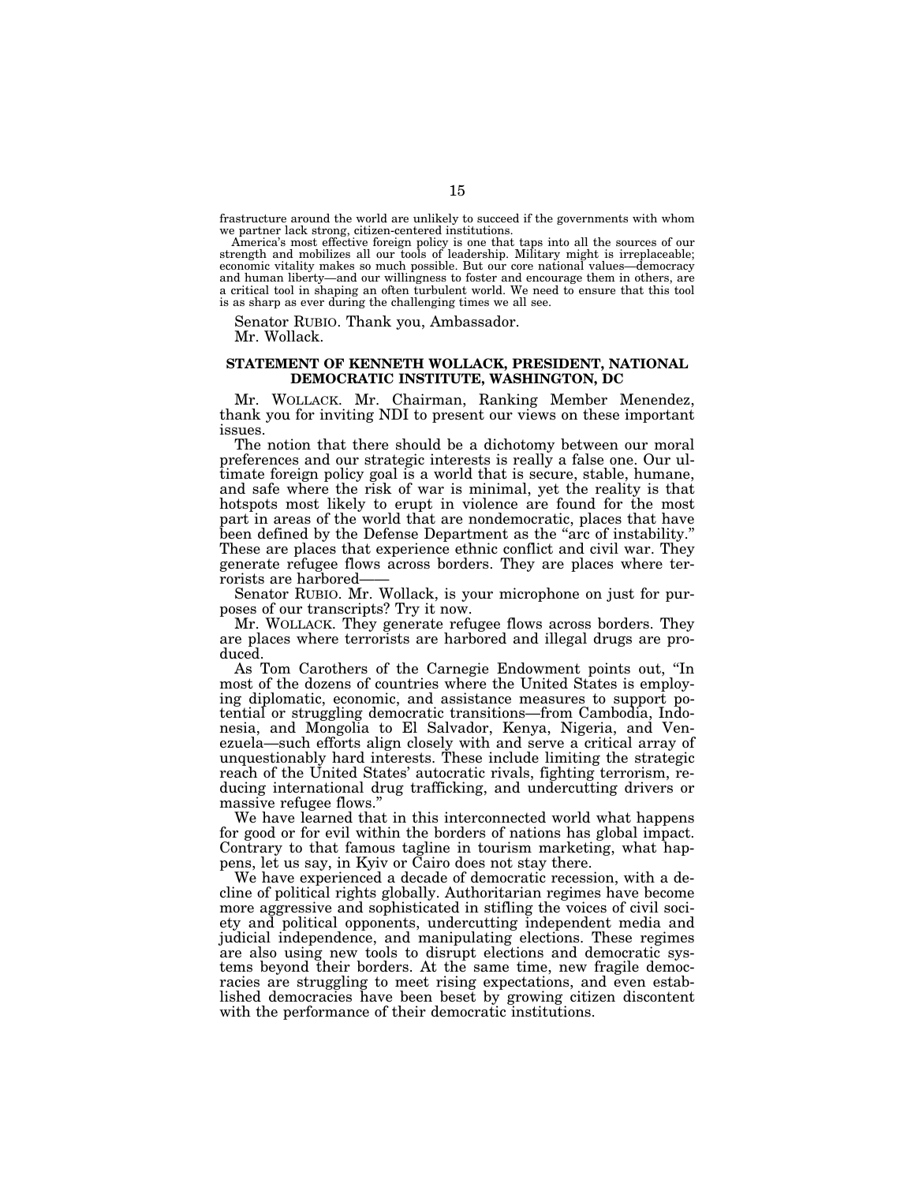frastructure around the world are unlikely to succeed if the governments with whom we partner lack strong, citizen-centered institutions.

America's most effective foreign policy is one that taps into all the sources of our strength and mobilizes all our tools of leadership. Military might is irreplaceable; economic vitality makes so much possible. But our core national values—democracy and human liberty—and our willingness to foster and encourage them in others, are a critical tool in shaping an often turbulent world. We need to ensure that this tool is as sharp as ever during the challenging times we all see.

Senator RUBIO. Thank you, Ambassador.

Mr. Wollack.

### STATEMENT OF KENNETH WOLLACK, PRESIDENT, NATIONAL DEMOCRATIC INSTITUTE, WASHINGTON, DC

Mr. WOLLACK. Mr. Chairman, Ranking Member Menendez, thank you for inviting NDI to present our views on these important issues.

The notion that there should be a dichotomy between our moral preferences and our strategic interests is really a false one. Our ultimate foreign policy goal is a world that is secure, stable, humane, and safe where the risk of war is minimal, yet the reality is that hotspots most likely to erupt in violence are found for the most part in areas of the world that are nondemocratic, places that have been defined by the Defense Department as the "arc of instability." These are places that experience ethnic conflict and civil war. They generate refugee flows across borders. They are places where terrorists are harbored——

Senator RUBIO. Mr. Wollack, is your microphone on just for purposes of our transcripts? Try it now.

Mr. WOLLACK. They generate refugee flows across borders. They are places where terrorists are harbored and illegal drugs are produced.

As Tom Carothers of the Carnegie Endowment points out, "In most of the dozens of countries where the United States is employing diplomatic, economic, and assistance measures to support potential or struggling democratic transitions—from Cambodia, Indonesia, and Mongolia to El Salvador, Kenya, Nigeria, and Venezuela—such efforts align closely with and serve a critical array of unquestionably hard interests. These include limiting the strategic reach of the United States' autocratic rivals, fighting terrorism, reducing international drug trafficking, and undercutting drivers or massive refugee flows."

We have learned that in this interconnected world what happens for good or for evil within the borders of nations has global impact. Contrary to that famous tagline in tourism marketing, what happens, let us say, in Kyiv or Cairo does not stay there.

We have experienced a decade of democratic recession, with a decline of political rights globally. Authoritarian regimes have become more aggressive and sophisticated in stifling the voices of civil society and political opponents, undercutting independent media and judicial independence, and manipulating elections. These regimes are also using new tools to disrupt elections and democratic systems beyond their borders. At the same time, new fragile democracies are struggling to meet rising expectations, and even established democracies have been beset by growing citizen discontent with the performance of their democratic institutions.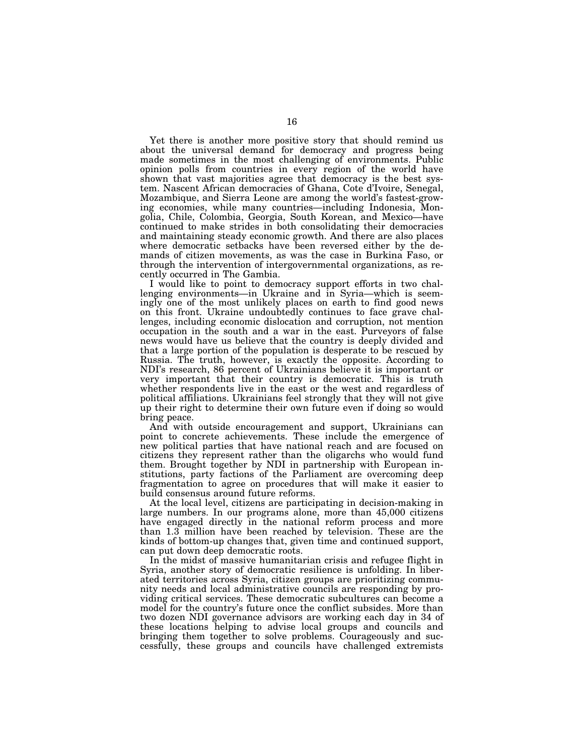Yet there is another more positive story that should remind us about the universal demand for democracy and progress being made sometimes in the most challenging of environments. Public opinion polls from countries in every region of the world have shown that vast majorities agree that democracy is the best system. Nascent African democracies of Ghana, Cote d'Ivoire, Senegal, Mozambique, and Sierra Leone are among the world's fastest-growing economies, while many countries—including Indonesia, Mongolia, Chile, Colombia, Georgia, South Korean, and Mexico—have continued to make strides in both consolidating their democracies and maintaining steady economic growth. And there are also places where democratic setbacks have been reversed either by the demands of citizen movements, as was the case in Burkina Faso, or through the intervention of intergovernmental organizations, as recently occurred in The Gambia.

I would like to point to democracy support efforts in two challenging environments—in Ukraine and in Syria—which is seemingly one of the most unlikely places on earth to find good news on this front. Ukraine undoubtedly continues to face grave challenges, including economic dislocation and corruption, not mention occupation in the south and a war in the east. Purveyors of false news would have us believe that the country is deeply divided and that a large portion of the population is desperate to be rescued by Russia. The truth, however, is exactly the opposite. According to NDI's research, 86 percent of Ukrainians believe it is important or very important that their country is democratic. This is truth whether respondents live in the east or the west and regardless of political affiliations. Ukrainians feel strongly that they will not give up their right to determine their own future even if doing so would bring peace.

And with outside encouragement and support, Ukrainians can point to concrete achievements. These include the emergence of new political parties that have national reach and are focused on citizens they represent rather than the oligarchs who would fund them. Brought together by NDI in partnership with European institutions, party factions of the Parliament are overcoming deep fragmentation to agree on procedures that will make it easier to build consensus around future reforms.

At the local level, citizens are participating in decision-making in large numbers. In our programs alone, more than 45,000 citizens have engaged directly in the national reform process and more than 1.3 million have been reached by television. These are the kinds of bottom-up changes that, given time and continued support, can put down deep democratic roots.

In the midst of massive humanitarian crisis and refugee flight in Syria, another story of democratic resilience is unfolding. In liberated territories across Syria, citizen groups are prioritizing community needs and local administrative councils are responding by providing critical services. These democratic subcultures can become a model for the country's future once the conflict subsides. More than two dozen NDI governance advisors are working each day in 34 of these locations helping to advise local groups and councils and bringing them together to solve problems. Courageously and successfully, these groups and councils have challenged extremists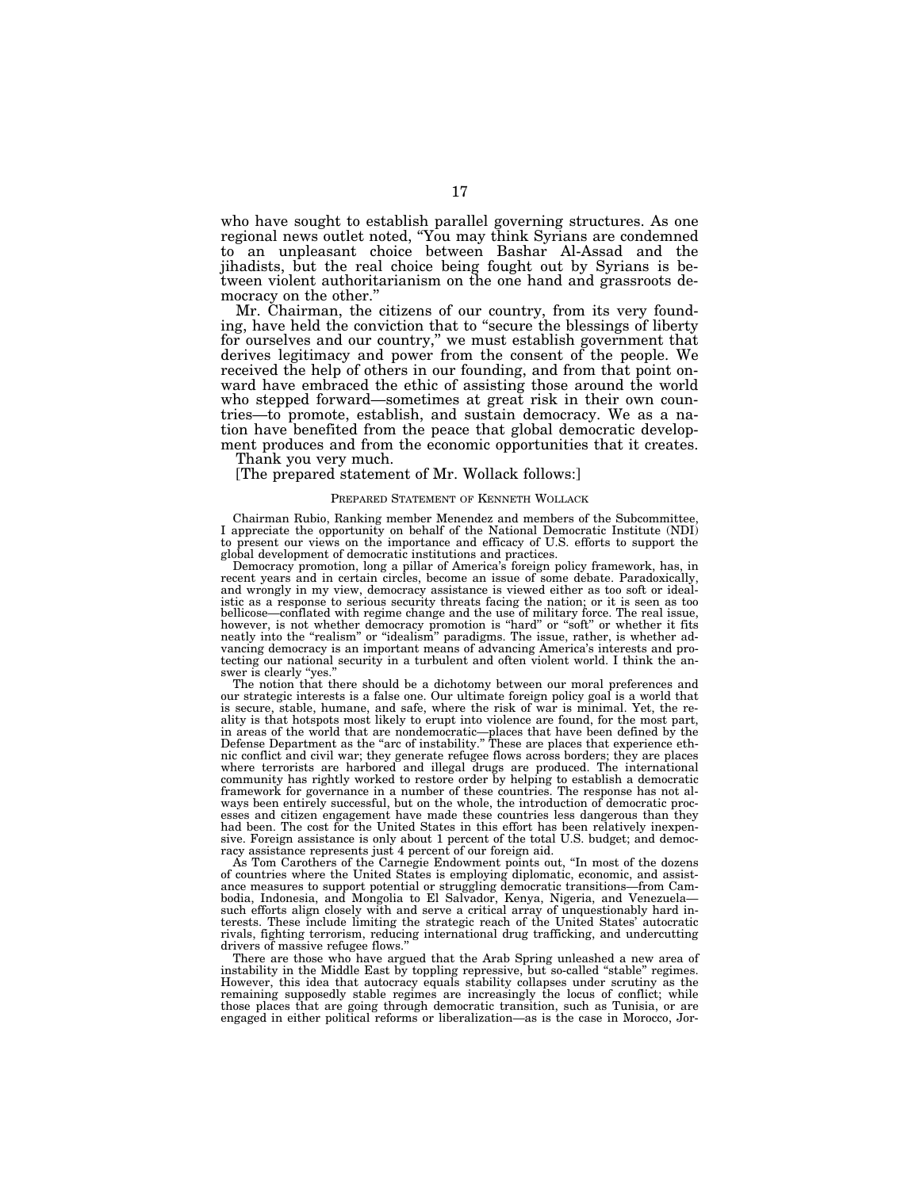who have sought to establish parallel governing structures. As one regional news outlet noted, "You may think Syrians are condemned to an unpleasant choice between Bashar Al-Assad and the jihadists, but the real choice being fought out by Syrians is between violent authoritarianism on the one hand and grassroots democracy on the other."

Mr. Chairman, the citizens of our country, from its very founding, have held the conviction that to "secure the blessings of liberty for ourselves and our country," we must establish government that derives legitimacy and power from the consent of the people. We received the help of others in our founding, and from that point onward have embraced the ethic of assisting those around the world who stepped forward—sometimes at great risk in their own countries—to promote, establish, and sustain democracy. We as a nation have benefited from the peace that global democratic development produces and from the economic opportunities that it creates.

Thank you very much.

[The prepared statement of Mr. Wollack follows:]

PREPARED STATEMENT OF KENNETH WOLLACK

Chairman Rubio, Ranking member Menendez and members of the Subcommittee, I appreciate the opportunity on behalf of the National Democratic Institute (NDI) to present our views on the importance and efficacy of U.S. efforts to support the global development of democratic institutions and practices.

Democracy promotion, long a pillar of America's foreign policy framework, has, in recent years and in certain circles, become an issue of some debate. Paradoxically, and wrongly in my view, democracy assistance is viewed either as too soft or idealistic as a response to serious security threats facing the nation; or it is seen as too bellicose—conflated with regime change and the use of military force. The real issue, however, is not whether democracy promotion is "hard" or "soft" or whether it fits neatly into the "realism" or "idealism" paradigms. The issue, rather, is whether advancing democracy is an important means of advancing America's interests and protecting our national security in a turbulent and often violent world. I think the answer is clearly "yes."

The notion that there should be a dichotomy between our moral preferences and our strategic interests is a false one. Our ultimate foreign policy goal is a world that is secure, stable, humane, and safe, where the risk of war is minimal. Yet, the reality is that hotspots most likely to erupt into violence are found, for the most part, in areas of the world that are nondemocratic—places that have been defined by the Defense Department as the "arc of instability." These are places that experience ethnic conflict and civil war; they generate refugee flows across borders; they are places where terrorists are harbored and illegal drugs are produced. The international community has rightly worked to restore order by helping to establish a democratic framework for governance in a number of these countries. The response has not always been entirely successful, but on the whole, the introduction of democratic processes and citizen engagement have made these countries less dangerous than they had been. The cost for the United States in this effort has been relatively inexpensive. Foreign assistance is only about 1 percent of the total U.S. budget; and democracy assistance represents just 4 percent of our foreign aid.

As Tom Carothers of the Carnegie Endowment points out, "In most of the dozens of countries where the United States is employing diplomatic, economic, and assistance measures to support potential or struggling democratic transitions—from Cambodia, Indonesia, and Mongolia to El Salvador, Kenya, Nigeria, and Venezuela—such efforts align closely with and serve a critical array of unquestionably hard interests. These include limiting the strategic reach of the United States' autocratic rivals, fighting terrorism, reducing international drug trafficking, and undercutting drivers of massive refugee flows."

There are those who have argued that the Arab Spring unleashed a new area of instability in the Middle East by toppling repressive, but so-called "stable" regimes. However, this idea that autocracy equals stability collapses under scrutiny as the remaining supposedly stable regimes are increasingly the locus of conflict; while those places that are going through democratic transition, such as Tunisia, or are engaged in either political reforms or liberalization—as is the case in Morocco, Jor-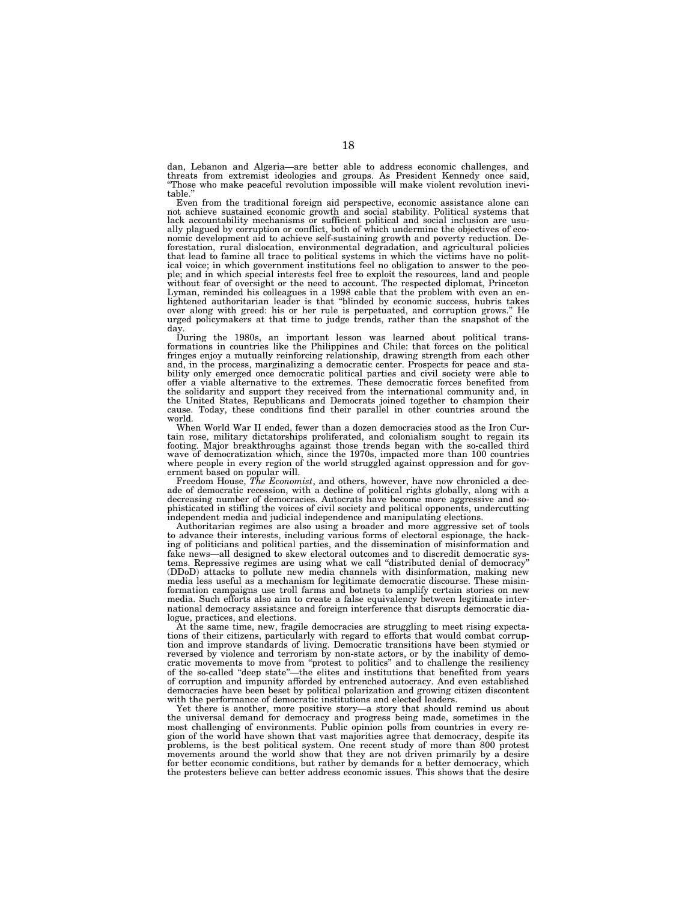dan, Lebanon and Algeria—are better able to address economic challenges, and threats from extremist ideologies and groups. As President Kennedy once said, "Those who make peaceful revolution impossible will make violent revolution inevitable."

Even from the traditional foreign aid perspective, economic assistance alone can not achieve sustained economic growth and social stability. Political systems that lack accountability mechanisms or sufficient political and social inclusion are usually plagued by corruption or conflict, both of which undermine the objectives of economic development aid to achieve self-sustaining growth and poverty reduction. Deforestation, rural dislocation, environmental degradation, and agricultural policies that lead to famine all trace to political systems in which the victims have no political voice; in which government institutions feel no obligation to answer to the people; and in which special interests feel free to exploit the resources, land and people without fear of oversight or the need to account. The respected diplomat, Princeton Lyman, reminded his colleagues in a 1998 cable that the problem with even an enlightened authoritarian leader is that "blinded by economic success, hubris takes over along with greed: his or her rule is perpetuated, and corruption grows." He urged policymakers at that time to judge trends, rather than the snapshot of the day.

During the 1980s, an important lesson was learned about political transformations in countries like the Philippines and Chile: that forces on the political fringes enjoy a mutually reinforcing relationship, drawing strength from each other and, in the process, marginalizing a democratic center. Prospects for peace and stability only emerged once democratic political parties and civil society were able to offer a viable alternative to the extremes. These democratic forces benefited from the solidarity and support they received from the international community and, in the United States, Republicans and Democrats joined together to champion their cause. Today, these conditions find their parallel in other countries around the world.

When World War II ended, fewer than a dozen democracies stood as the Iron Curtain rose, military dictatorships proliferated, and colonialism sought to regain its footing. Major breakthroughs against those trends began with the so-called third wave of democratization which, since the 1970s, impacted more than 100 countries where people in every region of the world struggled against oppression and for government based on popular will.

Freedom House, *The Economist*, and others, however, have now chronicled a decade of democratic recession, with a decline of political rights globally, along with a decreasing number of democracies. Autocrats have become more aggressive and sophisticated in stifling the voices of civil society and political opponents, undercutting independent media and judicial independence and manipulating elections.

Authoritarian regimes are also using a broader and more aggressive set of tools to advance their interests, including various forms of electoral espionage, the hacking of politicians and political parties, and the dissemination of misinformation and fake news—all designed to skew electoral outcomes and to discredit democratic systems. Repressive regimes are using what we call "distributed denial of democracy" (DDoD) attacks to pollute new media channels with disinformation, making new media less useful as a mechanism for legitimate democratic discourse. These misinformation campaigns use troll farms and botnets to amplify certain stories on new media. Such efforts also aim to create a false equivalency between legitimate international democracy assistance and foreign interference that disrupts democratic dialogue, practices, and elections.

At the same time, new, fragile democracies are struggling to meet rising expectations of their citizens, particularly with regard to efforts that would combat corruption and improve standards of living. Democratic transitions have been stymied or reversed by violence and terrorism by non-state actors, or by the inability of democratic movements to move from "protest to politics" and to challenge the resiliency of the so-called "deep state"—the elites and institutions that benefited from years of corruption and impunity afforded by entrenched autocracy. And even established democracies have been beset by political polarization and growing citizen discontent with the performance of democratic institutions and elected leaders.

Yet there is another, more positive story—a story that should remind us about the universal demand for democracy and progress being made, sometimes in the most challenging of environments. Public opinion polls from countries in every region of the world have shown that vast majorities agree that democracy, despite its problems, is the best political system. One recent study of more than 800 protest movements around the world show that they are not driven primarily by a desire for better economic conditions, but rather by demands for a better democracy, which the protesters believe can better address economic issues. This shows that the desire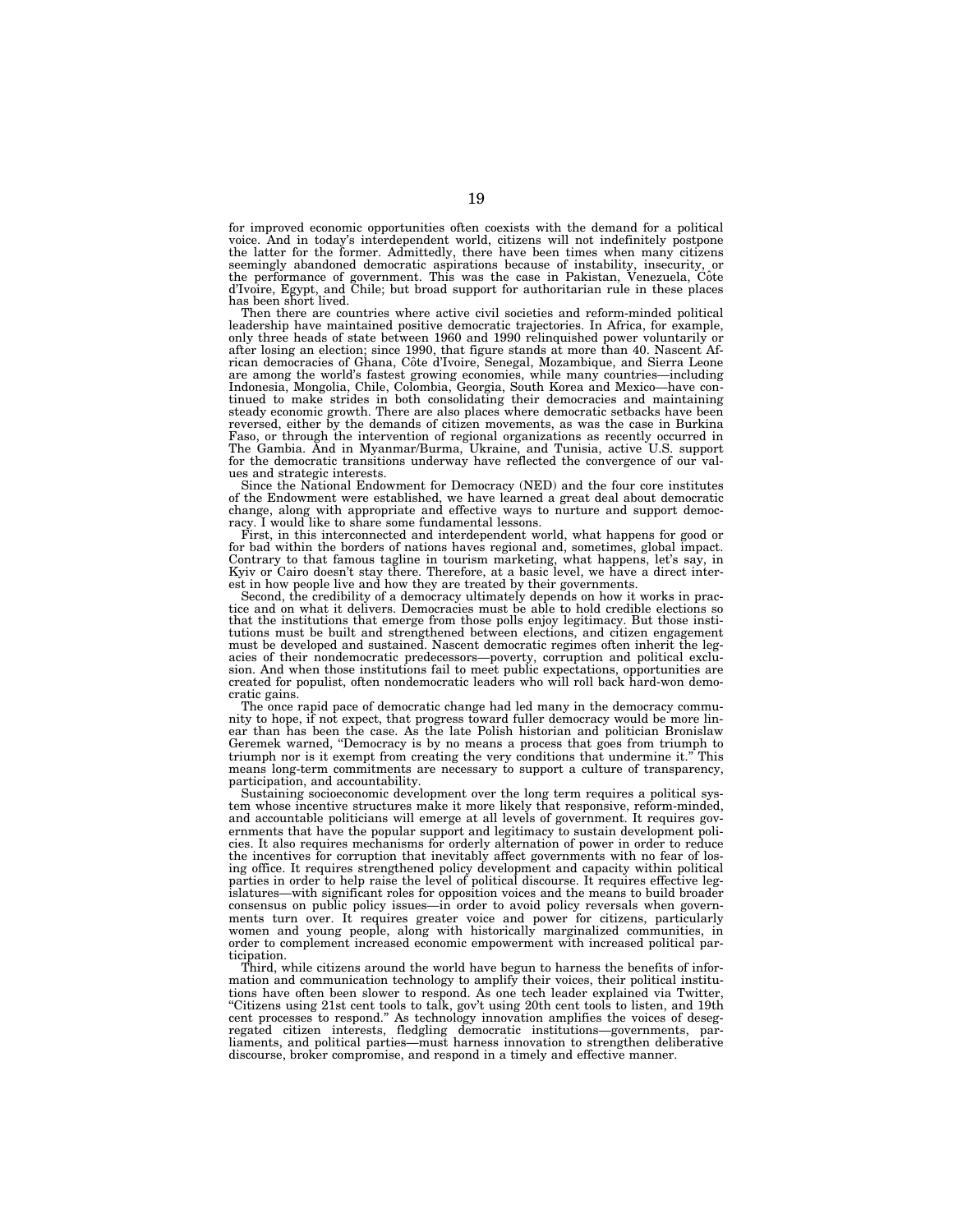for improved economic opportunities often coexists with the demand for a political voice. And in today's interdependent world, citizens will not indefinitely postpone the latter for the former. Admittedly, there have been times when many citizens seemingly abandoned democratic aspirations because of instability, insecurity, or the performance of government. This was the case in Pakistan, Venezuela, Côte d'Ivoire, Egypt, and Chile; but broad support for authoritarian rule in these places has been short lived.

Then there are countries where active civil societies and reform-minded political leadership have maintained positive democratic trajectories. In Africa, for example, only three heads of state between 1960 and 1990 relinquished power voluntarily or after losing an election; since 1990, that figure stands at more than 40. Nascent African democracies of Ghana, Côte d'Ivoire, Senegal, Mozambique, and Sierra Leone are among the world's fastest growing economies, while many countries—including Indonesia, Mongolia, Chile, Colombia, Georgia, South Korea and Mexico—have continued to make strides in both consolidating their democracies and maintaining steady economic growth. There are also places where democratic setbacks have been reversed, either by the demands of citizen movements, as was the case in Burkina Faso, or through the intervention of regional organizations as recently occurred in The Gambia. And in Myanmar/Burma, Ukraine, and Tunisia, active U.S. support for the democratic transitions underway have reflected the convergence of our values and strategic interests.

Since the National Endowment for Democracy (NED) and the four core institutes of the Endowment were established, we have learned a great deal about democratic change, along with appropriate and effective ways to nurture and support democracy. I would like to share some fundamental lessons.

First, in this interconnected and interdependent world, what happens for good or for bad within the borders of nations haves regional and, sometimes, global impact. Contrary to that famous tagline in tourism marketing, what happens, let's say, in Kyiv or Cairo doesn't stay there. Therefore, at a basic level, we have a direct interest in how people live and how they are treated by their governments.

Second, the credibility of a democracy ultimately depends on how it works in practice and on what it delivers. Democracies must be able to hold credible elections so that the institutions that emerge from those polls enjoy legitimacy. But those institutions must be built and strengthened between elections, and citizen engagement must be developed and sustained. Nascent democratic regimes often inherit the legacies of their nondemocratic predecessors—poverty, corruption and political exclusion. And when those institutions fail to meet public expectations, opportunities are created for populist, often nondemocratic leaders who will roll back hard-won democratic gains.

The once rapid pace of democratic change had led many in the democracy community to hope, if not expect, that progress toward fuller democracy would be more linear than has been the case. As the late Polish historian and politician Bronislaw Geremek warned, "Democracy is by no means a process that goes from triumph to triumph nor is it exempt from creating the very conditions that undermine it." This means long-term commitments are necessary to support a culture of transparency, participation, and accountability.

Sustaining socioeconomic development over the long term requires a political system whose incentive structures make it more likely that responsive, reform-minded, and accountable politicians will emerge at all levels of government. It requires governments that have the popular support and legitimacy to sustain development policies. It also requires mechanisms for orderly alternation of power in order to reduce the incentives for corruption that inevitably affect governments with no fear of losing office. It requires strengthened policy development and capacity within political parties in order to help raise the level of political discourse. It requires effective legislatures—with significant roles for opposition voices and the means to build broader consensus on public policy issues—in order to avoid policy reversals when governments turn over. It requires greater voice and power for citizens, particularly women and young people, along with historically marginalized communities, in order to complement increased economic empowerment with increased political participation.

Third, while citizens around the world have begun to harness the benefits of information and communication technology to amplify their voices, their political institutions have often been slower to respond. As one tech leader explained via Twitter, "Citizens using 21st cent tools to talk, gov't using 20th cent tools to listen, and 19th cent processes to respond." As technology innovation amplifies the voices of desegregated citizen interests, fledgling democratic institutions—governments, parliaments, and political parties—must harness innovation to strengthen deliberative discourse, broker compromise, and respond in a timely and effective manner.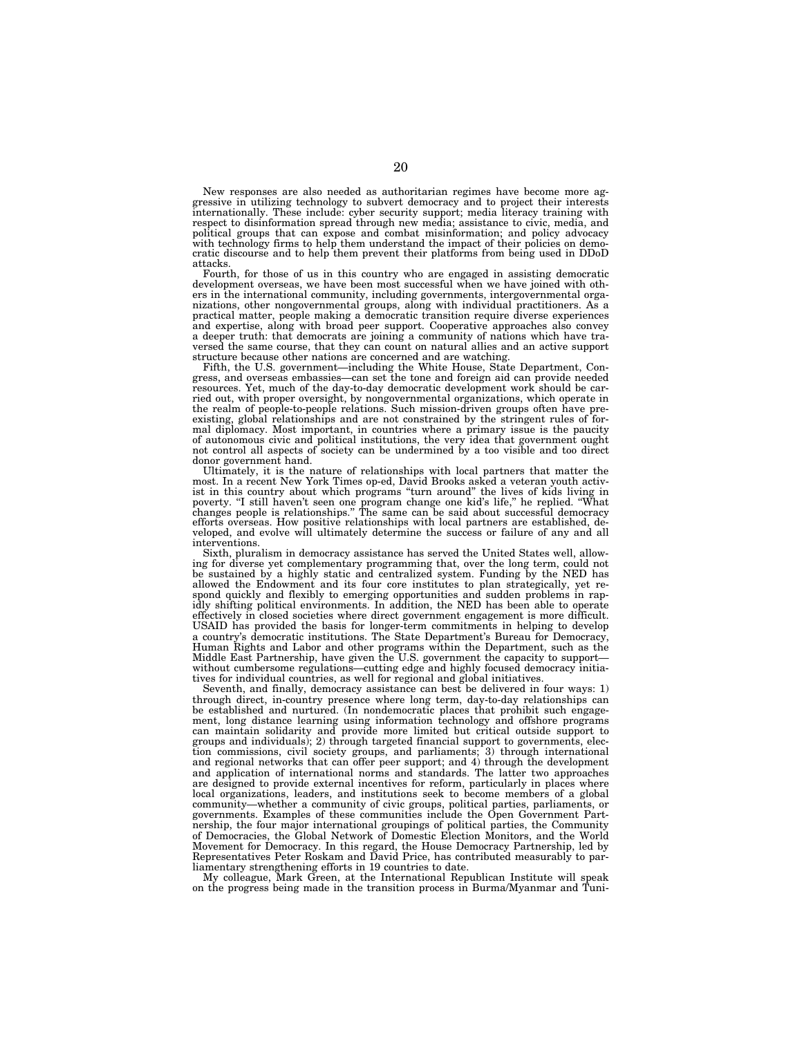New responses are also needed as authoritarian regimes have become more aggressive in utilizing technology to subvert democracy and to project their interests internationally. These include: cyber security support; media literacy training with respect to disinformation spread through new media; assistance to civic, media, and political groups that can expose and combat misinformation; and policy advocacy with technology firms to help them understand the impact of their policies on democratic discourse and to help them prevent their platforms from being used in DDoD attacks.

Fourth, for those of us in this country who are engaged in assisting democratic development overseas, we have been most successful when we have joined with others in the international community, including governments, intergovernmental organizations, other nongovernmental groups, along with individual practitioners. As a practical matter, people making a democratic transition require diverse experiences and expertise, along with broad peer support. Cooperative approaches also convey a deeper truth: that democrats are joining a community of nations which have traversed the same course, that they can count on natural allies and an active support structure because other nations are concerned and are watching.

Fifth, the U.S. government—including the White House, State Department, Congress, and overseas embassies—can set the tone and foreign aid can provide needed resources. Yet, much of the day-to-day democratic development work should be carried out, with proper oversight, by nongovernmental organizations, which operate in the realm of people-to-people relations. Such mission-driven groups often have preexisting, global relationships and are not constrained by the stringent rules of formal diplomacy. Most important, in countries where a primary issue is the paucity of autonomous civic and political institutions, the very idea that government ought not control all aspects of society can be undermined by a too visible and too direct donor government hand.

Ultimately, it is the nature of relationships with local partners that matter the most. In a recent New York Times op-ed, David Brooks asked a veteran youth activist in this country about which programs "turn around" the lives of kids living in poverty. "I still haven't seen one program change one kid's life," he replied. "What changes people is relationships." The same can be said about successful democracy efforts overseas. How positive relationships with local partners are established, developed, and evolve will ultimately determine the success or failure of any and all interventions.

Sixth, pluralism in democracy assistance has served the United States well, allowing for diverse yet complementary programming that, over the long term, could not be sustained by a highly static and centralized system. Funding by the NED has allowed the Endowment and its four core institutes to plan strategically, yet respond quickly and flexibly to emerging opportunities and sudden problems in rapidly shifting political environments. In addition, the NED has been able to operate effectively in closed societies where direct government engagement is more difficult. USAID has provided the basis for longer-term commitments in helping to develop a country's democratic institutions. The State Department's Bureau for Democracy, Human Rights and Labor and other programs within the Department, such as the Middle East Partnership, have given the U.S. government the capacity to support—without cumbersome regulations—cutting edge and highly focused democracy initiatives for individual countries, as well for regional and global initiatives.

Seventh, and finally, democracy assistance can best be delivered in four ways: 1) through direct, in-country presence where long term, day-to-day relationships can be established and nurtured. (In nondemocratic places that prohibit such engagement, long distance learning using information technology and offshore programs can maintain solidarity and provide more limited but critical outside support to groups and individuals); 2) through targeted financial support to governments, election commissions, civil society groups, and parliaments; 3) through international and regional networks that can offer peer support; and 4) through the development and application of international norms and standards. The latter two approaches are designed to provide external incentives for reform, particularly in places where local organizations, leaders, and institutions seek to become members of a global community—whether a community of civic groups, political parties, parliaments, or governments. Examples of these communities include the Open Government Partnership, the four major international groupings of political parties, the Community of Democracies, the Global Network of Domestic Election Monitors, and the World Movement for Democracy. In this regard, the House Democracy Partnership, led by Representatives Peter Roskam and David Price, has contributed measurably to parliamentary strengthening efforts in 19 countries to date.

My colleague, Mark Green, at the International Republican Institute will speak on the progress being made in the transition process in Burma/Myanmar and Tuni-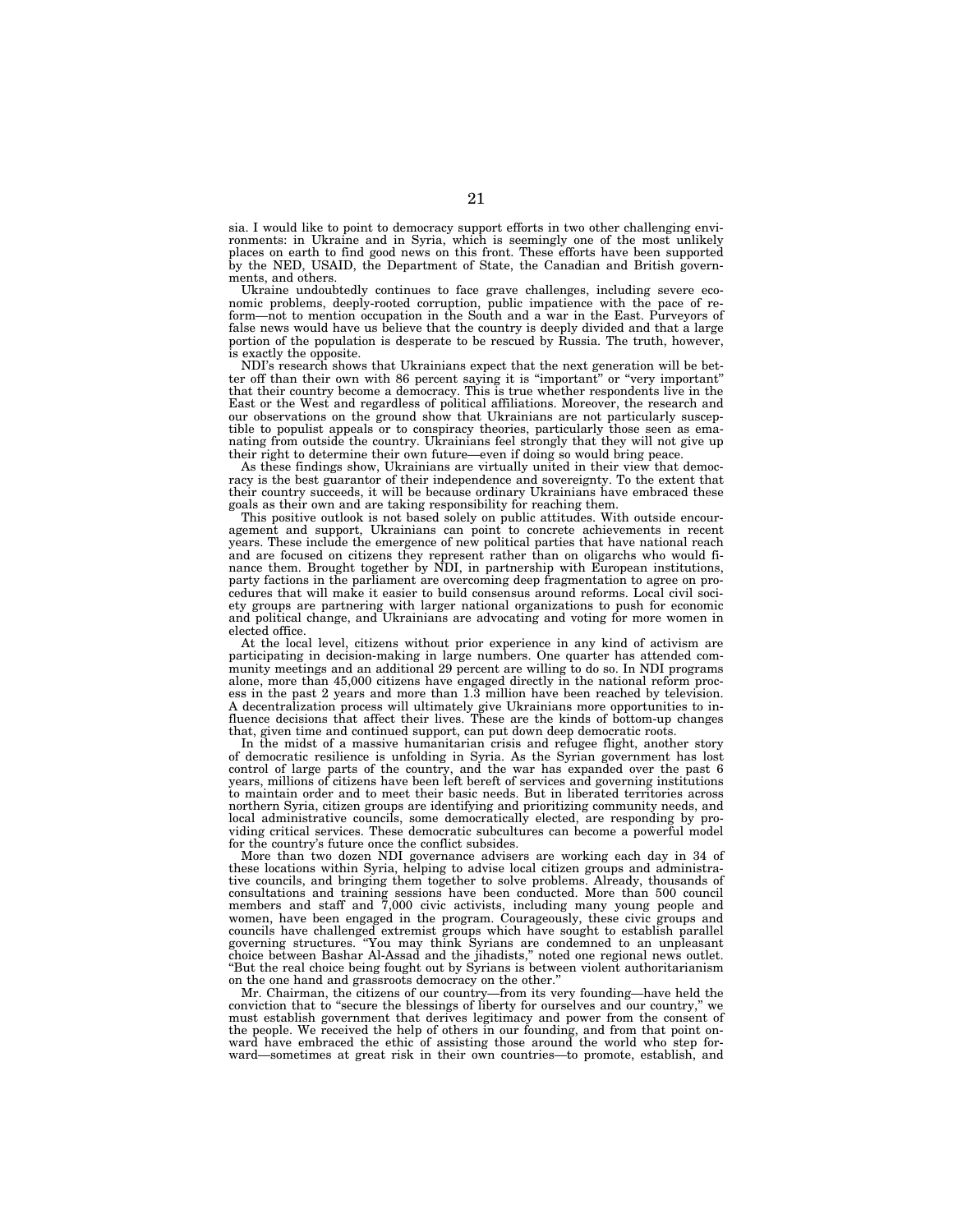sia. I would like to point to democracy support efforts in two other challenging environments: in Ukraine and in Syria, which is seemingly one of the most unlikely places on earth to find good news on this front. These efforts have been supported by the NED, USAID, the Department of State, the Canadian and British governments, and others.

Ukraine undoubtedly continues to face grave challenges, including severe economic problems, deeply-rooted corruption, public impatience with the pace of reform—not to mention occupation in the South and a war in the East. Purveyors of false news would have us believe that the country is deeply divided and that a large portion of the population is desperate to be rescued by Russia. The truth, however, is exactly the opposite.

NDI's research shows that Ukrainians expect that the next generation will be better off than their own with 86 percent saying it is "important" or "very important" that their country become a democracy. This is true whether respondents live in the East or the West and regardless of political affiliations. Moreover, the research and our observations on the ground show that Ukrainians are not particularly susceptible to populist appeals or to conspiracy theories, particularly those seen as emanating from outside the country. Ukrainians feel strongly that they will not give up their right to determine their own future—even if doing so would bring peace.

As these findings show, Ukrainians are virtually united in their view that democracy is the best guarantor of their independence and sovereignty. To the extent that their country succeeds, it will be because ordinary Ukrainians have embraced these goals as their own and are taking responsibility for reaching them.

This positive outlook is not based solely on public attitudes. With outside encouragement and support, Ukrainians can point to concrete achievements in recent years. These include the emergence of new political parties that have national reach and are focused on citizens they represent rather than on oligarchs who would finance them. Brought together by NDI, in partnership with European institutions, party factions in the parliament are overcoming deep fragmentation to agree on procedures that will make it easier to build consensus around reforms. Local civil society groups are partnering with larger national organizations to push for economic and political change, and Ukrainians are advocating and voting for more women in elected office.

At the local level, citizens without prior experience in any kind of activism are participating in decision-making in large numbers. One quarter has attended community meetings and an additional 29 percent are willing to do so. In NDI programs alone, more than 45,000 citizens have engaged directly in the national reform process in the past 2 years and more than 1.3 million have been reached by television. A decentralization process will ultimately give Ukrainians more opportunities to influence decisions that affect their lives. These are the kinds of bottom-up changes that, given time and continued support, can put down deep democratic roots.

In the midst of a massive humanitarian crisis and refugee flight, another story of democratic resilience is unfolding in Syria. As the Syrian government has lost control of large parts of the country, and the war has expanded over the past 6 years, millions of citizens have been left bereft of services and governing institutions to maintain order and to meet their basic needs. But in liberated territories across northern Syria, citizen groups are identifying and prioritizing community needs, and local administrative councils, some democratically elected, are responding by providing critical services. These democratic subcultures can become a powerful model for the country's future once the conflict subsides.

More than two dozen NDI governance advisers are working each day in 34 of these locations within Syria, helping to advise local citizen groups and administrative councils, and bringing them together to solve problems. Already, thousands of consultations and training sessions have been conducted. More than 500 council members and staff and 7,000 civic activists, including many young people and women, have been engaged in the program. Courageously, these civic groups and councils have challenged extremist groups which have sought to establish parallel governing structures. "You may think Syrians are condemned to an unpleasant choice between Bashar Al-Assad and the jihadists," noted one regional news outlet. "But the real choice being fought out by Syrians is between violent authoritarianism on the one hand and grassroots democracy on the other."

Mr. Chairman, the citizens of our country—from its very founding—have held the conviction that to "secure the blessings of liberty for ourselves and our country," we must establish government that derives legitimacy and power from the consent of the people. We received the help of others in our founding, and from that point onward have embraced the ethic of assisting those around the world who step forward—sometimes at great risk in their own countries—to promote, establish, and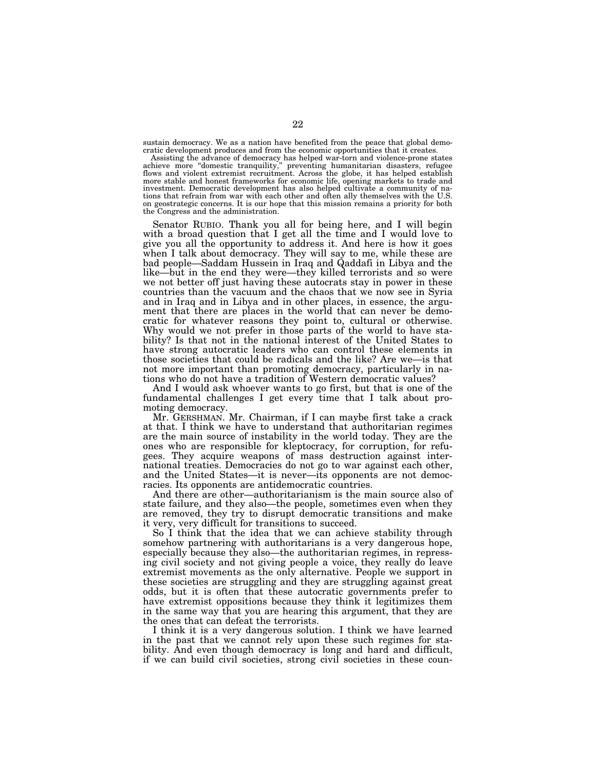sustain democracy. We as a nation have benefited from the peace that global democratic development produces and from the economic opportunities that it creates.

Assisting the advance of democracy has helped war-torn and violence-prone states achieve more "domestic tranquility," preventing humanitarian disasters, refugee flows and violent extremist recruitment. Across the globe, it has helped establish more stable and honest frameworks for economic life, opening markets to trade and investment. Democratic development has also helped cultivate a community of nations that refrain from war with each other and often ally themselves with the U.S. on geostrategic concerns. It is our hope that this mission remains a priority for both the Congress and the administration.

Senator RUBIO. Thank you all for being here, and I will begin with a broad question that I get all the time and I would love to give you all the opportunity to address it. And here is how it goes when I talk about democracy. They will say to me, while these are bad people—Saddam Hussein in Iraq and Qaddafi in Libya and the like—but in the end they were—they killed terrorists and so were we not better off just having these autocrats stay in power in these countries than the vacuum and the chaos that we now see in Syria and in Iraq and in Libya and in other places, in essence, the argument that there are places in the world that can never be democratic for whatever reasons they point to, cultural or otherwise. Why would we not prefer in those parts of the world to have stability? Is that not in the national interest of the United States to have strong autocratic leaders who can control these elements in those societies that could be radicals and the like? Are we—is that not more important than promoting democracy, particularly in nations who do not have a tradition of Western democratic values?

And I would ask whoever wants to go first, but that is one of the fundamental challenges I get every time that I talk about promoting democracy.

Mr. GERSHMAN. Mr. Chairman, if I can maybe first take a crack at that. I think we have to understand that authoritarian regimes are the main source of instability in the world today. They are the ones who are responsible for kleptocracy, for corruption, for refugees. They acquire weapons of mass destruction against international treaties. Democracies do not go to war against each other, and the United States—it is never—its opponents are not democracies. Its opponents are antidemocratic countries.

And there are other—authoritarianism is the main source also of state failure, and they also—the people, sometimes even when they are removed, they try to disrupt democratic transitions and make it very, very difficult for transitions to succeed.

So I think that the idea that we can achieve stability through somehow partnering with authoritarians is a very dangerous hope, especially because they also—the authoritarian regimes, in repressing civil society and not giving people a voice, they really do leave extremist movements as the only alternative. People we support in these societies are struggling and they are struggling against great odds, but it is often that these autocratic governments prefer to have extremist oppositions because they think it legitimizes them in the same way that you are hearing this argument, that they are the ones that can defeat the terrorists.

I think it is a very dangerous solution. I think we have learned in the past that we cannot rely upon these such regimes for stability. And even though democracy is long and hard and difficult, if we can build civil societies, strong civil societies in these coun-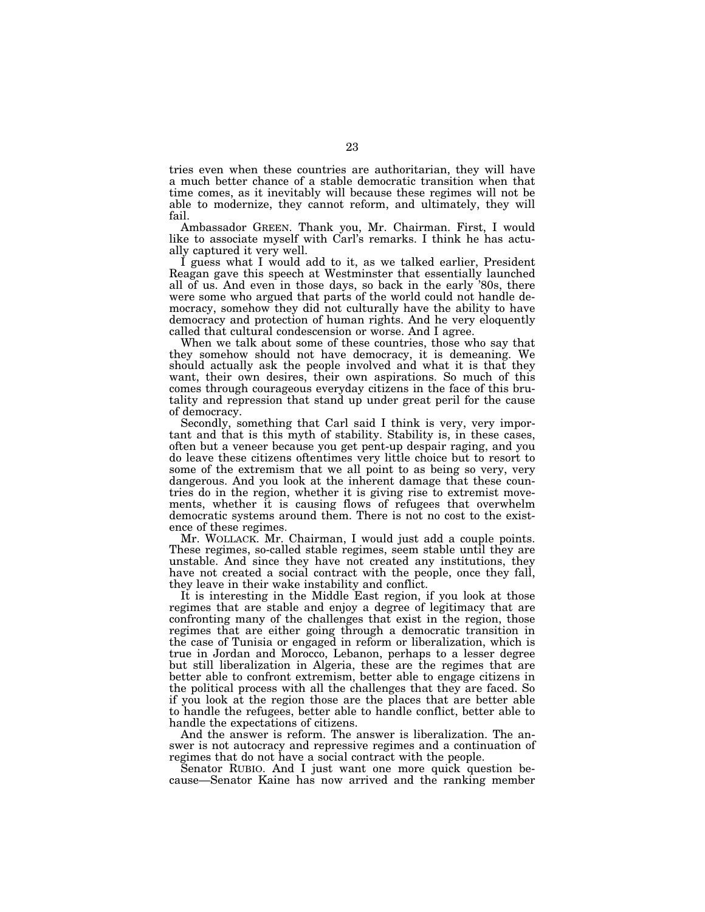tries even when these countries are authoritarian, they will have a much better chance of a stable democratic transition when that time comes, as it inevitably will because these regimes will not be able to modernize, they cannot reform, and ultimately, they will fail.

Ambassador GREEN. Thank you, Mr. Chairman. First, I would like to associate myself with Carl's remarks. I think he has actually captured it very well.

I guess what I would add to it, as we talked earlier, President Reagan gave this speech at Westminster that essentially launched all of us. And even in those days, so back in the early '80s, there were some who argued that parts of the world could not handle democracy, somehow they did not culturally have the ability to have democracy and protection of human rights. And he very eloquently called that cultural condescension or worse. And I agree.

When we talk about some of these countries, those who say that they somehow should not have democracy, it is demeaning. We should actually ask the people involved and what it is that they want, their own desires, their own aspirations. So much of this comes through courageous everyday citizens in the face of this brutality and repression that stand up under great peril for the cause of democracy.

Secondly, something that Carl said I think is very, very important and that is this myth of stability. Stability is, in these cases, often but a veneer because you get pent-up despair raging, and you do leave these citizens oftentimes very little choice but to resort to some of the extremism that we all point to as being so very, very dangerous. And you look at the inherent damage that these countries do in the region, whether it is giving rise to extremist movements, whether it is causing flows of refugees that overwhelm democratic systems around them. There is not no cost to the existence of these regimes.

Mr. WOLLACK. Mr. Chairman, I would just add a couple points. These regimes, so-called stable regimes, seem stable until they are unstable. And since they have not created any institutions, they have not created a social contract with the people, once they fall, they leave in their wake instability and conflict.

It is interesting in the Middle East region, if you look at those regimes that are stable and enjoy a degree of legitimacy that are confronting many of the challenges that exist in the region, those regimes that are either going through a democratic transition in the case of Tunisia or engaged in reform or liberalization, which is true in Jordan and Morocco, Lebanon, perhaps to a lesser degree but still liberalization in Algeria, these are the regimes that are better able to confront extremism, better able to engage citizens in the political process with all the challenges that they are faced. So if you look at the region those are the places that are better able to handle the refugees, better able to handle conflict, better able to handle the expectations of citizens.

And the answer is reform. The answer is liberalization. The answer is not autocracy and repressive regimes and a continuation of regimes that do not have a social contract with the people.

Senator RUBIO. And I just want one more quick question because—Senator Kaine has now arrived and the ranking member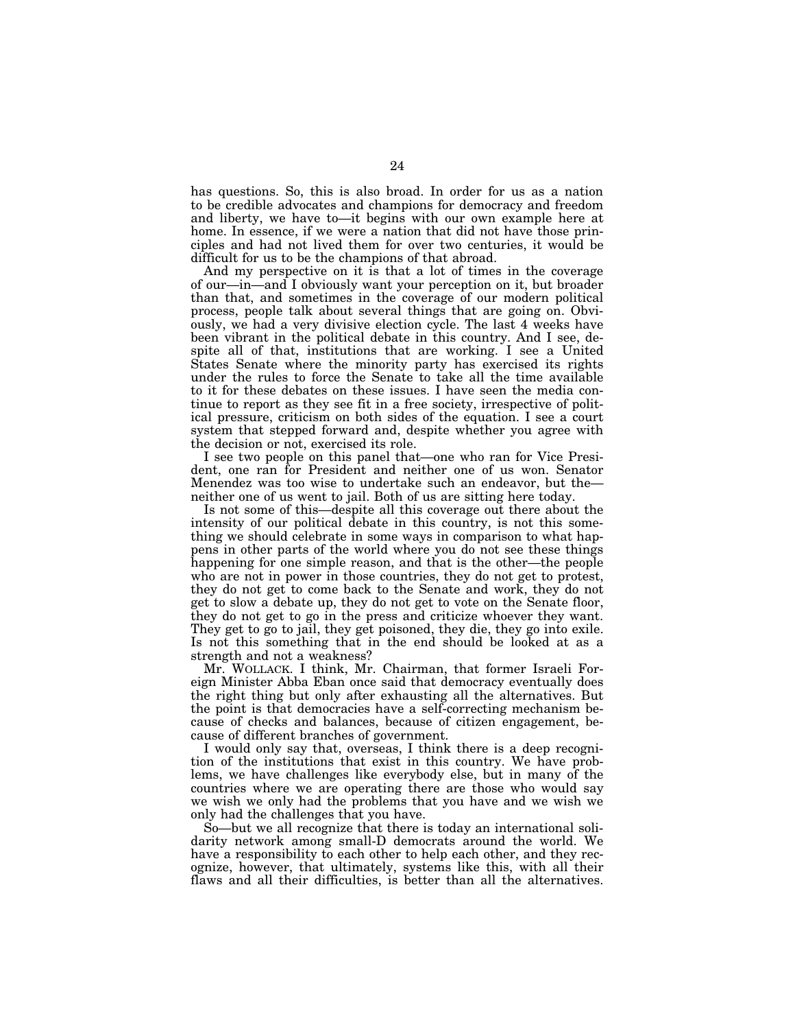has questions. So, this is also broad. In order for us as a nation to be credible advocates and champions for democracy and freedom and liberty, we have to—it begins with our own example here at home. In essence, if we were a nation that did not have those principles and had not lived them for over two centuries, it would be difficult for us to be the champions of that abroad.

And my perspective on it is that a lot of times in the coverage of our—in—and I obviously want your perception on it, but broader than that, and sometimes in the coverage of our modern political process, people talk about several things that are going on. Obviously, we had a very divisive election cycle. The last 4 weeks have been vibrant in the political debate in this country. And I see, despite all of that, institutions that are working. I see a United States Senate where the minority party has exercised its rights under the rules to force the Senate to take all the time available to it for these debates on these issues. I have seen the media continue to report as they see fit in a free society, irrespective of political pressure, criticism on both sides of the equation. I see a court system that stepped forward and, despite whether you agree with the decision or not, exercised its role.

I see two people on this panel that—one who ran for Vice President, one ran for President and neither one of us won. Senator Menendez was too wise to undertake such an endeavor, but the—neither one of us went to jail. Both of us are sitting here today.

Is not some of this—despite all this coverage out there about the intensity of our political debate in this country, is not this something we should celebrate in some ways in comparison to what happens in other parts of the world where you do not see these things happening for one simple reason, and that is the other—the people who are not in power in those countries, they do not get to protest, they do not get to come back to the Senate and work, they do not get to slow a debate up, they do not get to vote on the Senate floor, they do not get to go in the press and criticize whoever they want. They get to go to jail, they get poisoned, they die, they go into exile. Is not this something that in the end should be looked at as a strength and not a weakness?

Mr. WOLLACK. I think, Mr. Chairman, that former Israeli Foreign Minister Abba Eban once said that democracy eventually does the right thing but only after exhausting all the alternatives. But the point is that democracies have a self-correcting mechanism because of checks and balances, because of citizen engagement, because of different branches of government.

I would only say that, overseas, I think there is a deep recognition of the institutions that exist in this country. We have problems, we have challenges like everybody else, but in many of the countries where we are operating there are those who would say we wish we only had the problems that you have and we wish we only had the challenges that you have.

So—but we all recognize that there is today an international solidarity network among small-D democrats around the world. We have a responsibility to each other to help each other, and they recognize, however, that ultimately, systems like this, with all their flaws and all their difficulties, is better than all the alternatives.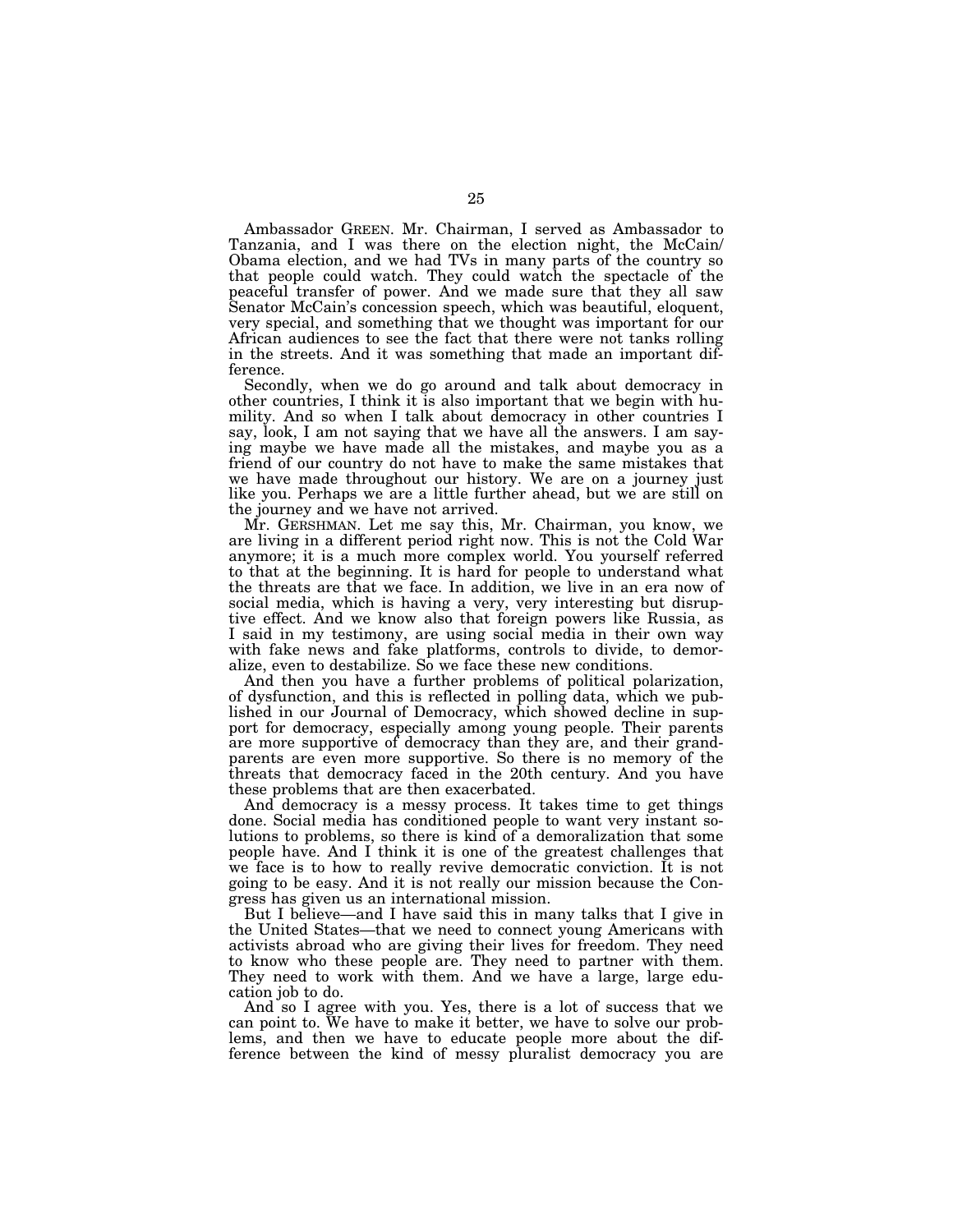Ambassador GREEN. Mr. Chairman, I served as Ambassador to Tanzania, and I was there on the election night, the McCain/Obama election, and we had TVs in many parts of the country so that people could watch. They could watch the spectacle of the peaceful transfer of power. And we made sure that they all saw Senator McCain's concession speech, which was beautiful, eloquent, very special, and something that we thought was important for our African audiences to see the fact that there were not tanks rolling in the streets. And it was something that made an important difference.

Secondly, when we do go around and talk about democracy in other countries, I think it is also important that we begin with humility. And so when I talk about democracy in other countries I say, look, I am not saying that we have all the answers. I am saying maybe we have made all the mistakes, and maybe you as a friend of our country do not have to make the same mistakes that we have made throughout our history. We are on a journey just like you. Perhaps we are a little further ahead, but we are still on the journey and we have not arrived.

Mr. GERSHMAN. Let me say this, Mr. Chairman, you know, we are living in a different period right now. This is not the Cold War anymore; it is a much more complex world. You yourself referred to that at the beginning. It is hard for people to understand what the threats are that we face. In addition, we live in an era now of social media, which is having a very, very interesting but disruptive effect. And we know also that foreign powers like Russia, as I said in my testimony, are using social media in their own way with fake news and fake platforms, controls to divide, to demoralize, even to destabilize. So we face these new conditions.

And then you have a further problems of political polarization, of dysfunction, and this is reflected in polling data, which we published in our Journal of Democracy, which showed decline in support for democracy, especially among young people. Their parents are more supportive of democracy than they are, and their grandparents are even more supportive. So there is no memory of the threats that democracy faced in the 20th century. And you have these problems that are then exacerbated.

And democracy is a messy process. It takes time to get things done. Social media has conditioned people to want very instant solutions to problems, so there is kind of a demoralization that some people have. And I think it is one of the greatest challenges that we face is to how to really revive democratic conviction. It is not going to be easy. And it is not really our mission because the Congress has given us an international mission.

But I believe—and I have said this in many talks that I give in the United States—that we need to connect young Americans with activists abroad who are giving their lives for freedom. They need to know who these people are. They need to partner with them. They need to work with them. And we have a large, large education job to do.

And so I agree with you. Yes, there is a lot of success that we can point to. We have to make it better, we have to solve our problems, and then we have to educate people more about the difference between the kind of messy pluralist democracy you are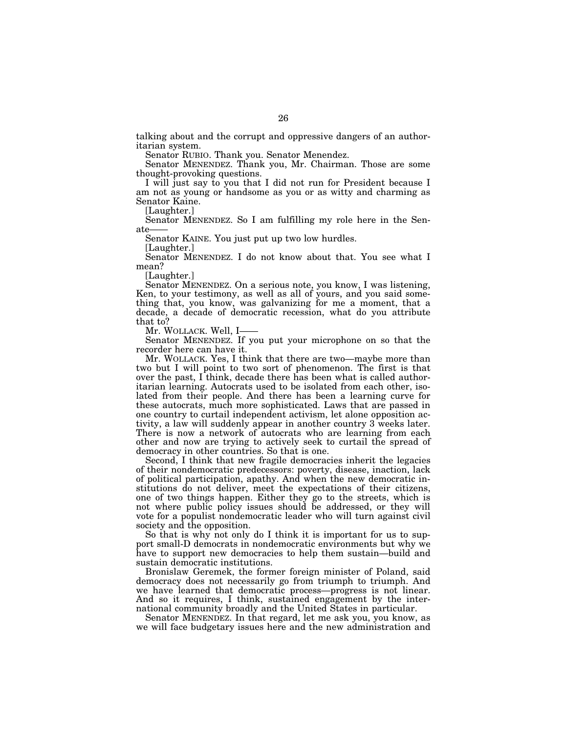talking about and the corrupt and oppressive dangers of an authoritarian system.

Senator RUBIO. Thank you. Senator Menendez.

Senator MENENDEZ. Thank you, Mr. Chairman. Those are some thought-provoking questions.

I will just say to you that I did not run for President because I am not as young or handsome as you or as witty and charming as Senator Kaine.

[Laughter.]

Senator MENENDEZ. So I am fulfilling my role here in the Senate——

Senator KAINE. You just put up two low hurdles.

[Laughter.]

Senator MENENDEZ. I do not know about that. You see what I mean?

[Laughter.]

Senator MENENDEZ. On a serious note, you know, I was listening, Ken, to your testimony, as well as all of yours, and you said something that, you know, was galvanizing for me a moment, that a decade, a decade of democratic recession, what do you attribute that to?

Mr. WOLLACK. Well, I——

Senator MENENDEZ. If you put your microphone on so that the recorder here can have it.

Mr. WOLLACK. Yes, I think that there are two—maybe more than two but I will point to two sort of phenomenon. The first is that over the past, I think, decade there has been what is called authoritarian learning. Autocrats used to be isolated from each other, isolated from their people. And there has been a learning curve for these autocrats, much more sophisticated. Laws that are passed in one country to curtail independent activism, let alone opposition activity, a law will suddenly appear in another country 3 weeks later. There is now a network of autocrats who are learning from each other and now are trying to actively seek to curtail the spread of democracy in other countries. So that is one.

Second, I think that new fragile democracies inherit the legacies of their nondemocratic predecessors: poverty, disease, inaction, lack of political participation, apathy. And when the new democratic institutions do not deliver, meet the expectations of their citizens, one of two things happen. Either they go to the streets, which is not where public policy issues should be addressed, or they will vote for a populist nondemocratic leader who will turn against civil society and the opposition.

So that is why not only do I think it is important for us to support small-D democrats in nondemocratic environments but why we have to support new democracies to help them sustain—build and sustain democratic institutions.

Bronislaw Geremek, the former foreign minister of Poland, said democracy does not necessarily go from triumph to triumph. And we have learned that democratic process—progress is not linear. And so it requires, I think, sustained engagement by the international community broadly and the United States in particular.

Senator MENENDEZ. In that regard, let me ask you, you know, as we will face budgetary issues here and the new administration and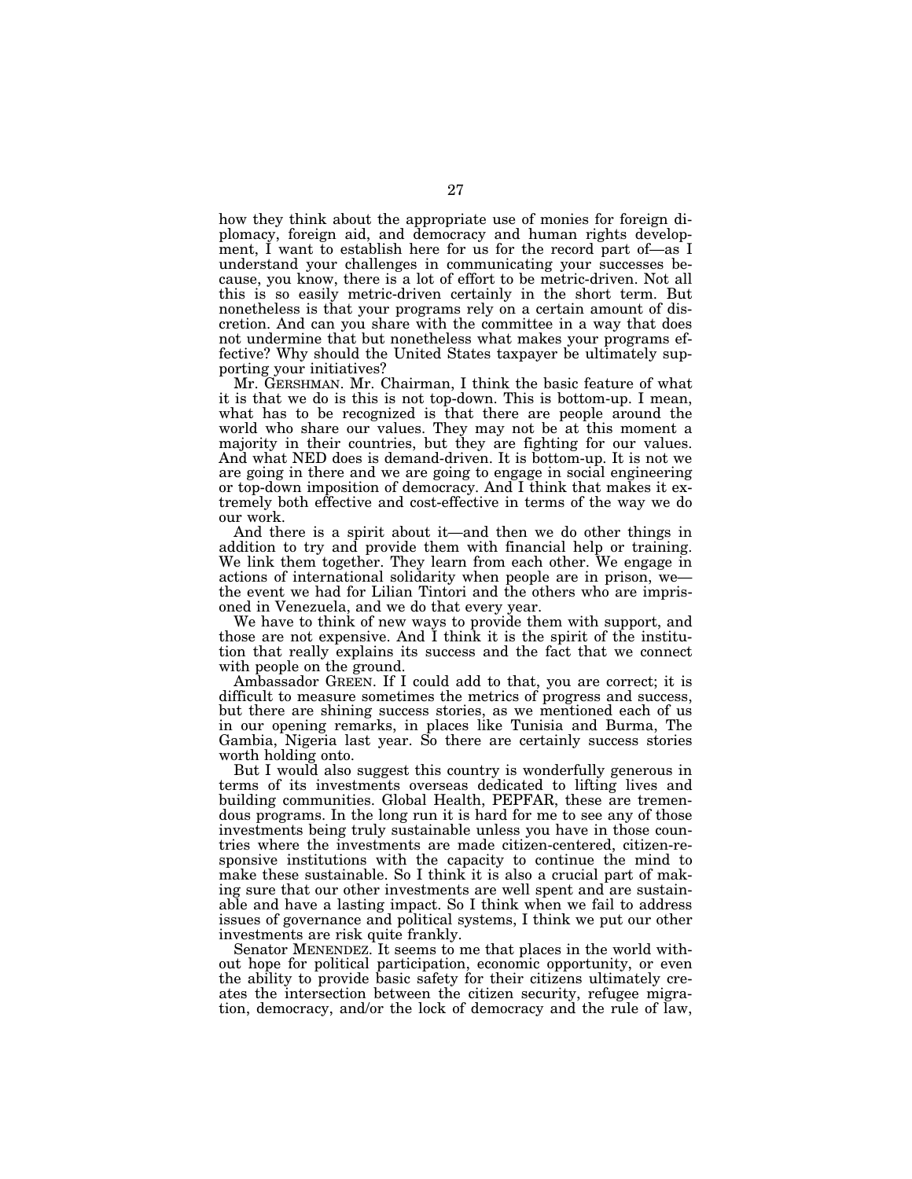how they think about the appropriate use of monies for foreign diplomacy, foreign aid, and democracy and human rights development, I want to establish here for us for the record part of—as I understand your challenges in communicating your successes because, you know, there is a lot of effort to be metric-driven. Not all this is so easily metric-driven certainly in the short term. But nonetheless is that your programs rely on a certain amount of discretion. And can you share with the committee in a way that does not undermine that but nonetheless what makes your programs effective? Why should the United States taxpayer be ultimately supporting your initiatives?

Mr. GERSHMAN. Mr. Chairman, I think the basic feature of what it is that we do is this is not top-down. This is bottom-up. I mean, what has to be recognized is that there are people around the world who share our values. They may not be at this moment a majority in their countries, but they are fighting for our values. And what NED does is demand-driven. It is bottom-up. It is not we are going in there and we are going to engage in social engineering or top-down imposition of democracy. And I think that makes it extremely both effective and cost-effective in terms of the way we do our work.

And there is a spirit about it—and then we do other things in addition to try and provide them with financial help or training. We link them together. They learn from each other. We engage in actions of international solidarity when people are in prison, we—the event we had for Lilian Tintori and the others who are imprisoned in Venezuela, and we do that every year.

We have to think of new ways to provide them with support, and those are not expensive. And I think it is the spirit of the institution that really explains its success and the fact that we connect with people on the ground.

Ambassador GREEN. If I could add to that, you are correct; it is difficult to measure sometimes the metrics of progress and success, but there are shining success stories, as we mentioned each of us in our opening remarks, in places like Tunisia and Burma, The Gambia, Nigeria last year. So there are certainly success stories worth holding onto.

But I would also suggest this country is wonderfully generous in terms of its investments overseas dedicated to lifting lives and building communities. Global Health, PEPFAR, these are tremendous programs. In the long run it is hard for me to see any of those investments being truly sustainable unless you have in those countries where the investments are made citizen-centered, citizen-responsive institutions with the capacity to continue the mind to make these sustainable. So I think it is also a crucial part of making sure that our other investments are well spent and are sustainable and have a lasting impact. So I think when we fail to address issues of governance and political systems, I think we put our other investments are risk quite frankly.

Senator MENENDEZ. It seems to me that places in the world without hope for political participation, economic opportunity, or even the ability to provide basic safety for their citizens ultimately creates the intersection between the citizen security, refugee migration, democracy, and/or the lock of democracy and the rule of law,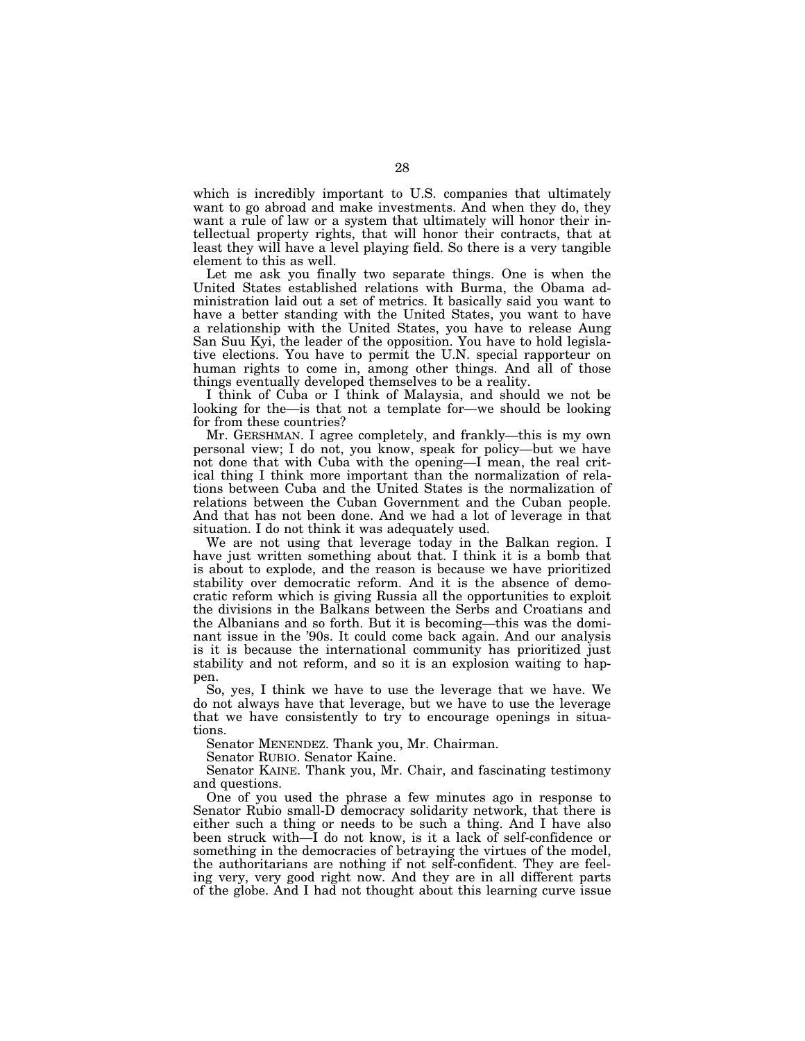which is incredibly important to U.S. companies that ultimately want to go abroad and make investments. And when they do, they want a rule of law or a system that ultimately will honor their intellectual property rights, that will honor their contracts, that at least they will have a level playing field. So there is a very tangible element to this as well.

Let me ask you finally two separate things. One is when the United States established relations with Burma, the Obama administration laid out a set of metrics. It basically said you want to have a better standing with the United States, you want to have a relationship with the United States, you have to release Aung San Suu Kyi, the leader of the opposition. You have to hold legislative elections. You have to permit the U.N. special rapporteur on human rights to come in, among other things. And all of those things eventually developed themselves to be a reality.

I think of Cuba or I think of Malaysia, and should we not be looking for the—is that not a template for—we should be looking for from these countries?

Mr. GERSHMAN. I agree completely, and frankly—this is my own personal view; I do not, you know, speak for policy—but we have not done that with Cuba with the opening—I mean, the real critical thing I think more important than the normalization of relations between Cuba and the United States is the normalization of relations between the Cuban Government and the Cuban people. And that has not been done. And we had a lot of leverage in that situation. I do not think it was adequately used.

We are not using that leverage today in the Balkan region. I have just written something about that. I think it is a bomb that is about to explode, and the reason is because we have prioritized stability over democratic reform. And it is the absence of democratic reform which is giving Russia all the opportunities to exploit the divisions in the Balkans between the Serbs and Croatians and the Albanians and so forth. But it is becoming—this was the dominant issue in the '90s. It could come back again. And our analysis is it is because the international community has prioritized just stability and not reform, and so it is an explosion waiting to happen.

So, yes, I think we have to use the leverage that we have. We do not always have that leverage, but we have to use the leverage that we have consistently to try to encourage openings in situations.

Senator MENENDEZ. Thank you, Mr. Chairman.

Senator RUBIO. Senator Kaine.

Senator KAINE. Thank you, Mr. Chair, and fascinating testimony and questions.

One of you used the phrase a few minutes ago in response to Senator Rubio small-D democracy solidarity network, that there is either such a thing or needs to be such a thing. And I have also been struck with—I do not know, is it a lack of self-confidence or something in the democracies of betraying the virtues of the model, the authoritarians are nothing if not self-confident. They are feeling very, very good right now. And they are in all different parts of the globe. And I had not thought about this learning curve issue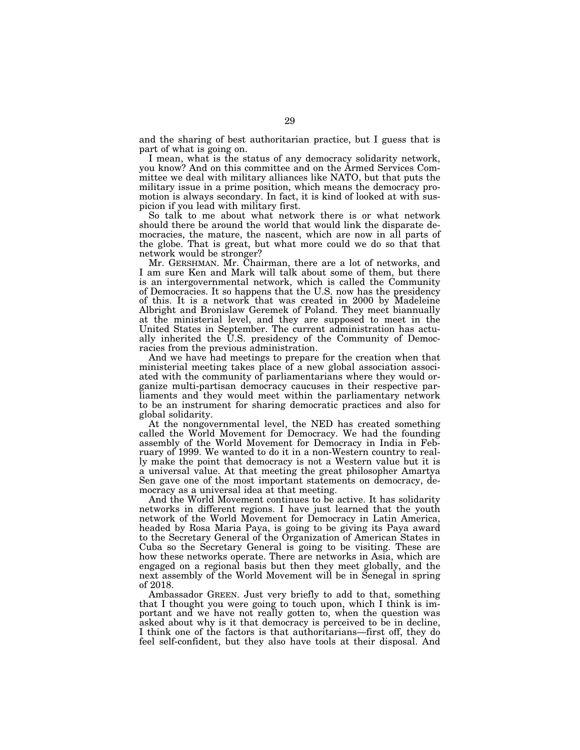and the sharing of best authoritarian practice, but I guess that is part of what is going on.

I mean, what is the status of any democracy solidarity network, you know? And on this committee and on the Armed Services Committee we deal with military alliances like NATO, but that puts the military issue in a prime position, which means the democracy promotion is always secondary. In fact, it is kind of looked at with suspicion if you lead with military first.

So talk to me about what network there is or what network should there be around the world that would link the disparate democracies, the mature, the nascent, which are now in all parts of the globe. That is great, but what more could we do so that that network would be stronger?

Mr. GERSHMAN. Mr. Chairman, there are a lot of networks, and I am sure Ken and Mark will talk about some of them, but there is an intergovernmental network, which is called the Community of Democracies. It so happens that the U.S. now has the presidency of this. It is a network that was created in 2000 by Madeleine Albright and Bronislaw Geremek of Poland. They meet biannually at the ministerial level, and they are supposed to meet in the United States in September. The current administration has actually inherited the U.S. presidency of the Community of Democracies from the previous administration.

And we have had meetings to prepare for the creation when that ministerial meeting takes place of a new global association associated with the community of parliamentarians where they would organize multi-partisan democracy caucuses in their respective parliaments and they would meet within the parliamentary network to be an instrument for sharing democratic practices and also for global solidarity.

At the nongovernmental level, the NED has created something called the World Movement for Democracy. We had the founding assembly of the World Movement for Democracy in India in February of 1999. We wanted to do it in a non-Western country to really make the point that democracy is not a Western value but it is a universal value. At that meeting the great philosopher Amartya Sen gave one of the most important statements on democracy, democracy as a universal idea at that meeting.

And the World Movement continues to be active. It has solidarity networks in different regions. I have just learned that the youth network of the World Movement for Democracy in Latin America, headed by Rosa Maria Paya, is going to be giving its Paya award to the Secretary General of the Organization of American States in Cuba so the Secretary General is going to be visiting. These are how these networks operate. There are networks in Asia, which are engaged on a regional basis but then they meet globally, and the next assembly of the World Movement will be in Senegal in spring of 2018.

Ambassador GREEN. Just very briefly to add to that, something that I thought you were going to touch upon, which I think is important and we have not really gotten to, when the question was asked about why is it that democracy is perceived to be in decline, I think one of the factors is that authoritarians—first off, they do feel self-confident, but they also have tools at their disposal. And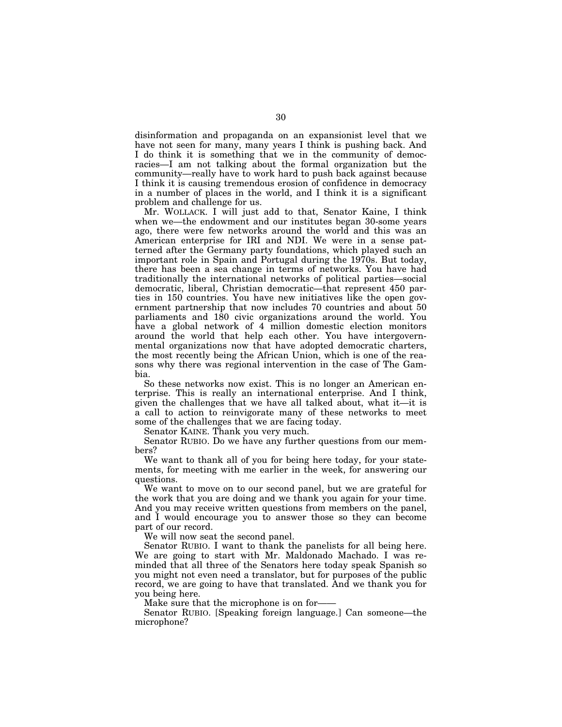disinformation and propaganda on an expansionist level that we have not seen for many, many years I think is pushing back. And I do think it is something that we in the community of democracies—I am not talking about the formal organization but the community—really have to work hard to push back against because I think it is causing tremendous erosion of confidence in democracy in a number of places in the world, and I think it is a significant problem and challenge for us.

Mr. WOLLACK. I will just add to that, Senator Kaine, I think when we—the endowment and our institutes began 30-some years ago, there were few networks around the world and this was an American enterprise for IRI and NDI. We were in a sense patterned after the Germany party foundations, which played such an important role in Spain and Portugal during the 1970s. But today, there has been a sea change in terms of networks. You have had traditionally the international networks of political parties—social democratic, liberal, Christian democratic—that represent 450 parties in 150 countries. You have new initiatives like the open government partnership that now includes 70 countries and about 50 parliaments and 180 civic organizations around the world. You have a global network of 4 million domestic election monitors around the world that help each other. You have intergovernmental organizations now that have adopted democratic charters, the most recently being the African Union, which is one of the reasons why there was regional intervention in the case of The Gambia.

So these networks now exist. This is no longer an American enterprise. This is really an international enterprise. And I think, given the challenges that we have all talked about, what it—it is a call to action to reinvigorate many of these networks to meet some of the challenges that we are facing today.

Senator KAINE. Thank you very much.

Senator RUBIO. Do we have any further questions from our members?

We want to thank all of you for being here today, for your statements, for meeting with me earlier in the week, for answering our questions.

We want to move on to our second panel, but we are grateful for the work that you are doing and we thank you again for your time. And you may receive written questions from members on the panel, and I would encourage you to answer those so they can become part of our record.

We will now seat the second panel.

Senator RUBIO. I want to thank the panelists for all being here. We are going to start with Mr. Maldonado Machado. I was reminded that all three of the Senators here today speak Spanish so you might not even need a translator, but for purposes of the public record, we are going to have that translated. And we thank you for you being here.

Make sure that the microphone is on for——

Senator RUBIO. [Speaking foreign language.] Can someone—the microphone?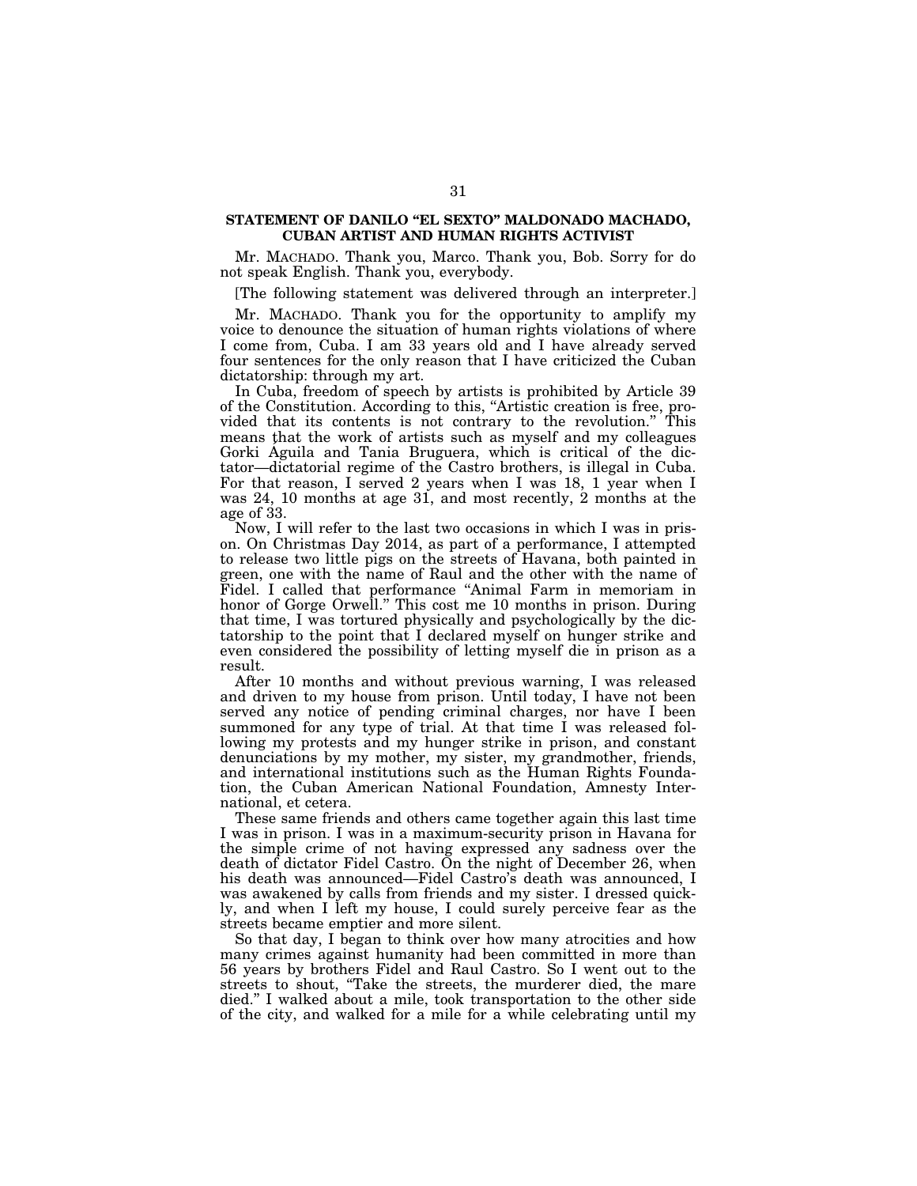## STATEMENT OF DANILO "EL SEXTO" MALDONADO MACHADO, CUBAN ARTIST AND HUMAN RIGHTS ACTIVIST

Mr. MACHADO. Thank you, Marco. Thank you, Bob. Sorry for do not speak English. Thank you, everybody.

[The following statement was delivered through an interpreter.]

Mr. MACHADO. Thank you for the opportunity to amplify my voice to denounce the situation of human rights violations of where I come from, Cuba. I am 33 years old and I have already served four sentences for the only reason that I have criticized the Cuban dictatorship: through my art.

In Cuba, freedom of speech by artists is prohibited by Article 39 of the Constitution. According to this, "Artistic creation is free, provided that its contents is not contrary to the revolution." This means that the work of artists such as myself and my colleagues Gorki Águila and Tania Bruguera, which is critical of the dictator—dictatorial regime of the Castro brothers, is illegal in Cuba. For that reason, I served 2 years when I was 18, 1 year when I was 24, 10 months at age 31, and most recently, 2 months at the age of 33.

Now, I will refer to the last two occasions in which I was in prison. On Christmas Day 2014, as part of a performance, I attempted to release two little pigs on the streets of Havana, both painted in green, one with the name of Raul and the other with the name of Fidel. I called that performance "Animal Farm in memoriam in honor of Gorge Orwell." This cost me 10 months in prison. During that time, I was tortured physically and psychologically by the dictatorship to the point that I declared myself on hunger strike and even considered the possibility of letting myself die in prison as a result.

After 10 months and without previous warning, I was released and driven to my house from prison. Until today, I have not been served any notice of pending criminal charges, nor have I been summoned for any type of trial. At that time I was released following my protests and my hunger strike in prison, and constant denunciations by my mother, my sister, my grandmother, friends, and international institutions such as the Human Rights Foundation, the Cuban American National Foundation, Amnesty International, et cetera.

These same friends and others came together again this last time I was in prison. I was in a maximum-security prison in Havana for the simple crime of not having expressed any sadness over the death of dictator Fidel Castro. On the night of December 26, when his death was announced—Fidel Castro's death was announced, I was awakened by calls from friends and my sister. I dressed quickly, and when I left my house, I could surely perceive fear as the streets became emptier and more silent.

So that day, I began to think over how many atrocities and how many crimes against humanity had been committed in more than 56 years by brothers Fidel and Raul Castro. So I went out to the streets to shout, "Take the streets, the murderer died, the mare died." I walked about a mile, took transportation to the other side of the city, and walked for a mile for a while celebrating until my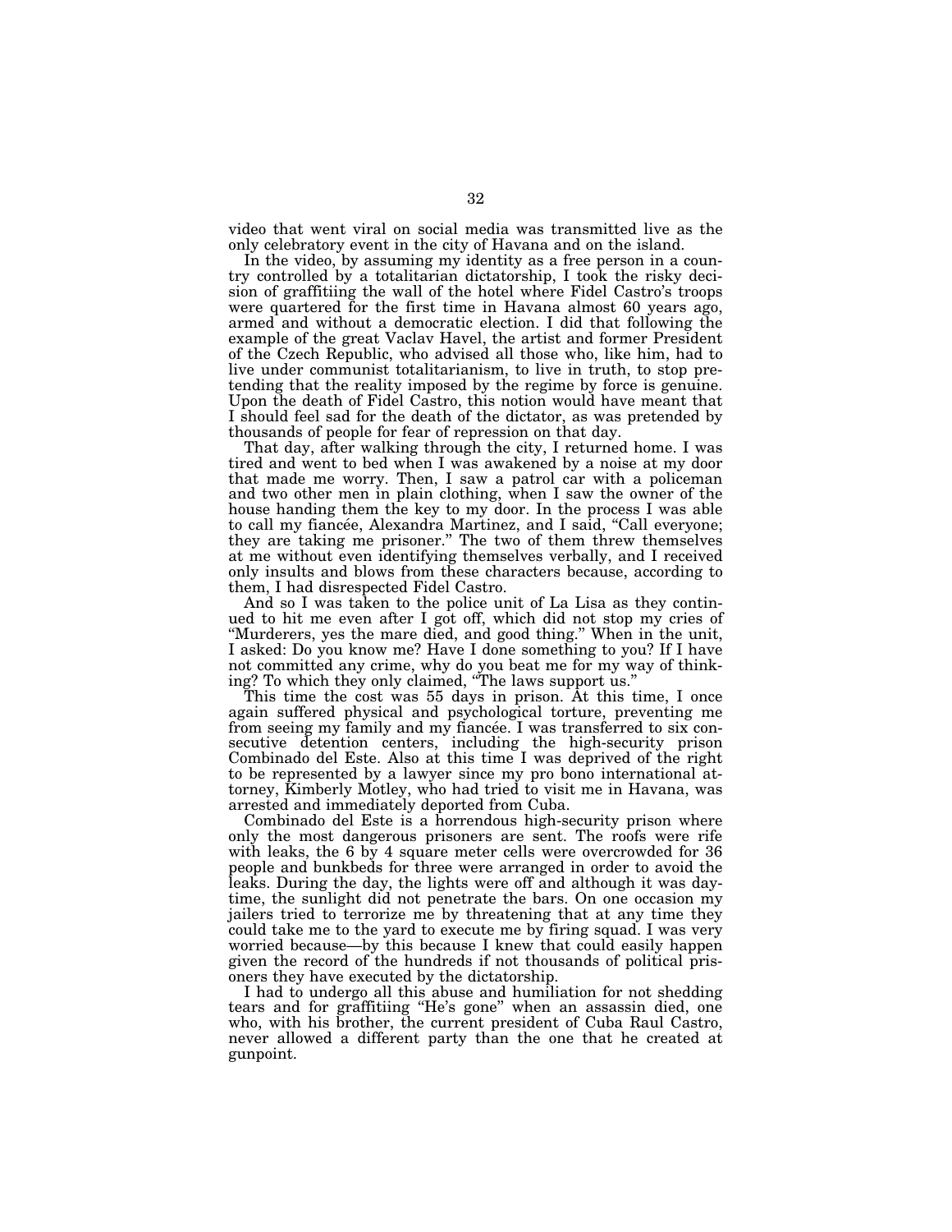video that went viral on social media was transmitted live as the only celebratory event in the city of Havana and on the island.

In the video, by assuming my identity as a free person in a country controlled by a totalitarian dictatorship, I took the risky decision of graffitiing the wall of the hotel where Fidel Castro's troops were quartered for the first time in Havana almost 60 years ago, armed and without a democratic election. I did that following the example of the great Vaclav Havel, the artist and former President of the Czech Republic, who advised all those who, like him, had to live under communist totalitarianism, to live in truth, to stop pretending that the reality imposed by the regime by force is genuine. Upon the death of Fidel Castro, this notion would have meant that I should feel sad for the death of the dictator, as was pretended by thousands of people for fear of repression on that day.

That day, after walking through the city, I returned home. I was tired and went to bed when I was awakened by a noise at my door that made me worry. Then, I saw a patrol car with a policeman and two other men in plain clothing, when I saw the owner of the house handing them the key to my door. In the process I was able to call my fiancée, Alexandra Martinez, and I said, "Call everyone; they are taking me prisoner." The two of them threw themselves at me without even identifying themselves verbally, and I received only insults and blows from these characters because, according to them, I had disrespected Fidel Castro.

And so I was taken to the police unit of La Lisa as they continued to hit me even after I got off, which did not stop my cries of "Murderers, yes the mare died, and good thing." When in the unit, I asked: Do you know me? Have I done something to you? If I have not committed any crime, why do you beat me for my way of thinking? To which they only claimed, "The laws support us."

This time the cost was 55 days in prison. At this time, I once again suffered physical and psychological torture, preventing me from seeing my family and my fiancée. I was transferred to six consecutive detention centers, including the high-security prison Combinado del Este. Also at this time I was deprived of the right to be represented by a lawyer since my pro bono international attorney, Kimberly Motley, who had tried to visit me in Havana, was arrested and immediately deported from Cuba.

Combinado del Este is a horrendous high-security prison where only the most dangerous prisoners are sent. The roofs were rife with leaks, the 6 by 4 square meter cells were overcrowded for 36 people and bunkbeds for three were arranged in order to avoid the leaks. During the day, the lights were off and although it was daytime, the sunlight did not penetrate the bars. On one occasion my jailers tried to terrorize me by threatening that at any time they could take me to the yard to execute me by firing squad. I was very worried because—by this because I knew that could easily happen given the record of the hundreds if not thousands of political prisoners they have executed by the dictatorship.

I had to undergo all this abuse and humiliation for not shedding tears and for graffitiing "He's gone" when an assassin died, one who, with his brother, the current president of Cuba Raul Castro, never allowed a different party than the one that he created at gunpoint.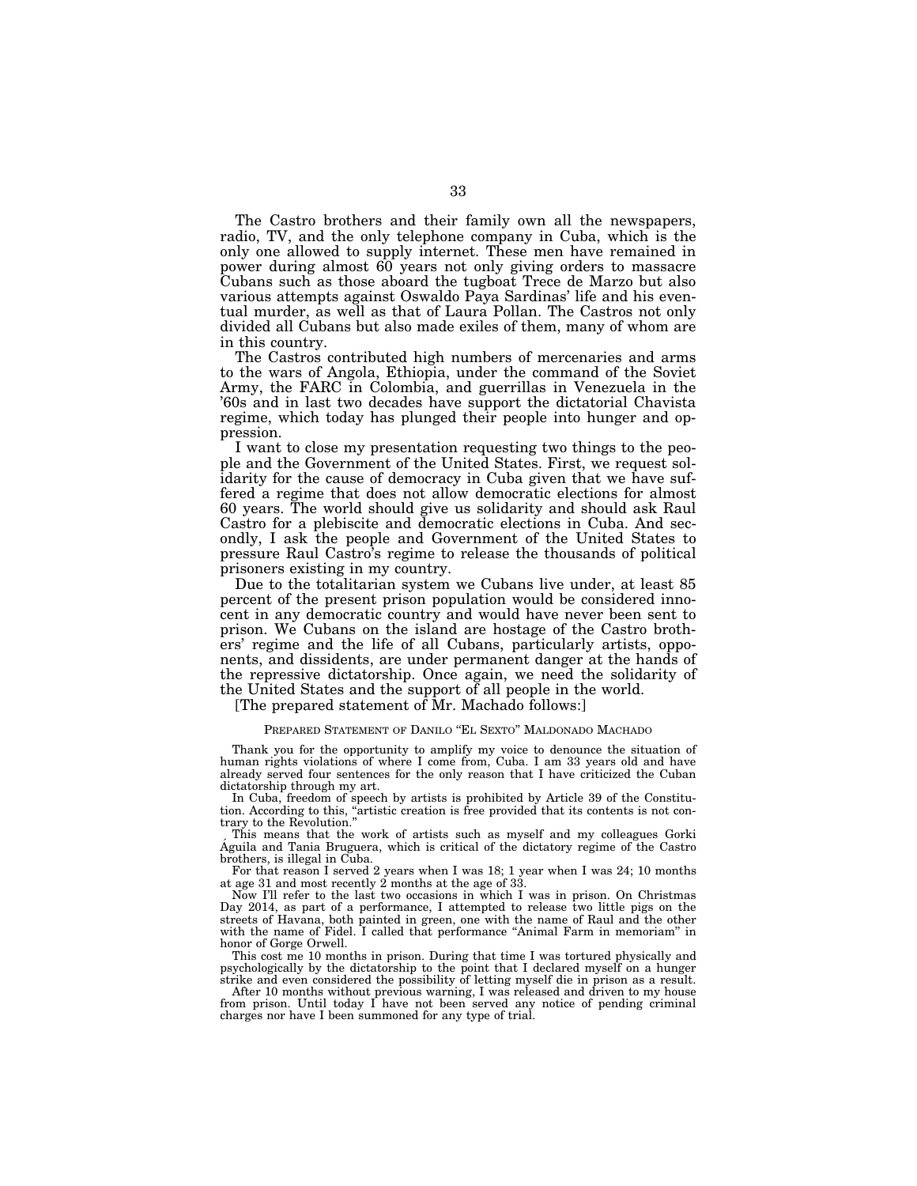The Castro brothers and their family own all the newspapers, radio, TV, and the only telephone company in Cuba, which is the only one allowed to supply internet. These men have remained in power during almost 60 years not only giving orders to massacre Cubans such as those aboard the tugboat Trece de Marzo but also various attempts against Oswaldo Paya Sardinas' life and his eventual murder, as well as that of Laura Pollan. The Castros not only divided all Cubans but also made exiles of them, many of whom are in this country.

The Castros contributed high numbers of mercenaries and arms to the wars of Angola, Ethiopia, under the command of the Soviet Army, the FARC in Colombia, and guerrillas in Venezuela in the '60s and in last two decades have support the dictatorial Chavista regime, which today has plunged their people into hunger and oppression.

I want to close my presentation requesting two things to the people and the Government of the United States. First, we request solidarity for the cause of democracy in Cuba given that we have suffered a regime that does not allow democratic elections for almost 60 years. The world should give us solidarity and should ask Raul Castro for a plebiscite and democratic elections in Cuba. And secondly, I ask the people and Government of the United States to pressure Raul Castro's regime to release the thousands of political prisoners existing in my country.

Due to the totalitarian system we Cubans live under, at least 85 percent of the present prison population would be considered innocent in any democratic country and would have never been sent to prison. We Cubans on the island are hostage of the Castro brothers' regime and the life of all Cubans, particularly artists, opponents, and dissidents, are under permanent danger at the hands of the repressive dictatorship. Once again, we need the solidarity of the United States and the support of all people in the world.

[The prepared statement of Mr. Machado follows:]

PREPARED STATEMENT OF DANILO "EL SEXTO" MALDONADO MACHADO

Thank you for the opportunity to amplify my voice to denounce the situation of human rights violations of where I come from, Cuba. I am 33 years old and have already served four sentences for the only reason that I have criticized the Cuban dictatorship through my art.

In Cuba, freedom of speech by artists is prohibited by Article 39 of the Constitution. According to this, "artistic creation is free provided that its contents is not contrary to the Revolution."

This means that the work of artists such as myself and my colleagues Gorki Águila and Tania Bruguera, which is critical of the dictatory regime of the Castro brothers, is illegal in Cuba.

For that reason I served 2 years when I was 18; 1 year when I was 24; 10 months at age 31 and most recently 2 months at the age of 33.

Now I'll refer to the last two occasions in which I was in prison. On Christmas Day 2014, as part of a performance, I attempted to release two little pigs on the streets of Havana, both painted in green, one with the name of Raul and the other with the name of Fidel. I called that performance "Animal Farm in memoriam" in honor of Gorge Orwell.

This cost me 10 months in prison. During that time I was tortured physically and psychologically by the dictatorship to the point that I declared myself on a hunger strike and even considered the possibility of letting myself die in prison as a result.

After 10 months without previous warning, I was released and driven to my house from prison. Until today I have not been served any notice of pending criminal charges nor have I been summoned for any type of trial.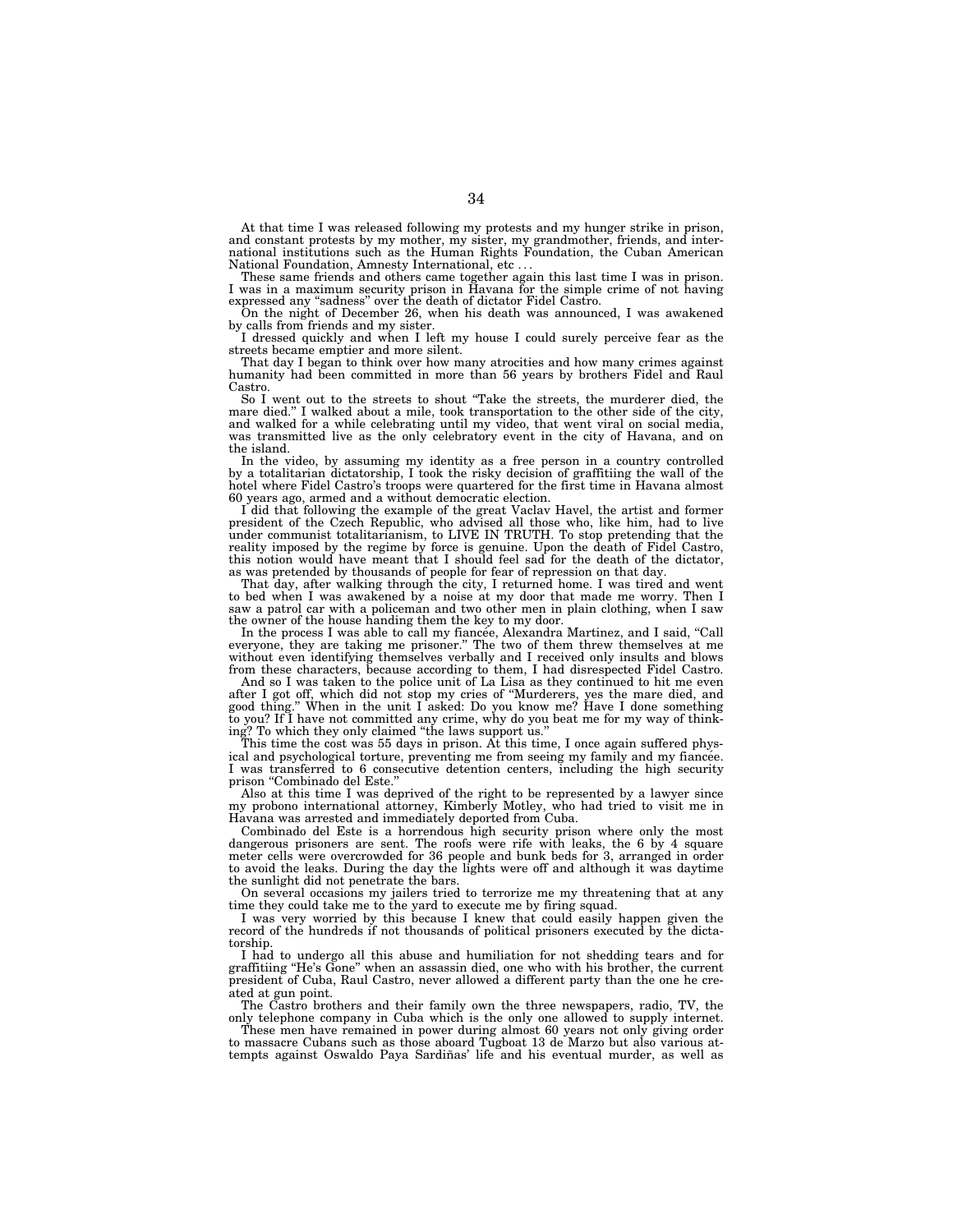At that time I was released following my protests and my hunger strike in prison, and constant protests by my mother, my sister, my grandmother, friends, and international institutions such as the Human Rights Foundation, the Cuban American National Foundation, Amnesty International, etc . . .

These same friends and others came together again this last time I was in prison. I was in a maximum security prison in Havana for the simple crime of not having expressed any "sadness" over the death of dictator Fidel Castro.

On the night of December 26, when his death was announced, I was awakened by calls from friends and my sister.

I dressed quickly and when I left my house I could surely perceive fear as the streets became emptier and more silent.

That day I began to think over how many atrocities and how many crimes against humanity had been committed in more than 56 years by brothers Fidel and Raul Castro.

So I went out to the streets to shout "Take the streets, the murderer died, the mare died." I walked about a mile, took transportation to the other side of the city, and walked for a while celebrating until my video, that went viral on social media, was transmitted live as the only celebratory event in the city of Havana, and on the island.

In the video, by assuming my identity as a free person in a country controlled by a totalitarian dictatorship, I took the risky decision of graffitiing the wall of the hotel where Fidel Castro's troops were quartered for the first time in Havana almost 60 years ago, armed and a without democratic election.

I did that following the example of the great Vaclav Havel, the artist and former president of the Czech Republic, who advised all those who, like him, had to live under communist totalitarianism, to LIVE IN TRUTH. To stop pretending that the reality imposed by the regime by force is genuine. Upon the death of Fidel Castro, this notion would have meant that I should feel sad for the death of the dictator, as was pretended by thousands of people for fear of repression on that day.

That day, after walking through the city, I returned home. I was tired and went to bed when I was awakened by a noise at my door that made me worry. Then I saw a patrol car with a policeman and two other men in plain clothing, when I saw the owner of the house handing them the key to my door.

In the process I was able to call my fiancée, Alexandra Martinez, and I said, "Call everyone, they are taking me prisoner." The two of them threw themselves at me without even identifying themselves verbally and I received only insults and blows from these characters, because according to them, I had disrespected Fidel Castro.

And so I was taken to the police unit of La Lisa as they continued to hit me even after I got off, which did not stop my cries of "Murderers, yes the mare died, and good thing." When in the unit I asked: Do you know me? Have I done something to you? If I have not committed any crime, why do you beat me for my way of thinking? To which they only claimed "the laws support us."

This time the cost was 55 days in prison. At this time, I once again suffered physical and psychological torture, preventing me from seeing my family and my fiancée. I was transferred to 6 consecutive detention centers, including the high security prison "Combinado del Este."

Also at this time I was deprived of the right to be represented by a lawyer since my probono international attorney, Kimberly Motley, who had tried to visit me in Havana was arrested and immediately deported from Cuba.

Combinado del Este is a horrendous high security prison where only the most dangerous prisoners are sent. The roofs were rife with leaks, the 6 by 4 square meter cells were overcrowded for 36 people and bunk beds for 3, arranged in order to avoid the leaks. During the day the lights were off and although it was daytime the sunlight did not penetrate the bars.

On several occasions my jailers tried to terrorize me my threatening that at any time they could take me to the yard to execute me by firing squad.

I was very worried by this because I knew that could easily happen given the record of the hundreds if not thousands of political prisoners executed by the dictatorship.

I had to undergo all this abuse and humiliation for not shedding tears and for graffitiing "He's Gone" when an assassin died, one who with his brother, the current president of Cuba, Raul Castro, never allowed a different party than the one he created at gun point.

The Castro brothers and their family own the three newspapers, radio, TV, the only telephone company in Cuba which is the only one allowed to supply internet.

These men have remained in power during almost 60 years not only giving order to massacre Cubans such as those aboard Tugboat 13 de Marzo but also various attempts against Oswaldo Paya Sardiñas' life and his eventual murder, as well as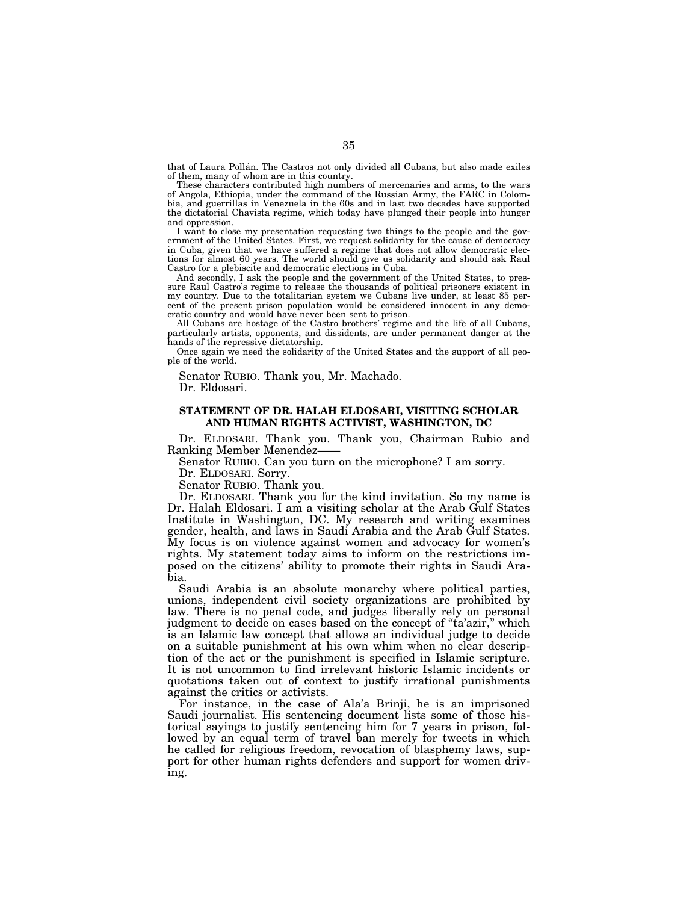that of Laura Pollán. The Castros not only divided all Cubans, but also made exiles of them, many of whom are in this country.

These characters contributed high numbers of mercenaries and arms, to the wars of Angola, Ethiopia, under the command of the Russian Army, the FARC in Colombia, and guerrillas in Venezuela in the 60s and in last two decades have supported the dictatorial Chavista regime, which today have plunged their people into hunger and oppression.

I want to close my presentation requesting two things to the people and the government of the United States. First, we request solidarity for the cause of democracy in Cuba, given that we have suffered a regime that does not allow democratic elections for almost 60 years. The world should give us solidarity and should ask Raul Castro for a plebiscite and democratic elections in Cuba.

And secondly, I ask the people and the government of the United States, to pressure Raul Castro's regime to release the thousands of political prisoners existent in my country. Due to the totalitarian system we Cubans live under, at least 85 percent of the present prison population would be considered innocent in any democratic country and would have never been sent to prison.

All Cubans are hostage of the Castro brothers' regime and the life of all Cubans, particularly artists, opponents, and dissidents, are under permanent danger at the hands of the repressive dictatorship.

Once again we need the solidarity of the United States and the support of all people of the world.

Senator RUBIO. Thank you, Mr. Machado.

Dr. Eldosari.

### STATEMENT OF DR. HALAH ELDOSARI, VISITING SCHOLAR AND HUMAN RIGHTS ACTIVIST, WASHINGTON, DC

Dr. ELDOSARI. Thank you. Thank you, Chairman Rubio and Ranking Member Menendez——

Senator RUBIO. Can you turn on the microphone? I am sorry.

Dr. ELDOSARI. Sorry.

Senator RUBIO. Thank you.

Dr. ELDOSARI. Thank you for the kind invitation. So my name is Dr. Halah Eldosari. I am a visiting scholar at the Arab Gulf States Institute in Washington, DC. My research and writing examines gender, health, and laws in Saudi Arabia and the Arab Gulf States. My focus is on violence against women and advocacy for women's rights. My statement today aims to inform on the restrictions imposed on the citizens' ability to promote their rights in Saudi Arabia.

Saudi Arabia is an absolute monarchy where political parties, unions, independent civil society organizations are prohibited by law. There is no penal code, and judges liberally rely on personal judgment to decide on cases based on the concept of "ta'azir," which is an Islamic law concept that allows an individual judge to decide on a suitable punishment at his own whim when no clear description of the act or the punishment is specified in Islamic scripture. It is not uncommon to find irrelevant historic Islamic incidents or quotations taken out of context to justify irrational punishments against the critics or activists.

For instance, in the case of Ala'a Brinji, he is an imprisoned Saudi journalist. His sentencing document lists some of those historical sayings to justify sentencing him for 7 years in prison, followed by an equal term of travel ban merely for tweets in which he called for religious freedom, revocation of blasphemy laws, support for other human rights defenders and support for women driving.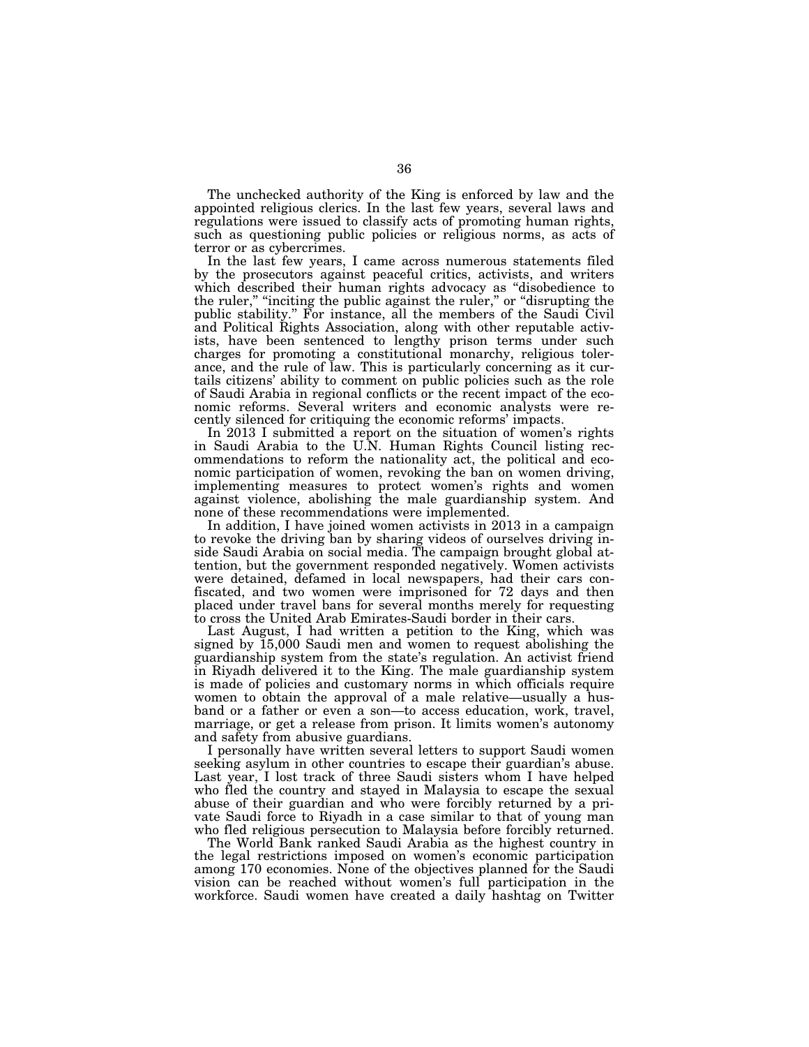The unchecked authority of the King is enforced by law and the appointed religious clerics. In the last few years, several laws and regulations were issued to classify acts of promoting human rights, such as questioning public policies or religious norms, as acts of terror or as cybercrimes.

In the last few years, I came across numerous statements filed by the prosecutors against peaceful critics, activists, and writers which described their human rights advocacy as "disobedience to the ruler," "inciting the public against the ruler," or "disrupting the public stability." For instance, all the members of the Saudi Civil and Political Rights Association, along with other reputable activists, have been sentenced to lengthy prison terms under such charges for promoting a constitutional monarchy, religious tolerance, and the rule of law. This is particularly concerning as it curtails citizens' ability to comment on public policies such as the role of Saudi Arabia in regional conflicts or the recent impact of the economic reforms. Several writers and economic analysts were recently silenced for critiquing the economic reforms' impacts.

In 2013 I submitted a report on the situation of women's rights in Saudi Arabia to the U.N. Human Rights Council listing recommendations to reform the nationality act, the political and economic participation of women, revoking the ban on women driving, implementing measures to protect women's rights and women against violence, abolishing the male guardianship system. And none of these recommendations were implemented.

In addition, I have joined women activists in 2013 in a campaign to revoke the driving ban by sharing videos of ourselves driving inside Saudi Arabia on social media. The campaign brought global attention, but the government responded negatively. Women activists were detained, defamed in local newspapers, had their cars confiscated, and two women were imprisoned for 72 days and then placed under travel bans for several months merely for requesting to cross the United Arab Emirates-Saudi border in their cars.

Last August, I had written a petition to the King, which was signed by 15,000 Saudi men and women to request abolishing the guardianship system from the state's regulation. An activist friend in Riyadh delivered it to the King. The male guardianship system is made of policies and customary norms in which officials require women to obtain the approval of a male relative—usually a husband or a father or even a son—to access education, work, travel, marriage, or get a release from prison. It limits women's autonomy and safety from abusive guardians.

I personally have written several letters to support Saudi women seeking asylum in other countries to escape their guardian's abuse. Last year, I lost track of three Saudi sisters whom I have helped who fled the country and stayed in Malaysia to escape the sexual abuse of their guardian and who were forcibly returned by a private Saudi force to Riyadh in a case similar to that of young man who fled religious persecution to Malaysia before forcibly returned.

The World Bank ranked Saudi Arabia as the highest country in the legal restrictions imposed on women's economic participation among 170 economies. None of the objectives planned for the Saudi vision can be reached without women's full participation in the workforce. Saudi women have created a daily hashtag on Twitter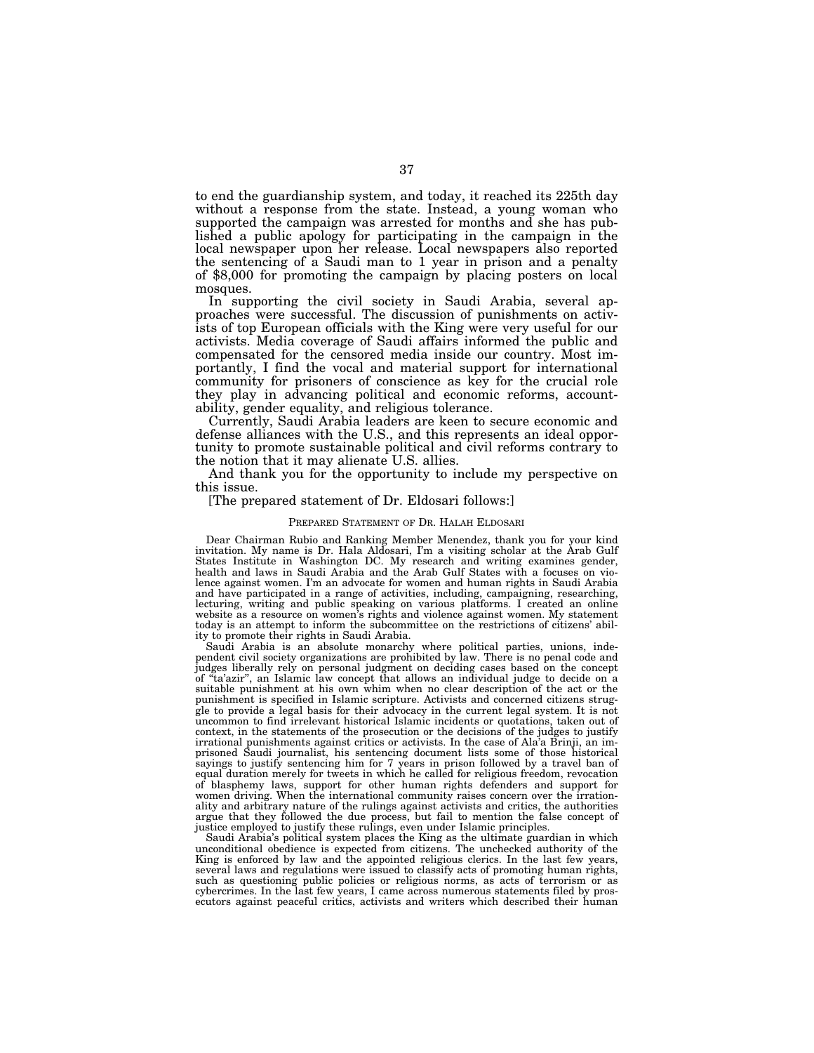to end the guardianship system, and today, it reached its 225th day without a response from the state. Instead, a young woman who supported the campaign was arrested for months and she has published a public apology for participating in the campaign in the local newspaper upon her release. Local newspapers also reported the sentencing of a Saudi man to 1 year in prison and a penalty of $8,000 for promoting the campaign by placing posters on local mosques.

In supporting the civil society in Saudi Arabia, several approaches were successful. The discussion of punishments on activists of top European officials with the King were very useful for our activists. Media coverage of Saudi affairs informed the public and compensated for the censored media inside our country. Most importantly, I find the vocal and material support for international community for prisoners of conscience as key for the crucial role they play in advancing political and economic reforms, accountability, gender equality, and religious tolerance.

Currently, Saudi Arabia leaders are keen to secure economic and defense alliances with the U.S., and this represents an ideal opportunity to promote sustainable political and civil reforms contrary to the notion that it may alienate U.S. allies.

And thank you for the opportunity to include my perspective on this issue.

[The prepared statement of Dr. Eldosari follows:]

## PREPARED STATEMENT OF DR. HALAH ELDOSARI

Dear Chairman Rubio and Ranking Member Menendez, thank you for your kind invitation. My name is Dr. Hala Aldosari, I'm a visiting scholar at the Arab Gulf States Institute in Washington DC. My research and writing examines gender, health and laws in Saudi Arabia and the Arab Gulf States with a focuses on violence against women. I'm an advocate for women and human rights in Saudi Arabia and have participated in a range of activities, including, campaigning, researching, lecturing, writing and public speaking on various platforms. I created an online website as a resource on women's rights and violence against women. My statement today is an attempt to inform the subcommittee on the restrictions of citizens' ability to promote their rights in Saudi Arabia.

Saudi Arabia is an absolute monarchy where political parties, unions, independent civil society organizations are prohibited by law. There is no penal code and judges liberally rely on personal judgment on deciding cases based on the concept of "ta'azir", an Islamic law concept that allows an individual judge to decide on a suitable punishment at his own whim when no clear description of the act or the punishment is specified in Islamic scripture. Activists and concerned citizens struggle to provide a legal basis for their advocacy in the current legal system. It is not uncommon to find irrelevant historical Islamic incidents or quotations, taken out of context, in the statements of the prosecution or the decisions of the judges to justify irrational punishments against critics or activists. In the case of Ala'a Brinji, an imprisoned Saudi journalist, his sentencing document lists some of those historical sayings to justify sentencing him for 7 years in prison followed by a travel ban of equal duration merely for tweets in which he called for religious freedom, revocation of blasphemy laws, support for other human rights defenders and support for women driving. When the international community raises concern over the irrationality and arbitrary nature of the rulings against activists and critics, the authorities argue that they followed the due process, but fail to mention the false concept of justice employed to justify these rulings, even under Islamic principles.

Saudi Arabia's political system places the King as the ultimate guardian in which unconditional obedience is expected from citizens. The unchecked authority of the King is enforced by law and the appointed religious clerics. In the last few years, several laws and regulations were issued to classify acts of promoting human rights, such as questioning public policies or religious norms, as acts of terrorism or as cybercrimes. In the last few years, I came across numerous statements filed by prosecutors against peaceful critics, activists and writers which described their human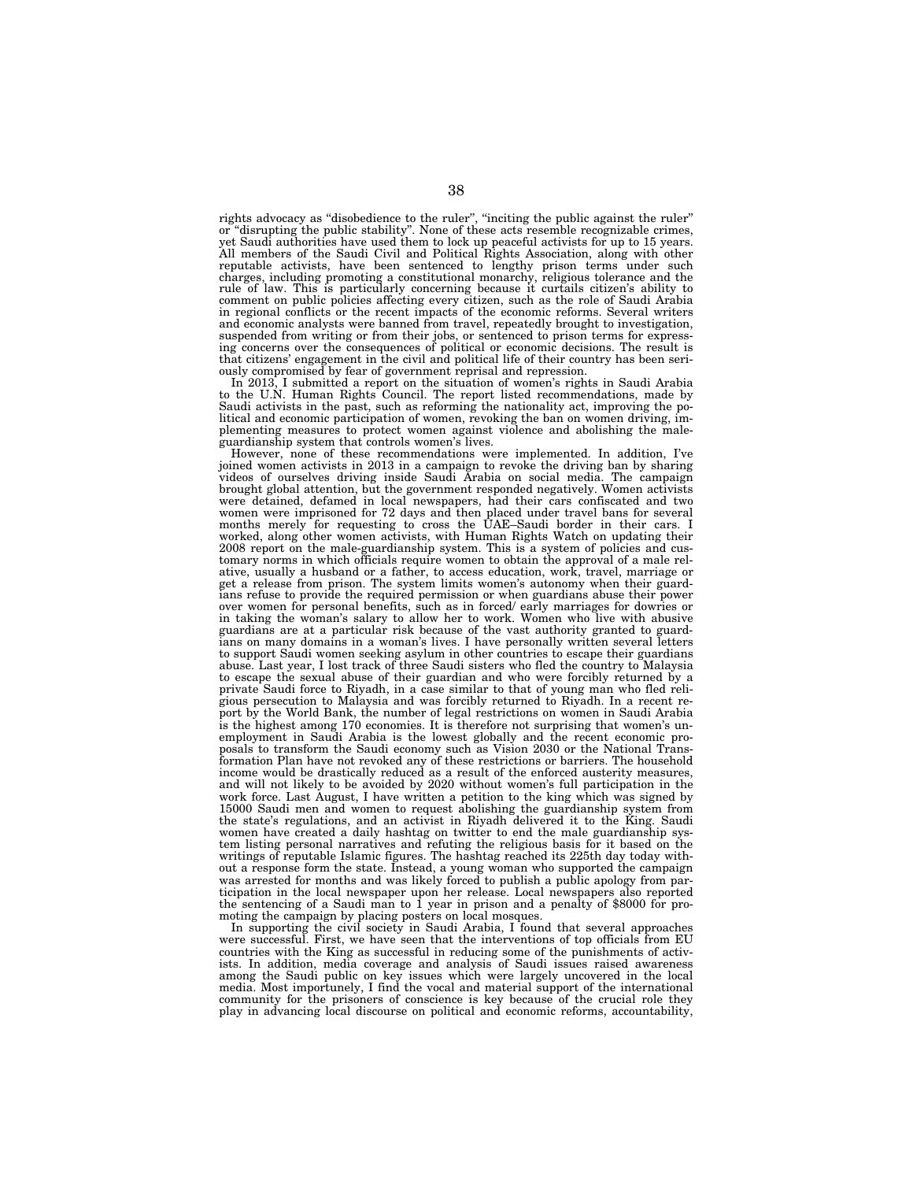rights advocacy as "disobedience to the ruler", "inciting the public against the ruler" or "disrupting the public stability". None of these acts resemble recognizable crimes, yet Saudi authorities have used them to lock up peaceful activists for up to 15 years. All members of the Saudi Civil and Political Rights Association, along with other reputable activists, have been sentenced to lengthy prison terms under such charges, including promoting a constitutional monarchy, religious tolerance and the rule of law. This is particularly concerning because it curtails citizen's ability to comment on public policies affecting every citizen, such as the role of Saudi Arabia in regional conflicts or the recent impacts of the economic reforms. Several writers and economic analysts were banned from travel, repeatedly brought to investigation, suspended from writing or from their jobs, or sentenced to prison terms for expressing concerns over the consequences of political or economic decisions. The result is that citizens' engagement in the civil and political life of their country has been seriously compromised by fear of government reprisal and repression.

In 2013, I submitted a report on the situation of women's rights in Saudi Arabia to the U.N. Human Rights Council. The report listed recommendations, made by Saudi activists in the past, such as reforming the nationality act, improving the political and economic participation of women, revoking the ban on women driving, implementing measures to protect women against violence and abolishing the male-guardianship system that controls women's lives.

However, none of these recommendations were implemented. In addition, I've joined women activists in 2013 in a campaign to revoke the driving ban by sharing videos of ourselves driving inside Saudi Arabia on social media. The campaign brought global attention, but the government responded negatively. Women activists were detained, defamed in local newspapers, had their cars confiscated and two women were imprisoned for 72 days and then placed under travel bans for several months merely for requesting to cross the UAE–Saudi border in their cars. I worked, along other women activists, with Human Rights Watch on updating their 2008 report on the male-guardianship system. This is a system of policies and customary norms in which officials require women to obtain the approval of a male relative, usually a husband or a father, to access education, work, travel, marriage or get a release from prison. The system limits women's autonomy when their guardians refuse to provide the required permission or when guardians abuse their power over women for personal benefits, such as in forced/ early marriages for dowries or in taking the woman's salary to allow her to work. Women who live with abusive guardians are at a particular risk because of the vast authority granted to guardians on many domains in a woman's lives. I have personally written several letters to support Saudi women seeking asylum in other countries to escape their guardians abuse. Last year, I lost track of three Saudi sisters who fled the country to Malaysia to escape the sexual abuse of their guardian and who were forcibly returned by a private Saudi force to Riyadh, in a case similar to that of young man who fled religious persecution to Malaysia and was forcibly returned to Riyadh. In a recent report by the World Bank, the number of legal restrictions on women in Saudi Arabia is the highest among 170 economies. It is therefore not surprising that women's unemployment in Saudi Arabia is the lowest globally and the recent economic proposals to transform the Saudi economy such as Vision 2030 or the National Transformation Plan have not revoked any of these restrictions or barriers. The household income would be drastically reduced as a result of the enforced austerity measures, and will not likely to be avoided by 2020 without women's full participation in the work force. Last August, I have written a petition to the king which was signed by 15000 Saudi men and women to request abolishing the guardianship system from the state's regulations, and an activist in Riyadh delivered it to the King. Saudi women have created a daily hashtag on twitter to end the male guardianship system listing personal narratives and refuting the religious basis for it based on the writings of reputable Islamic figures. The hashtag reached its 225th day today without a response form the state. Instead, a young woman who supported the campaign was arrested for months and was likely forced to publish a public apology from participation in the local newspaper upon her release. Local newspapers also reported the sentencing of a Saudi man to 1 year in prison and a penalty of $8000 for promoting the campaign by placing posters on local mosques.

In supporting the civil society in Saudi Arabia, I found that several approaches were successful. First, we have seen that the interventions of top officials from EU countries with the King as successful in reducing some of the punishments of activists. In addition, media coverage and analysis of Saudi issues raised awareness among the Saudi public on key issues which were largely uncovered in the local media. Most importunely, I find the vocal and material support of the international community for the prisoners of conscience is key because of the crucial role they play in advancing local discourse on political and economic reforms, accountability,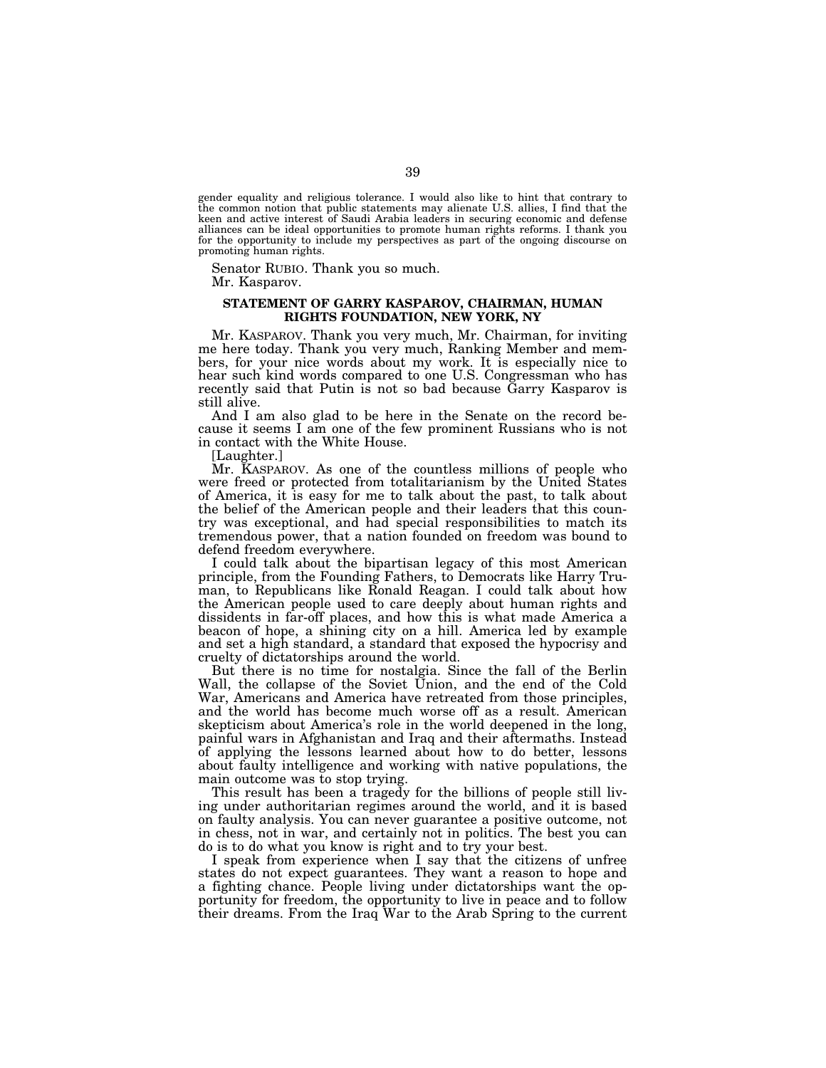gender equality and religious tolerance. I would also like to hint that contrary to the common notion that public statements may alienate U.S. allies, I find that the keen and active interest of Saudi Arabia leaders in securing economic and defense alliances can be ideal opportunities to promote human rights reforms. I thank you for the opportunity to include my perspectives as part of the ongoing discourse on promoting human rights.

Senator RUBIO. Thank you so much.

Mr. Kasparov.

### STATEMENT OF GARRY KASPAROV, CHAIRMAN, HUMAN RIGHTS FOUNDATION, NEW YORK, NY

Mr. KASPAROV. Thank you very much, Mr. Chairman, for inviting me here today. Thank you very much, Ranking Member and members, for your nice words about my work. It is especially nice to hear such kind words compared to one U.S. Congressman who has recently said that Putin is not so bad because Garry Kasparov is still alive.

And I am also glad to be here in the Senate on the record because it seems I am one of the few prominent Russians who is not in contact with the White House.

[Laughter.]

Mr. KASPAROV. As one of the countless millions of people who were freed or protected from totalitarianism by the United States of America, it is easy for me to talk about the past, to talk about the belief of the American people and their leaders that this country was exceptional, and had special responsibilities to match its tremendous power, that a nation founded on freedom was bound to defend freedom everywhere.

I could talk about the bipartisan legacy of this most American principle, from the Founding Fathers, to Democrats like Harry Truman, to Republicans like Ronald Reagan. I could talk about how the American people used to care deeply about human rights and dissidents in far-off places, and how this is what made America a beacon of hope, a shining city on a hill. America led by example and set a high standard, a standard that exposed the hypocrisy and cruelty of dictatorships around the world.

But there is no time for nostalgia. Since the fall of the Berlin Wall, the collapse of the Soviet Union, and the end of the Cold War, Americans and America have retreated from those principles, and the world has become much worse off as a result. American skepticism about America's role in the world deepened in the long, painful wars in Afghanistan and Iraq and their aftermaths. Instead of applying the lessons learned about how to do better, lessons about faulty intelligence and working with native populations, the main outcome was to stop trying.

This result has been a tragedy for the billions of people still living under authoritarian regimes around the world, and it is based on faulty analysis. You can never guarantee a positive outcome, not in chess, not in war, and certainly not in politics. The best you can do is to do what you know is right and to try your best.

I speak from experience when I say that the citizens of unfree states do not expect guarantees. They want a reason to hope and a fighting chance. People living under dictatorships want the opportunity for freedom, the opportunity to live in peace and to follow their dreams. From the Iraq War to the Arab Spring to the current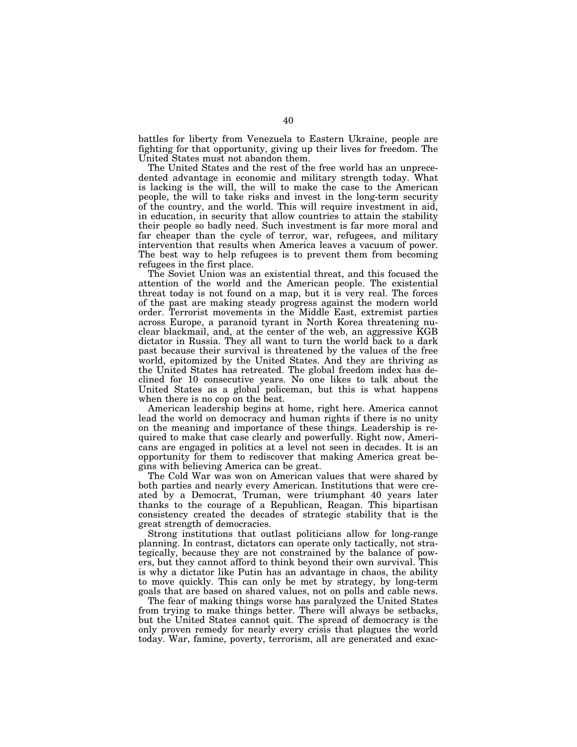battles for liberty from Venezuela to Eastern Ukraine, people are fighting for that opportunity, giving up their lives for freedom. The United States must not abandon them.

The United States and the rest of the free world has an unprecedented advantage in economic and military strength today. What is lacking is the will, the will to make the case to the American people, the will to take risks and invest in the long-term security of the country, and the world. This will require investment in aid, in education, in security that allow countries to attain the stability their people so badly need. Such investment is far more moral and far cheaper than the cycle of terror, war, refugees, and military intervention that results when America leaves a vacuum of power. The best way to help refugees is to prevent them from becoming refugees in the first place.

The Soviet Union was an existential threat, and this focused the attention of the world and the American people. The existential threat today is not found on a map, but it is very real. The forces of the past are making steady progress against the modern world order. Terrorist movements in the Middle East, extremist parties across Europe, a paranoid tyrant in North Korea threatening nuclear blackmail, and, at the center of the web, an aggressive KGB dictator in Russia. They all want to turn the world back to a dark past because their survival is threatened by the values of the free world, epitomized by the United States. And they are thriving as the United States has retreated. The global freedom index has declined for 10 consecutive years. No one likes to talk about the United States as a global policeman, but this is what happens when there is no cop on the beat.

American leadership begins at home, right here. America cannot lead the world on democracy and human rights if there is no unity on the meaning and importance of these things. Leadership is required to make that case clearly and powerfully. Right now, Americans are engaged in politics at a level not seen in decades. It is an opportunity for them to rediscover that making America great begins with believing America can be great.

The Cold War was won on American values that were shared by both parties and nearly every American. Institutions that were created by a Democrat, Truman, were triumphant 40 years later thanks to the courage of a Republican, Reagan. This bipartisan consistency created the decades of strategic stability that is the great strength of democracies.

Strong institutions that outlast politicians allow for long-range planning. In contrast, dictators can operate only tactically, not strategically, because they are not constrained by the balance of powers, but they cannot afford to think beyond their own survival. This is why a dictator like Putin has an advantage in chaos, the ability to move quickly. This can only be met by strategy, by long-term goals that are based on shared values, not on polls and cable news.

The fear of making things worse has paralyzed the United States from trying to make things better. There will always be setbacks, but the United States cannot quit. The spread of democracy is the only proven remedy for nearly every crisis that plagues the world today. War, famine, poverty, terrorism, all are generated and exac-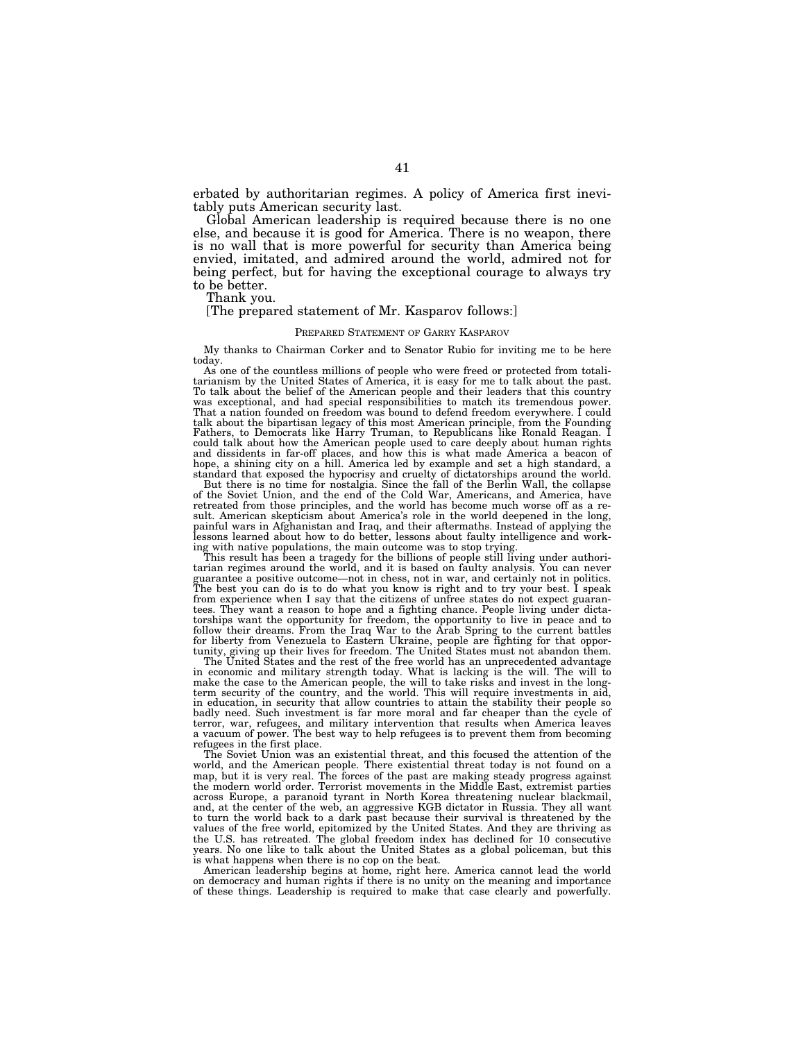erbated by authoritarian regimes. A policy of America first inevitably puts American security last.

Global American leadership is required because there is no one else, and because it is good for America. There is no weapon, there is no wall that is more powerful for security than America being envied, imitated, and admired around the world, admired not for being perfect, but for having the exceptional courage to always try to be better.

Thank you.

[The prepared statement of Mr. Kasparov follows:]

PREPARED STATEMENT OF GARRY KASPAROV

My thanks to Chairman Corker and to Senator Rubio for inviting me to be here today.

As one of the countless millions of people who were freed or protected from totalitarianism by the United States of America, it is easy for me to talk about the past. To talk about the belief of the American people and their leaders that this country was exceptional, and had special responsibilities to match its tremendous power. That a nation founded on freedom was bound to defend freedom everywhere. I could talk about the bipartisan legacy of this most American principle, from the Founding Fathers, to Democrats like Harry Truman, to Republicans like Ronald Reagan. I could talk about how the American people used to care deeply about human rights and dissidents in far-off places, and how this is what made America a beacon of hope, a shining city on a hill. America led by example and set a high standard, a standard that exposed the hypocrisy and cruelty of dictatorships around the world.

But there is no time for nostalgia. Since the fall of the Berlin Wall, the collapse of the Soviet Union, and the end of the Cold War, Americans, and America, have retreated from those principles, and the world has become much worse off as a result. American skepticism about America's role in the world deepened in the long, painful wars in Afghanistan and Iraq, and their aftermaths. Instead of applying the lessons learned about how to do better, lessons about faulty intelligence and working with native populations, the main outcome was to stop trying.

This result has been a tragedy for the billions of people still living under authoritarian regimes around the world, and it is based on faulty analysis. You can never guarantee a positive outcome—not in chess, not in war, and certainly not in politics. The best you can do is to do what you know is right and to try your best. I speak from experience when I say that the citizens of unfree states do not expect guarantees. They want a reason to hope and a fighting chance. People living under dictatorships want the opportunity for freedom, the opportunity to live in peace and to follow their dreams. From the Iraq War to the Arab Spring to the current battles for liberty from Venezuela to Eastern Ukraine, people are fighting for that opportunity, giving up their lives for freedom. The United States must not abandon them.

The United States and the rest of the free world has an unprecedented advantage in economic and military strength today. What is lacking is the will. The will to make the case to the American people, the will to take risks and invest in the long-term security of the country, and the world. This will require investments in aid, in education, in security that allow countries to attain the stability their people so badly need. Such investment is far more moral and far cheaper than the cycle of terror, war, refugees, and military intervention that results when America leaves a vacuum of power. The best way to help refugees is to prevent them from becoming refugees in the first place.

The Soviet Union was an existential threat, and this focused the attention of the world, and the American people. There existential threat today is not found on a map, but it is very real. The forces of the past are making steady progress against the modern world order. Terrorist movements in the Middle East, extremist parties across Europe, a paranoid tyrant in North Korea threatening nuclear blackmail, and, at the center of the web, an aggressive KGB dictator in Russia. They all want to turn the world back to a dark past because their survival is threatened by the values of the free world, epitomized by the United States. And they are thriving as the U.S. has retreated. The global freedom index has declined for 10 consecutive years. No one like to talk about the United States as a global policeman, but this is what happens when there is no cop on the beat.

American leadership begins at home, right here. America cannot lead the world on democracy and human rights if there is no unity on the meaning and importance of these things. Leadership is required to make that case clearly and powerfully.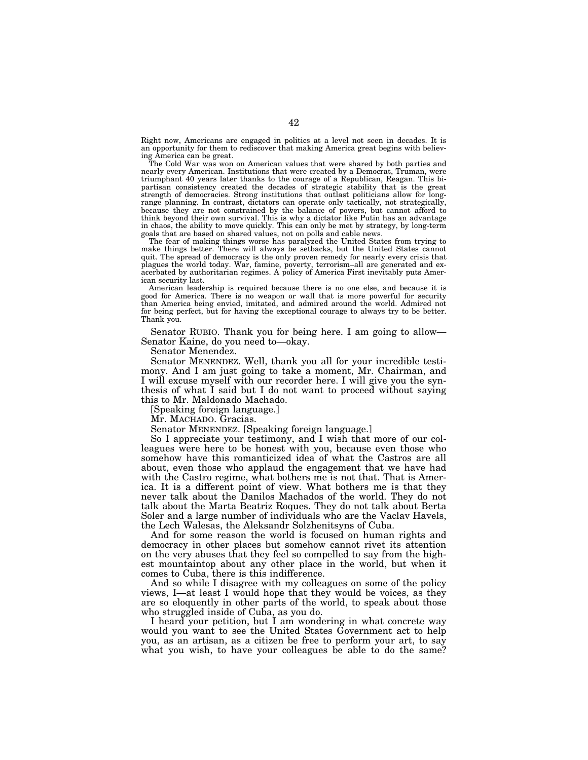Right now, Americans are engaged in politics at a level not seen in decades. It is an opportunity for them to rediscover that making America great begins with believing America can be great.

The Cold War was won on American values that were shared by both parties and nearly every American. Institutions that were created by a Democrat, Truman, were triumphant 40 years later thanks to the courage of a Republican, Reagan. This bipartisan consistency created the decades of strategic stability that is the great strength of democracies. Strong institutions that outlast politicians allow for long-range planning. In contrast, dictators can operate only tactically, not strategically, because they are not constrained by the balance of powers, but cannot afford to think beyond their own survival. This is why a dictator like Putin has an advantage in chaos, the ability to move quickly. This can only be met by strategy, by long-term goals that are based on shared values, not on polls and cable news.

The fear of making things worse has paralyzed the United States from trying to make things better. There will always be setbacks, but the United States cannot quit. The spread of democracy is the only proven remedy for nearly every crisis that plagues the world today. War, famine, poverty, terrorism–all are generated and exacerbated by authoritarian regimes. A policy of America First inevitably puts American security last.

American leadership is required because there is no one else, and because it is good for America. There is no weapon or wall that is more powerful for security than America being envied, imitated, and admired around the world. Admired not for being perfect, but for having the exceptional courage to always try to be better. Thank you.

Senator RUBIO. Thank you for being here. I am going to allow— Senator Kaine, do you need to—okay.

Senator Menendez.

Senator MENENDEZ. Well, thank you all for your incredible testimony. And I am just going to take a moment, Mr. Chairman, and I will excuse myself with our recorder here. I will give you the synthesis of what I said but I do not want to proceed without saying this to Mr. Maldonado Machado.

[Speaking foreign language.]

Mr. MACHADO. Gracias.

Senator MENENDEZ. [Speaking foreign language.]

So I appreciate your testimony, and I wish that more of our colleagues were here to be honest with you, because even those who somehow have this romanticized idea of what the Castros are all about, even those who applaud the engagement that we have had with the Castro regime, what bothers me is not that. That is America. It is a different point of view. What bothers me is that they never talk about the Danilos Machados of the world. They do not talk about the Marta Beatriz Roques. They do not talk about Berta Soler and a large number of individuals who are the Vaclav Havels, the Lech Walesas, the Aleksandr Solzhenitsyns of Cuba.

And for some reason the world is focused on human rights and democracy in other places but somehow cannot rivet its attention on the very abuses that they feel so compelled to say from the highest mountaintop about any other place in the world, but when it comes to Cuba, there is this indifference.

And so while I disagree with my colleagues on some of the policy views, I—at least I would hope that they would be voices, as they are so eloquently in other parts of the world, to speak about those who struggled inside of Cuba, as you do.

I heard your petition, but I am wondering in what concrete way would you want to see the United States Government act to help you, as an artisan, as a citizen be free to perform your art, to say what you wish, to have your colleagues be able to do the same?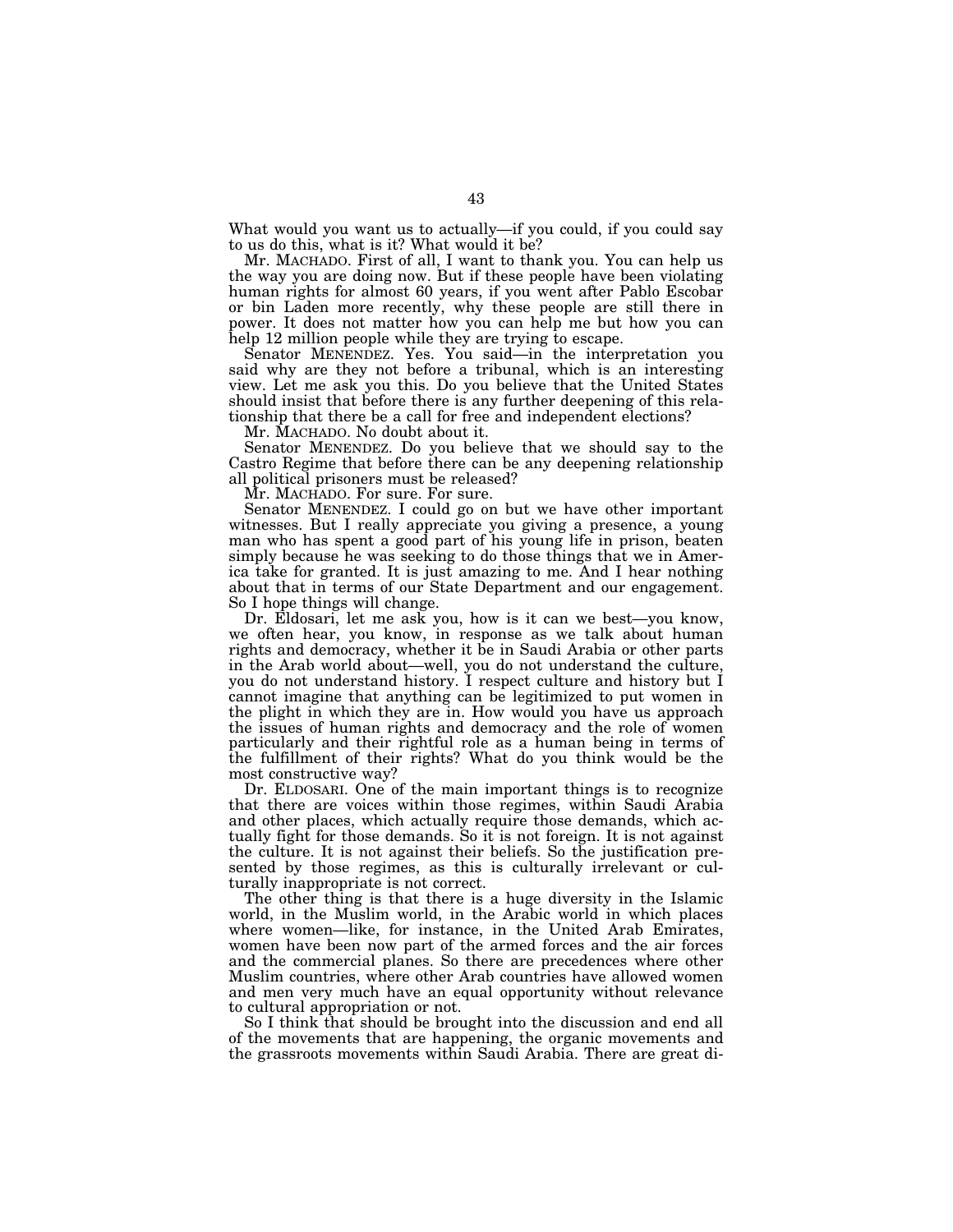What would you want us to actually—if you could, if you could say to us do this, what is it? What would it be?

Mr. MACHADO. First of all, I want to thank you. You can help us the way you are doing now. But if these people have been violating human rights for almost 60 years, if you went after Pablo Escobar or bin Laden more recently, why these people are still there in power. It does not matter how you can help me but how you can help 12 million people while they are trying to escape.

Senator MENENDEZ. Yes. You said—in the interpretation you said why are they not before a tribunal, which is an interesting view. Let me ask you this. Do you believe that the United States should insist that before there is any further deepening of this relationship that there be a call for free and independent elections?

Mr. MACHADO. No doubt about it.

Senator MENENDEZ. Do you believe that we should say to the Castro Regime that before there can be any deepening relationship all political prisoners must be released?

Mr. MACHADO. For sure. For sure.

Senator MENENDEZ. I could go on but we have other important witnesses. But I really appreciate you giving a presence, a young man who has spent a good part of his young life in prison, beaten simply because he was seeking to do those things that we in America take for granted. It is just amazing to me. And I hear nothing about that in terms of our State Department and our engagement. So I hope things will change.

Dr. Eldosari, let me ask you, how is it can we best—you know, we often hear, you know, in response as we talk about human rights and democracy, whether it be in Saudi Arabia or other parts in the Arab world about—well, you do not understand the culture, you do not understand history. I respect culture and history but I cannot imagine that anything can be legitimized to put women in the plight in which they are in. How would you have us approach the issues of human rights and democracy and the role of women particularly and their rightful role as a human being in terms of the fulfillment of their rights? What do you think would be the most constructive way?

Dr. ELDOSARI. One of the main important things is to recognize that there are voices within those regimes, within Saudi Arabia and other places, which actually require those demands, which actually fight for those demands. So it is not foreign. It is not against the culture. It is not against their beliefs. So the justification presented by those regimes, as this is culturally irrelevant or culturally inappropriate is not correct.

The other thing is that there is a huge diversity in the Islamic world, in the Muslim world, in the Arabic world in which places where women—like, for instance, in the United Arab Emirates, women have been now part of the armed forces and the air forces and the commercial planes. So there are precedences where other Muslim countries, where other Arab countries have allowed women and men very much have an equal opportunity without relevance to cultural appropriation or not.

So I think that should be brought into the discussion and end all of the movements that are happening, the organic movements and the grassroots movements within Saudi Arabia. There are great di-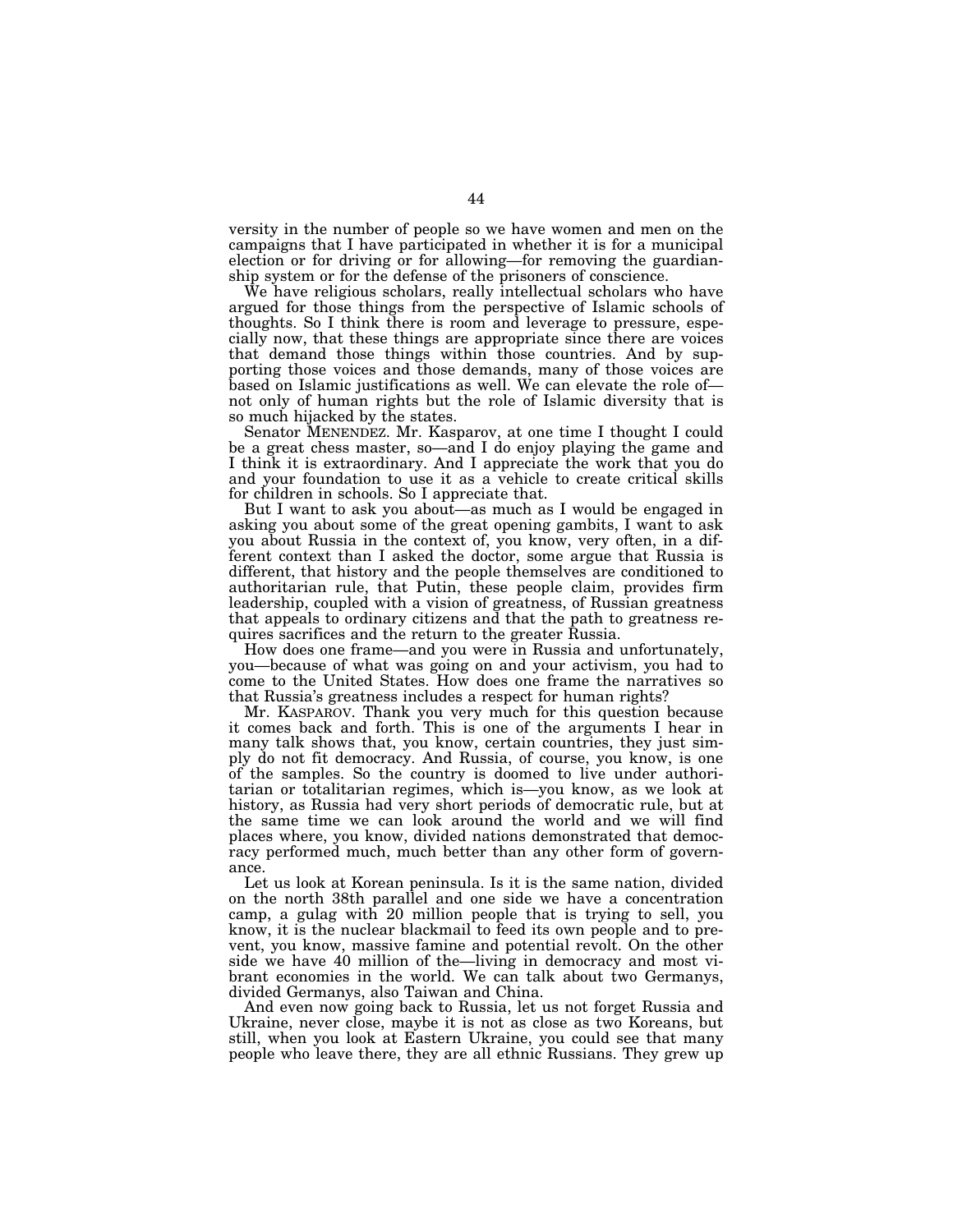versity in the number of people so we have women and men on the campaigns that I have participated in whether it is for a municipal election or for driving or for allowing—for removing the guardianship system or for the defense of the prisoners of conscience.

We have religious scholars, really intellectual scholars who have argued for those things from the perspective of Islamic schools of thoughts. So I think there is room and leverage to pressure, especially now, that these things are appropriate since there are voices that demand those things within those countries. And by supporting those voices and those demands, many of those voices are based on Islamic justifications as well. We can elevate the role of—not only of human rights but the role of Islamic diversity that is so much hijacked by the states.

Senator MENENDEZ. Mr. Kasparov, at one time I thought I could be a great chess master, so—and I do enjoy playing the game and I think it is extraordinary. And I appreciate the work that you do and your foundation to use it as a vehicle to create critical skills for children in schools. So I appreciate that.

But I want to ask you about—as much as I would be engaged in asking you about some of the great opening gambits, I want to ask you about Russia in the context of, you know, very often, in a different context than I asked the doctor, some argue that Russia is different, that history and the people themselves are conditioned to authoritarian rule, that Putin, these people claim, provides firm leadership, coupled with a vision of greatness, of Russian greatness that appeals to ordinary citizens and that the path to greatness requires sacrifices and the return to the greater Russia.

How does one frame—and you were in Russia and unfortunately, you—because of what was going on and your activism, you had to come to the United States. How does one frame the narratives so that Russia's greatness includes a respect for human rights?

Mr. KASPAROV. Thank you very much for this question because it comes back and forth. This is one of the arguments I hear in many talk shows that, you know, certain countries, they just simply do not fit democracy. And Russia, of course, you know, is one of the samples. So the country is doomed to live under authoritarian or totalitarian regimes, which is—you know, as we look at history, as Russia had very short periods of democratic rule, but at the same time we can look around the world and we will find places where, you know, divided nations demonstrated that democracy performed much, much better than any other form of governance.

Let us look at Korean peninsula. Is it is the same nation, divided on the north 38th parallel and one side we have a concentration camp, a gulag with 20 million people that is trying to sell, you know, it is the nuclear blackmail to feed its own people and to prevent, you know, massive famine and potential revolt. On the other side we have 40 million of the—living in democracy and most vibrant economies in the world. We can talk about two Germanys, divided Germanys, also Taiwan and China.

And even now going back to Russia, let us not forget Russia and Ukraine, never close, maybe it is not as close as two Koreans, but still, when you look at Eastern Ukraine, you could see that many people who leave there, they are all ethnic Russians. They grew up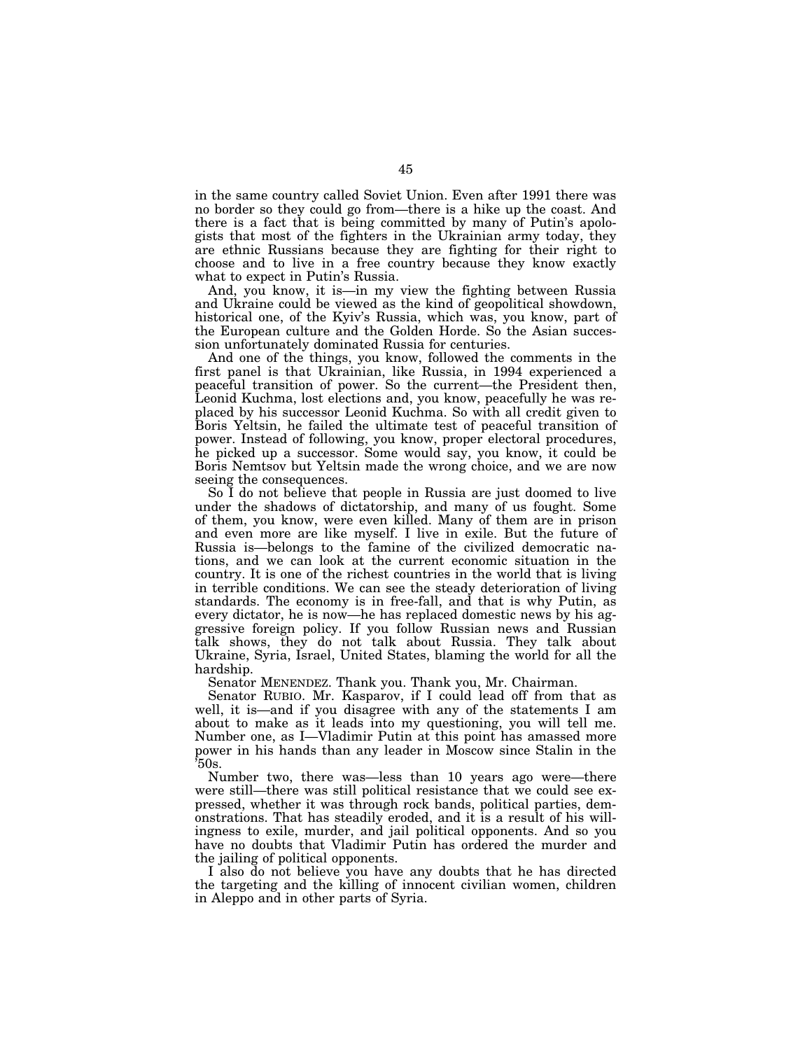in the same country called Soviet Union. Even after 1991 there was no border so they could go from—there is a hike up the coast. And there is a fact that is being committed by many of Putin's apologists that most of the fighters in the Ukrainian army today, they are ethnic Russians because they are fighting for their right to choose and to live in a free country because they know exactly what to expect in Putin's Russia.

And, you know, it is—in my view the fighting between Russia and Ukraine could be viewed as the kind of geopolitical showdown, historical one, of the Kyiv's Russia, which was, you know, part of the European culture and the Golden Horde. So the Asian succession unfortunately dominated Russia for centuries.

And one of the things, you know, followed the comments in the first panel is that Ukrainian, like Russia, in 1994 experienced a peaceful transition of power. So the current—the President then, Leonid Kuchma, lost elections and, you know, peacefully he was replaced by his successor Leonid Kuchma. So with all credit given to Boris Yeltsin, he failed the ultimate test of peaceful transition of power. Instead of following, you know, proper electoral procedures, he picked up a successor. Some would say, you know, it could be Boris Nemtsov but Yeltsin made the wrong choice, and we are now seeing the consequences.

So I do not believe that people in Russia are just doomed to live under the shadows of dictatorship, and many of us fought. Some of them, you know, were even killed. Many of them are in prison and even more are like myself. I live in exile. But the future of Russia is—belongs to the famine of the civilized democratic nations, and we can look at the current economic situation in the country. It is one of the richest countries in the world that is living in terrible conditions. We can see the steady deterioration of living standards. The economy is in free-fall, and that is why Putin, as every dictator, he is now—he has replaced domestic news by his aggressive foreign policy. If you follow Russian news and Russian talk shows, they do not talk about Russia. They talk about Ukraine, Syria, Israel, United States, blaming the world for all the hardship.

Senator MENENDEZ. Thank you. Thank you, Mr. Chairman.

Senator RUBIO. Mr. Kasparov, if I could lead off from that as well, it is—and if you disagree with any of the statements I am about to make as it leads into my questioning, you will tell me. Number one, as I—Vladimir Putin at this point has amassed more power in his hands than any leader in Moscow since Stalin in the '50s.

Number two, there was—less than 10 years ago were—there were still—there was still political resistance that we could see expressed, whether it was through rock bands, political parties, demonstrations. That has steadily eroded, and it is a result of his willingness to exile, murder, and jail political opponents. And so you have no doubts that Vladimir Putin has ordered the murder and the jailing of political opponents.

I also do not believe you have any doubts that he has directed the targeting and the killing of innocent civilian women, children in Aleppo and in other parts of Syria.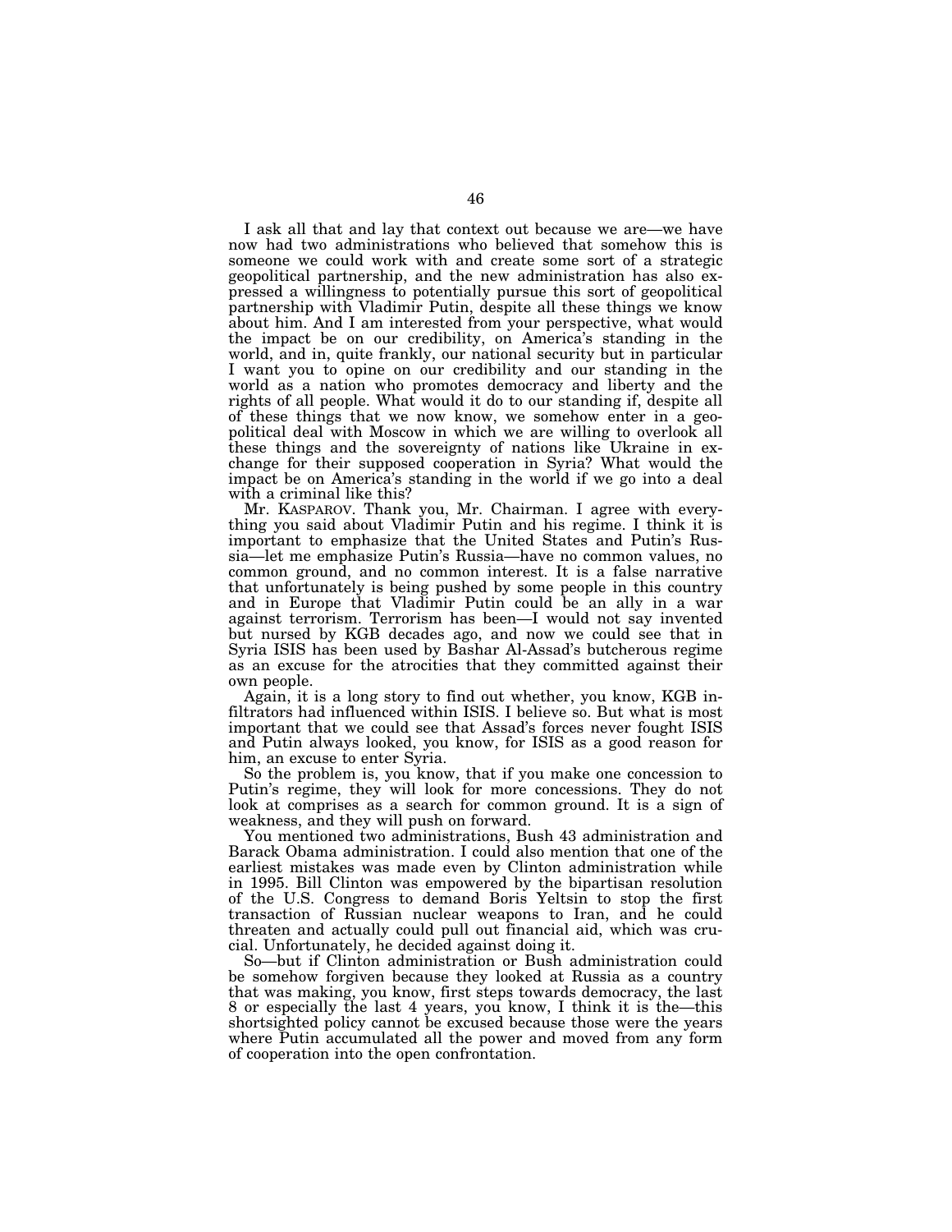I ask all that and lay that context out because we are—we have now had two administrations who believed that somehow this is someone we could work with and create some sort of a strategic geopolitical partnership, and the new administration has also expressed a willingness to potentially pursue this sort of geopolitical partnership with Vladimir Putin, despite all these things we know about him. And I am interested from your perspective, what would the impact be on our credibility, on America's standing in the world, and in, quite frankly, our national security but in particular I want you to opine on our credibility and our standing in the world as a nation who promotes democracy and liberty and the rights of all people. What would it do to our standing if, despite all of these things that we now know, we somehow enter in a geopolitical deal with Moscow in which we are willing to overlook all these things and the sovereignty of nations like Ukraine in exchange for their supposed cooperation in Syria? What would the impact be on America's standing in the world if we go into a deal with a criminal like this?

Mr. KASPAROV. Thank you, Mr. Chairman. I agree with everything you said about Vladimir Putin and his regime. I think it is important to emphasize that the United States and Putin's Russia—let me emphasize Putin's Russia—have no common values, no common ground, and no common interest. It is a false narrative that unfortunately is being pushed by some people in this country and in Europe that Vladimir Putin could be an ally in a war against terrorism. Terrorism has been—I would not say invented but nursed by KGB decades ago, and now we could see that in Syria ISIS has been used by Bashar Al-Assad's butcherous regime as an excuse for the atrocities that they committed against their own people.

Again, it is a long story to find out whether, you know, KGB infiltrators had influenced within ISIS. I believe so. But what is most important that we could see that Assad's forces never fought ISIS and Putin always looked, you know, for ISIS as a good reason for him, an excuse to enter Syria.

So the problem is, you know, that if you make one concession to Putin's regime, they will look for more concessions. They do not look at comprises as a search for common ground. It is a sign of weakness, and they will push on forward.

You mentioned two administrations, Bush 43 administration and Barack Obama administration. I could also mention that one of the earliest mistakes was made even by Clinton administration while in 1995. Bill Clinton was empowered by the bipartisan resolution of the U.S. Congress to demand Boris Yeltsin to stop the first transaction of Russian nuclear weapons to Iran, and he could threaten and actually could pull out financial aid, which was crucial. Unfortunately, he decided against doing it.

So—but if Clinton administration or Bush administration could be somehow forgiven because they looked at Russia as a country that was making, you know, first steps towards democracy, the last 8 or especially the last 4 years, you know, I think it is the—this shortsighted policy cannot be excused because those were the years where Putin accumulated all the power and moved from any form of cooperation into the open confrontation.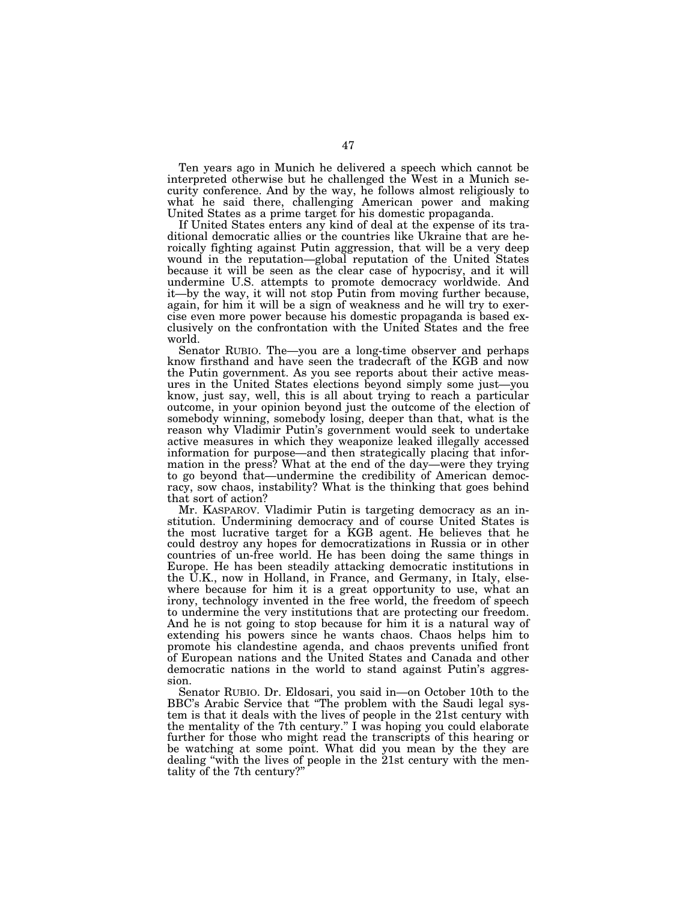Ten years ago in Munich he delivered a speech which cannot be interpreted otherwise but he challenged the West in a Munich security conference. And by the way, he follows almost religiously to what he said there, challenging American power and making United States as a prime target for his domestic propaganda.

If United States enters any kind of deal at the expense of its traditional democratic allies or the countries like Ukraine that are heroically fighting against Putin aggression, that will be a very deep wound in the reputation—global reputation of the United States because it will be seen as the clear case of hypocrisy, and it will undermine U.S. attempts to promote democracy worldwide. And it—by the way, it will not stop Putin from moving further because, again, for him it will be a sign of weakness and he will try to exercise even more power because his domestic propaganda is based exclusively on the confrontation with the United States and the free world.

Senator RUBIO. The—you are a long-time observer and perhaps know firsthand and have seen the tradecraft of the KGB and now the Putin government. As you see reports about their active measures in the United States elections beyond simply some just—you know, just say, well, this is all about trying to reach a particular outcome, in your opinion beyond just the outcome of the election of somebody winning, somebody losing, deeper than that, what is the reason why Vladimir Putin's government would seek to undertake active measures in which they weaponize leaked illegally accessed information for purpose—and then strategically placing that information in the press? What at the end of the day—were they trying to go beyond that—undermine the credibility of American democracy, sow chaos, instability? What is the thinking that goes behind that sort of action?

Mr. KASPAROV. Vladimir Putin is targeting democracy as an institution. Undermining democracy and of course United States is the most lucrative target for a KGB agent. He believes that he could destroy any hopes for democratizations in Russia or in other countries of un-free world. He has been doing the same things in Europe. He has been steadily attacking democratic institutions in the U.K., now in Holland, in France, and Germany, in Italy, elsewhere because for him it is a great opportunity to use, what an irony, technology invented in the free world, the freedom of speech to undermine the very institutions that are protecting our freedom. And he is not going to stop because for him it is a natural way of extending his powers since he wants chaos. Chaos helps him to promote his clandestine agenda, and chaos prevents unified front of European nations and the United States and Canada and other democratic nations in the world to stand against Putin's aggression.

Senator RUBIO. Dr. Eldosari, you said in—on October 10th to the BBC's Arabic Service that "The problem with the Saudi legal system is that it deals with the lives of people in the 21st century with the mentality of the 7th century." I was hoping you could elaborate further for those who might read the transcripts of this hearing or be watching at some point. What did you mean by the they are dealing "with the lives of people in the 21st century with the mentality of the 7th century?"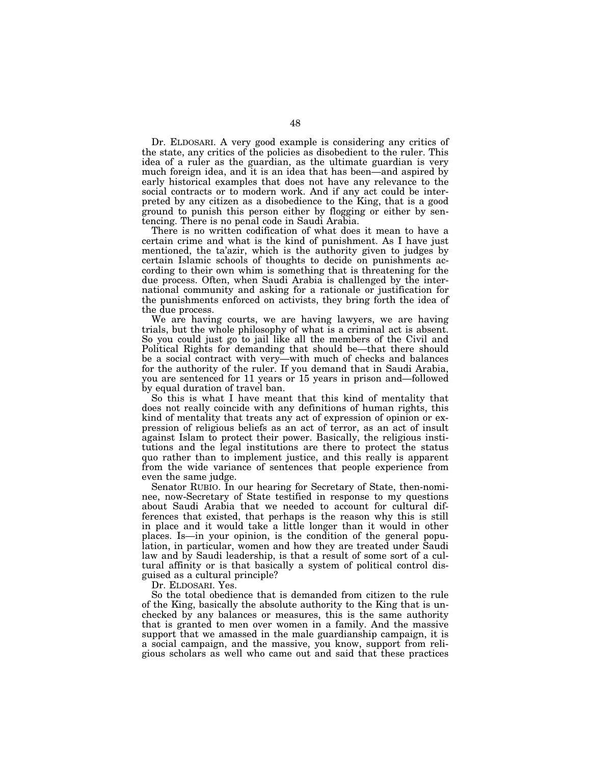Dr. ELDOSARI. A very good example is considering any critics of the state, any critics of the policies as disobedient to the ruler. This idea of a ruler as the guardian, as the ultimate guardian is very much foreign idea, and it is an idea that has been—and aspired by early historical examples that does not have any relevance to the social contracts or to modern work. And if any act could be interpreted by any citizen as a disobedience to the King, that is a good ground to punish this person either by flogging or either by sentencing. There is no penal code in Saudi Arabia.

There is no written codification of what does it mean to have a certain crime and what is the kind of punishment. As I have just mentioned, the ta'azir, which is the authority given to judges by certain Islamic schools of thoughts to decide on punishments according to their own whim is something that is threatening for the due process. Often, when Saudi Arabia is challenged by the international community and asking for a rationale or justification for the punishments enforced on activists, they bring forth the idea of the due process.

We are having courts, we are having lawyers, we are having trials, but the whole philosophy of what is a criminal act is absent. So you could just go to jail like all the members of the Civil and Political Rights for demanding that should be—that there should be a social contract with very—with much of checks and balances for the authority of the ruler. If you demand that in Saudi Arabia, you are sentenced for 11 years or 15 years in prison and—followed by equal duration of travel ban.

So this is what I have meant that this kind of mentality that does not really coincide with any definitions of human rights, this kind of mentality that treats any act of expression of opinion or expression of religious beliefs as an act of terror, as an act of insult against Islam to protect their power. Basically, the religious institutions and the legal institutions are there to protect the status quo rather than to implement justice, and this really is apparent from the wide variance of sentences that people experience from even the same judge.

Senator RUBIO. In our hearing for Secretary of State, then-nominee, now-Secretary of State testified in response to my questions about Saudi Arabia that we needed to account for cultural differences that existed, that perhaps is the reason why this is still in place and it would take a little longer than it would in other places. Is—in your opinion, is the condition of the general population, in particular, women and how they are treated under Saudi law and by Saudi leadership, is that a result of some sort of a cultural affinity or is that basically a system of political control disguised as a cultural principle?

Dr. ELDOSARI. Yes.

So the total obedience that is demanded from citizen to the rule of the King, basically the absolute authority to the King that is unchecked by any balances or measures, this is the same authority that is granted to men over women in a family. And the massive support that we amassed in the male guardianship campaign, it is a social campaign, and the massive, you know, support from religious scholars as well who came out and said that these practices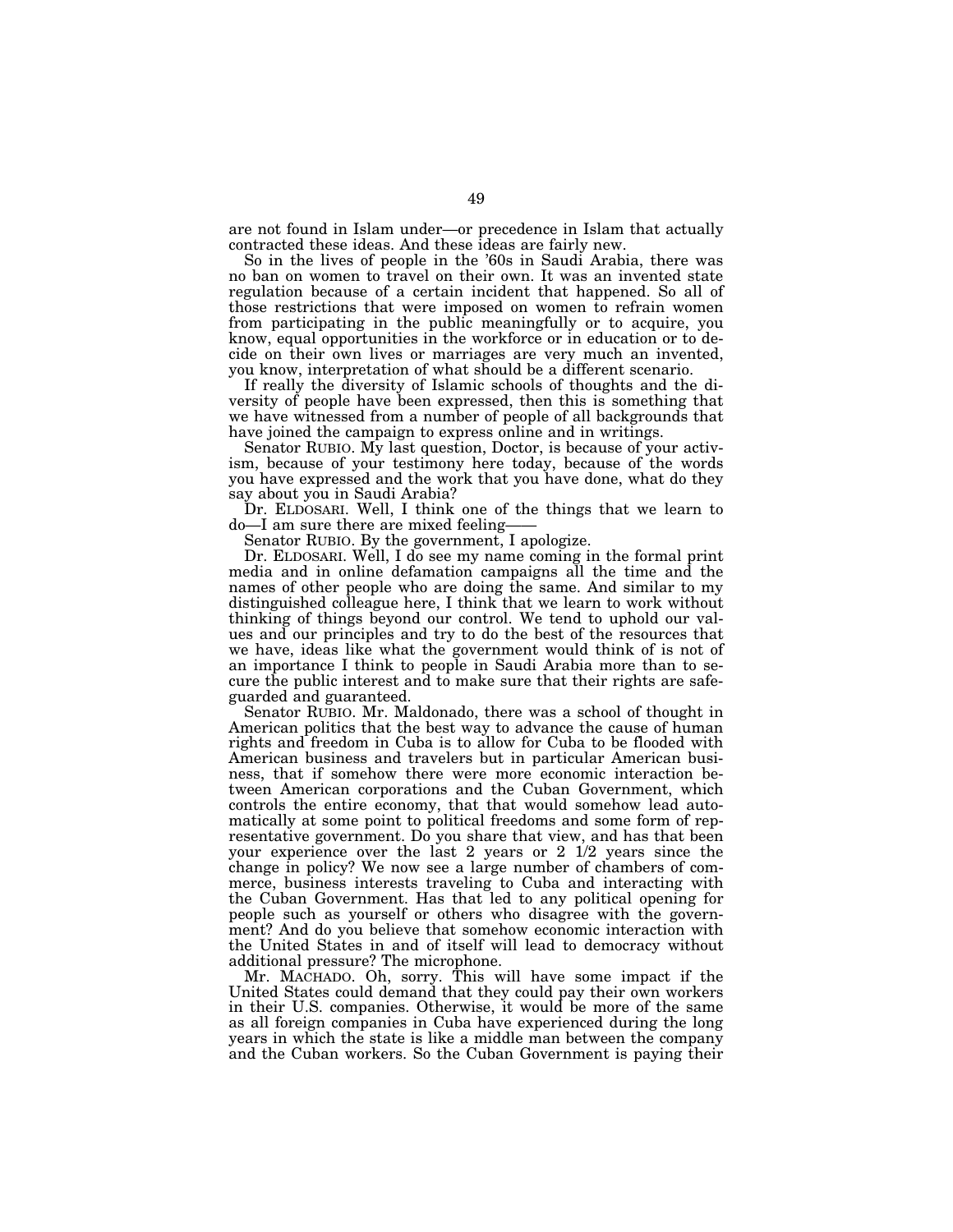are not found in Islam under—or precedence in Islam that actually contracted these ideas. And these ideas are fairly new.

So in the lives of people in the '60s in Saudi Arabia, there was no ban on women to travel on their own. It was an invented state regulation because of a certain incident that happened. So all of those restrictions that were imposed on women to refrain women from participating in the public meaningfully or to acquire, you know, equal opportunities in the workforce or in education or to decide on their own lives or marriages are very much an invented, you know, interpretation of what should be a different scenario.

If really the diversity of Islamic schools of thoughts and the diversity of people have been expressed, then this is something that we have witnessed from a number of people of all backgrounds that have joined the campaign to express online and in writings.

Senator RUBIO. My last question, Doctor, is because of your activism, because of your testimony here today, because of the words you have expressed and the work that you have done, what do they say about you in Saudi Arabia?

Dr. ELDOSARI. Well, I think one of the things that we learn to do—I am sure there are mixed feeling——

Senator RUBIO. By the government, I apologize.

Dr. ELDOSARI. Well, I do see my name coming in the formal print media and in online defamation campaigns all the time and the names of other people who are doing the same. And similar to my distinguished colleague here, I think that we learn to work without thinking of things beyond our control. We tend to uphold our values and our principles and try to do the best of the resources that we have, ideas like what the government would think of is not of an importance I think to people in Saudi Arabia more than to secure the public interest and to make sure that their rights are safeguarded and guaranteed.

Senator RUBIO. Mr. Maldonado, there was a school of thought in American politics that the best way to advance the cause of human rights and freedom in Cuba is to allow for Cuba to be flooded with American business and travelers but in particular American business, that if somehow there were more economic interaction between American corporations and the Cuban Government, which controls the entire economy, that that would somehow lead automatically at some point to political freedoms and some form of representative government. Do you share that view, and has that been your experience over the last 2 years or 2 1/2 years since the change in policy? We now see a large number of chambers of commerce, business interests traveling to Cuba and interacting with the Cuban Government. Has that led to any political opening for people such as yourself or others who disagree with the government? And do you believe that somehow economic interaction with the United States in and of itself will lead to democracy without additional pressure? The microphone.

Mr. MACHADO. Oh, sorry. This will have some impact if the United States could demand that they could pay their own workers in their U.S. companies. Otherwise, it would be more of the same as all foreign companies in Cuba have experienced during the long years in which the state is like a middle man between the company and the Cuban workers. So the Cuban Government is paying their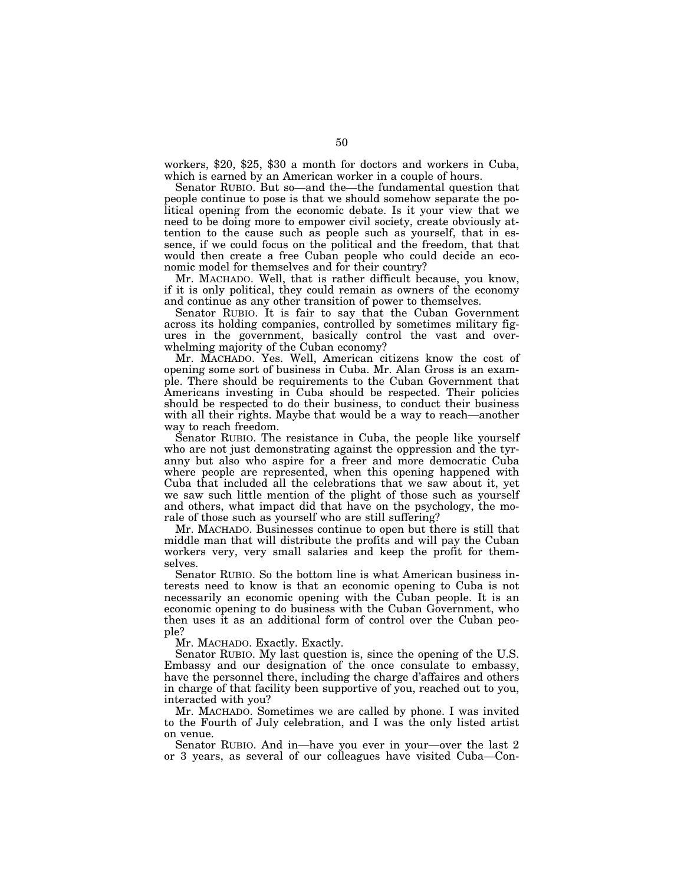workers, $20, $25, $30 a month for doctors and workers in Cuba, which is earned by an American worker in a couple of hours.

Senator RUBIO. But so—and the—the fundamental question that people continue to pose is that we should somehow separate the political opening from the economic debate. Is it your view that we need to be doing more to empower civil society, create obviously attention to the cause such as people such as yourself, that in essence, if we could focus on the political and the freedom, that that would then create a free Cuban people who could decide an economic model for themselves and for their country?

Mr. MACHADO. Well, that is rather difficult because, you know, if it is only political, they could remain as owners of the economy and continue as any other transition of power to themselves.

Senator RUBIO. It is fair to say that the Cuban Government across its holding companies, controlled by sometimes military figures in the government, basically control the vast and overwhelming majority of the Cuban economy?

Mr. MACHADO. Yes. Well, American citizens know the cost of opening some sort of business in Cuba. Mr. Alan Gross is an example. There should be requirements to the Cuban Government that Americans investing in Cuba should be respected. Their policies should be respected to do their business, to conduct their business with all their rights. Maybe that would be a way to reach—another way to reach freedom.

Senator RUBIO. The resistance in Cuba, the people like yourself who are not just demonstrating against the oppression and the tyranny but also who aspire for a freer and more democratic Cuba where people are represented, when this opening happened with Cuba that included all the celebrations that we saw about it, yet we saw such little mention of the plight of those such as yourself and others, what impact did that have on the psychology, the morale of those such as yourself who are still suffering?

Mr. MACHADO. Businesses continue to open but there is still that middle man that will distribute the profits and will pay the Cuban workers very, very small salaries and keep the profit for themselves.

Senator RUBIO. So the bottom line is what American business interests need to know is that an economic opening to Cuba is not necessarily an economic opening with the Cuban people. It is an economic opening to do business with the Cuban Government, who then uses it as an additional form of control over the Cuban people?

Mr. MACHADO. Exactly. Exactly.

Senator RUBIO. My last question is, since the opening of the U.S. Embassy and our designation of the once consulate to embassy, have the personnel there, including the charge d'affaires and others in charge of that facility been supportive of you, reached out to you, interacted with you?

Mr. MACHADO. Sometimes we are called by phone. I was invited to the Fourth of July celebration, and I was the only listed artist on venue.

Senator RUBIO. And in—have you ever in your—over the last 2 or 3 years, as several of our colleagues have visited Cuba—Con-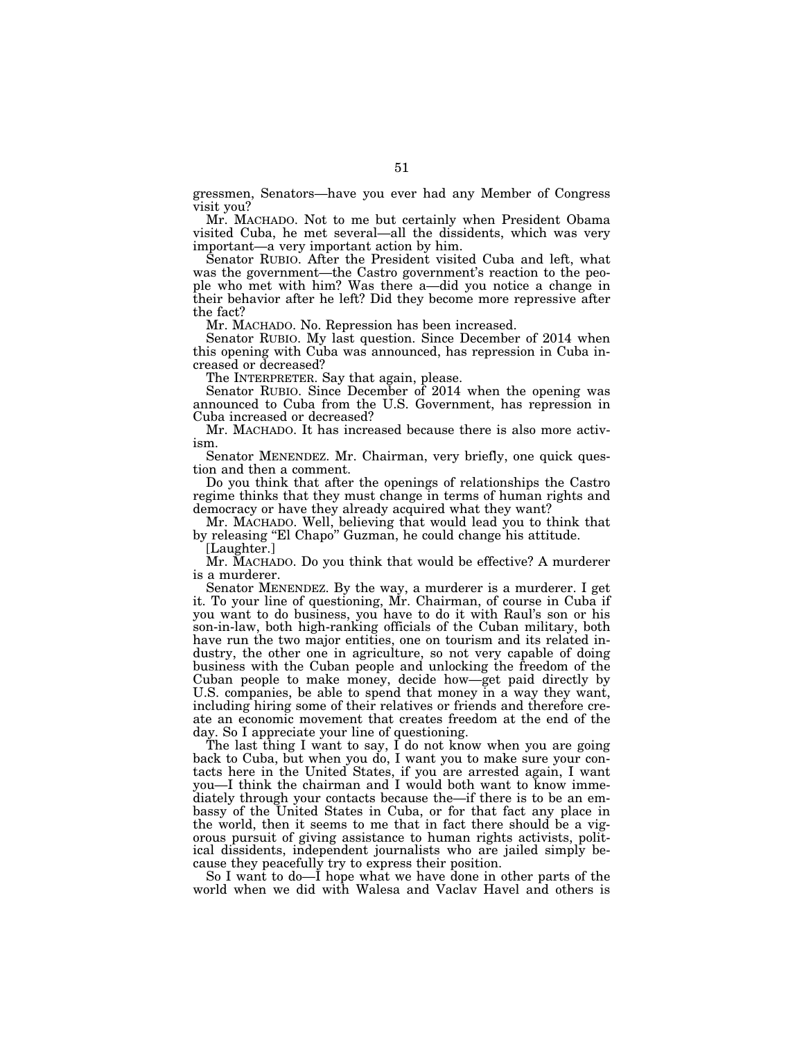gressmen, Senators—have you ever had any Member of Congress visit you?

Mr. MACHADO. Not to me but certainly when President Obama visited Cuba, he met several—all the dissidents, which was very important—a very important action by him.

Senator RUBIO. After the President visited Cuba and left, what was the government—the Castro government's reaction to the people who met with him? Was there a—did you notice a change in their behavior after he left? Did they become more repressive after the fact?

Mr. MACHADO. No. Repression has been increased.

Senator RUBIO. My last question. Since December of 2014 when this opening with Cuba was announced, has repression in Cuba increased or decreased?

The INTERPRETER. Say that again, please.

Senator RUBIO. Since December of 2014 when the opening was announced to Cuba from the U.S. Government, has repression in Cuba increased or decreased?

Mr. MACHADO. It has increased because there is also more activism.

Senator MENENDEZ. Mr. Chairman, very briefly, one quick question and then a comment.

Do you think that after the openings of relationships the Castro regime thinks that they must change in terms of human rights and democracy or have they already acquired what they want?

Mr. MACHADO. Well, believing that would lead you to think that by releasing "El Chapo" Guzman, he could change his attitude.

[Laughter.]

Mr. MACHADO. Do you think that would be effective? A murderer is a murderer.

Senator MENENDEZ. By the way, a murderer is a murderer. I get it. To your line of questioning, Mr. Chairman, of course in Cuba if you want to do business, you have to do it with Raul's son or his son-in-law, both high-ranking officials of the Cuban military, both have run the two major entities, one on tourism and its related industry, the other one in agriculture, so not very capable of doing business with the Cuban people and unlocking the freedom of the Cuban people to make money, decide how—get paid directly by U.S. companies, be able to spend that money in a way they want, including hiring some of their relatives or friends and therefore create an economic movement that creates freedom at the end of the day. So I appreciate your line of questioning.

The last thing I want to say, I do not know when you are going back to Cuba, but when you do, I want you to make sure your contacts here in the United States, if you are arrested again, I want you—I think the chairman and I would both want to know immediately through your contacts because the—if there is to be an embassy of the United States in Cuba, or for that fact any place in the world, then it seems to me that in fact there should be a vigorous pursuit of giving assistance to human rights activists, political dissidents, independent journalists who are jailed simply because they peacefully try to express their position.

So I want to do—I hope what we have done in other parts of the world when we did with Walesa and Vaclav Havel and others is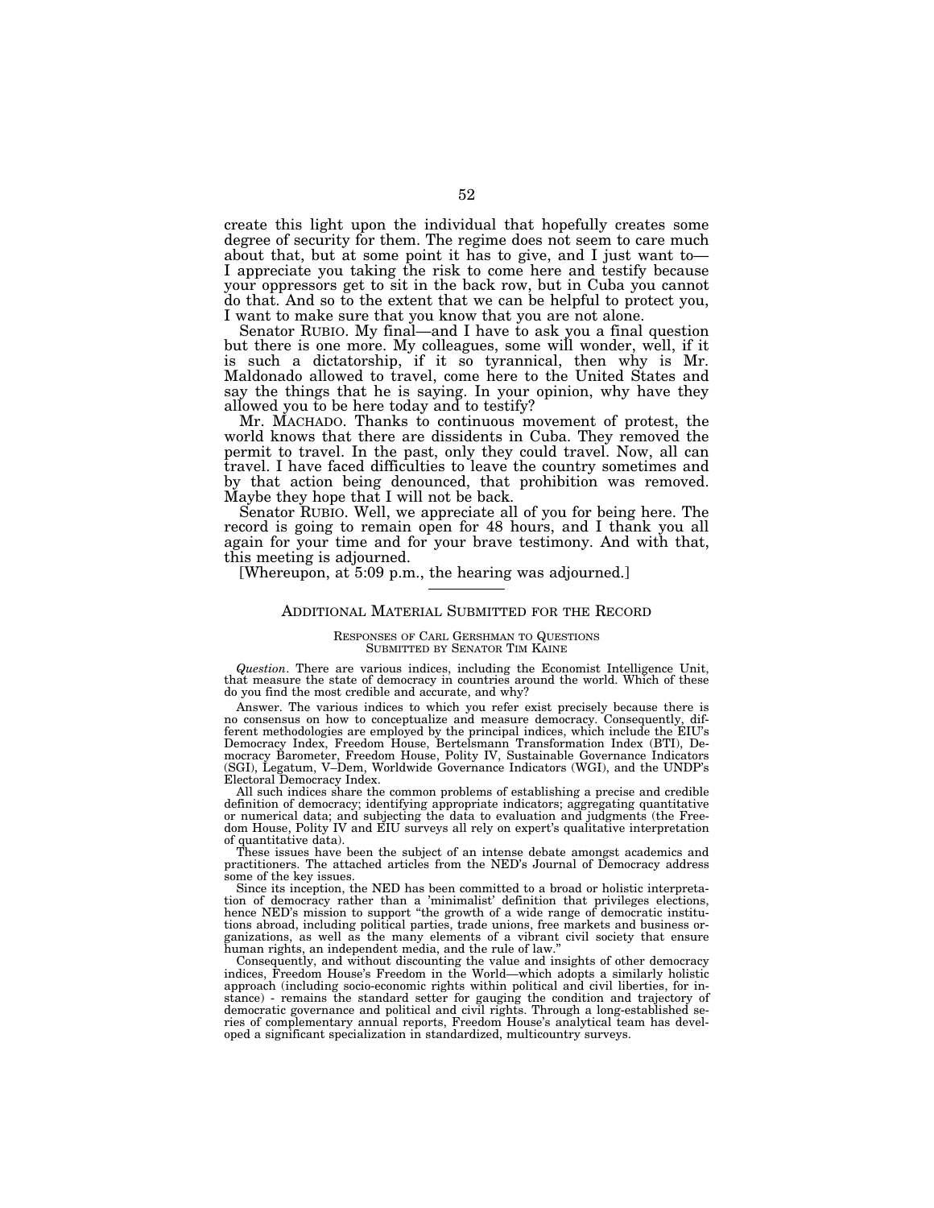create this light upon the individual that hopefully creates some degree of security for them. The regime does not seem to care much about that, but at some point it has to give, and I just want to— I appreciate you taking the risk to come here and testify because your oppressors get to sit in the back row, but in Cuba you cannot do that. And so to the extent that we can be helpful to protect you, I want to make sure that you know that you are not alone.

Senator RUBIO. My final—and I have to ask you a final question but there is one more. My colleagues, some will wonder, well, if it is such a dictatorship, if it so tyrannical, then why is Mr. Maldonado allowed to travel, come here to the United States and say the things that he is saying. In your opinion, why have they allowed you to be here today and to testify?

Mr. MACHADO. Thanks to continuous movement of protest, the world knows that there are dissidents in Cuba. They removed the permit to travel. In the past, only they could travel. Now, all can travel. I have faced difficulties to leave the country sometimes and by that action being denounced, that prohibition was removed. Maybe they hope that I will not be back.

Senator RUBIO. Well, we appreciate all of you for being here. The record is going to remain open for 48 hours, and I thank you all again for your time and for your brave testimony. And with that, this meeting is adjourned.

[Whereupon, at 5:09 p.m., the hearing was adjourned.]

---

## ADDITIONAL MATERIAL SUBMITTED FOR THE RECORD

### RESPONSES OF CARL GERSHMAN TO QUESTIONS SUBMITTED BY SENATOR TIM KAINE

*Question*. There are various indices, including the Economist Intelligence Unit, that measure the state of democracy in countries around the world. Which of these do you find the most credible and accurate, and why?

Answer. The various indices to which you refer exist precisely because there is no consensus on how to conceptualize and measure democracy. Consequently, different methodologies are employed by the principal indices, which include the EIU's Democracy Index, Freedom House, Bertelsmann Transformation Index (BTI), Democracy Barometer, Freedom House, Polity IV, Sustainable Governance Indicators (SGI), Legatum, V–Dem, Worldwide Governance Indicators (WGI), and the UNDP's Electoral Democracy Index.

All such indices share the common problems of establishing a precise and credible definition of democracy; identifying appropriate indicators; aggregating quantitative or numerical data; and subjecting the data to evaluation and judgments (the Freedom House, Polity IV and EIU surveys all rely on expert's qualitative interpretation of quantitative data).

These issues have been the subject of an intense debate amongst academics and practitioners. The attached articles from the NED's Journal of Democracy address some of the key issues.

Since its inception, the NED has been committed to a broad or holistic interpretation of democracy rather than a 'minimalist' definition that privileges elections, hence NED's mission to support "the growth of a wide range of democratic institutions abroad, including political parties, trade unions, free markets and business organizations, as well as the many elements of a vibrant civil society that ensure human rights, an independent media, and the rule of law."

Consequently, and without discounting the value and insights of other democracy indices, Freedom House's Freedom in the World—which adopts a similarly holistic approach (including socio-economic rights within political and civil liberties, for instance) - remains the standard setter for gauging the condition and trajectory of democratic governance and political and civil rights. Through a long-established series of complementary annual reports, Freedom House's analytical team has developed a significant specialization in standardized, multicountry surveys.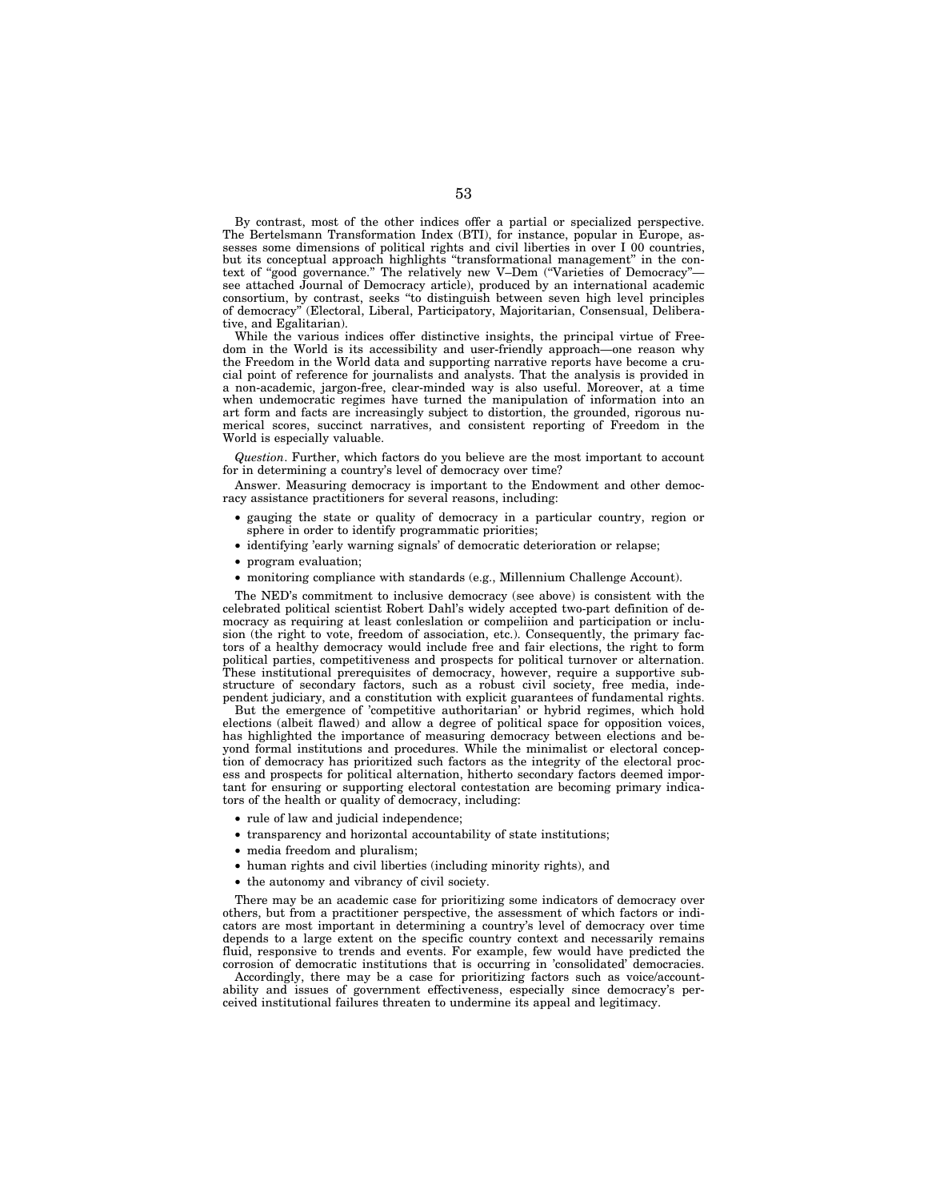By contrast, most of the other indices offer a partial or specialized perspective. The Bertelsmann Transformation Index (BTI), for instance, popular in Europe, assesses some dimensions of political rights and civil liberties in over I 00 countries, but its conceptual approach highlights "transformational management" in the context of "good governance." The relatively new V–Dem ("Varieties of Democracy"—see attached Journal of Democracy article), produced by an international academic consortium, by contrast, seeks "to distinguish between seven high level principles of democracy" (Electoral, Liberal, Participatory, Majoritarian, Consensual, Deliberative, and Egalitarian).

While the various indices offer distinctive insights, the principal virtue of Freedom in the World is its accessibility and user-friendly approach—one reason why the Freedom in the World data and supporting narrative reports have become a crucial point of reference for journalists and analysts. That the analysis is provided in a non-academic, jargon-free, clear-minded way is also useful. Moreover, at a time when undemocratic regimes have turned the manipulation of information into an art form and facts are increasingly subject to distortion, the grounded, rigorous numerical scores, succinct narratives, and consistent reporting of Freedom in the World is especially valuable.

*Question*. Further, which factors do you believe are the most important to account for in determining a country's level of democracy over time?

Answer. Measuring democracy is important to the Endowment and other democracy assistance practitioners for several reasons, including:

- gauging the state or quality of democracy in a particular country, region or sphere in order to identify programmatic priorities;
- identifying 'early warning signals' of democratic deterioration or relapse;
- program evaluation;
- monitoring compliance with standards (e.g., Millennium Challenge Account).

The NED's commitment to inclusive democracy (see above) is consistent with the celebrated political scientist Robert Dahl's widely accepted two-part definition of democracy as requiring at least conleslation or compeliiion and participation or inclusion (the right to vote, freedom of association, etc.). Consequently, the primary factors of a healthy democracy would include free and fair elections, the right to form political parties, competitiveness and prospects for political turnover or alternation. These institutional prerequisites of democracy, however, require a supportive substructure of secondary factors, such as a robust civil society, free media, independent judiciary, and a constitution with explicit guarantees of fundamental rights.

But the emergence of 'competitive authoritarian' or hybrid regimes, which hold elections (albeit flawed) and allow a degree of political space for opposition voices, has highlighted the importance of measuring democracy between elections and beyond formal institutions and procedures. While the minimalist or electoral conception of democracy has prioritized such factors as the integrity of the electoral process and prospects for political alternation, hitherto secondary factors deemed important for ensuring or supporting electoral contestation are becoming primary indicators of the health or quality of democracy, including:

- rule of law and judicial independence;
- transparency and horizontal accountability of state institutions;
- media freedom and pluralism;
- human rights and civil liberties (including minority rights), and
- the autonomy and vibrancy of civil society.

There may be an academic case for prioritizing some indicators of democracy over others, but from a practitioner perspective, the assessment of which factors or indicators are most important in determining a country's level of democracy over time depends to a large extent on the specific country context and necessarily remains fluid, responsive to trends and events. For example, few would have predicted the corrosion of democratic institutions that is occurring in 'consolidated' democracies.

Accordingly, there may be a case for prioritizing factors such as voice/accountability and issues of government effectiveness, especially since democracy's perceived institutional failures threaten to undermine its appeal and legitimacy.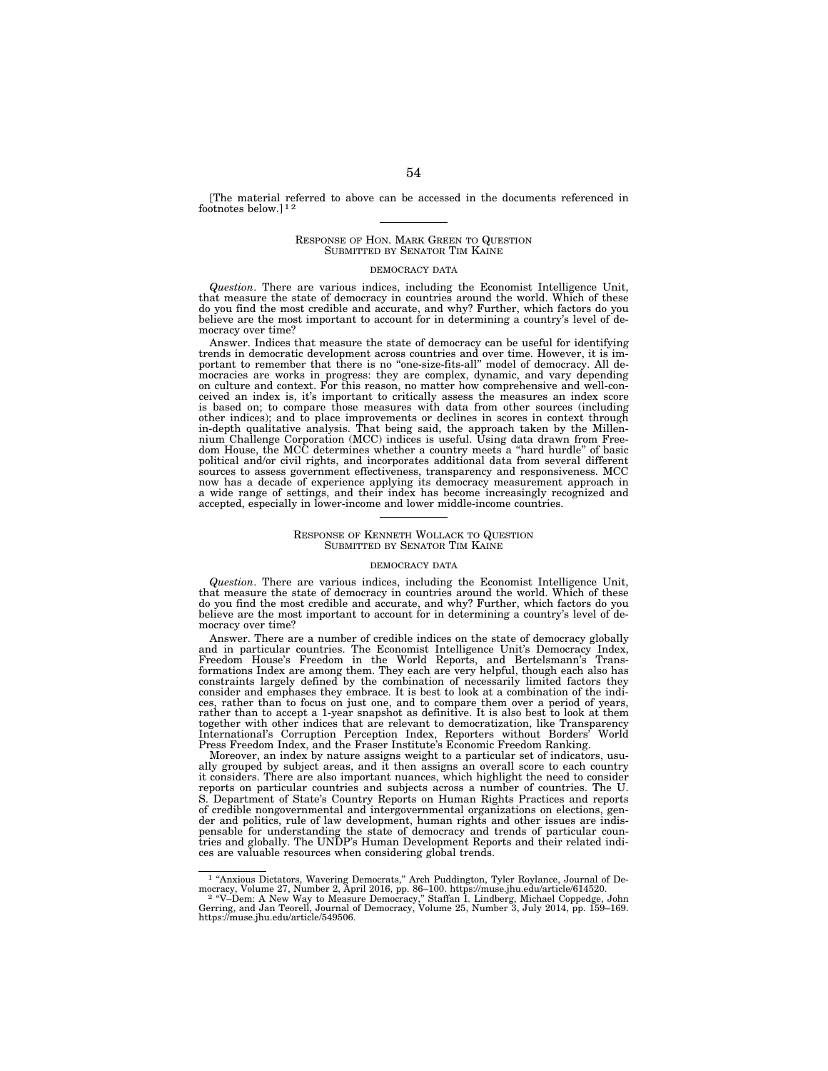[The material referred to above can be accessed in the documents referenced in footnotes below.][1,2]

---

### RESPONSE OF HON. MARK GREEN TO QUESTION SUBMITTED BY SENATOR TIM KAINE

#### DEMOCRACY DATA

*Question*. There are various indices, including the Economist Intelligence Unit, that measure the state of democracy in countries around the world. Which of these do you find the most credible and accurate, and why? Further, which factors do you believe are the most important to account for in determining a country's level of democracy over time?

Answer. Indices that measure the state of democracy can be useful for identifying trends in democratic development across countries and over time. However, it is important to remember that there is no "one-size-fits-all" model of democracy. All democracies are works in progress: they are complex, dynamic, and vary depending on culture and context. For this reason, no matter how comprehensive and well-conceived an index is, it's important to critically assess the measures an index score is based on; to compare those measures with data from other sources (including other indices); and to place improvements or declines in scores in context through in-depth qualitative analysis. That being said, the approach taken by the Millennium Challenge Corporation (MCC) indices is useful. Using data drawn from Freedom House, the MCC determines whether a country meets a "hard hurdle" of basic political and/or civil rights, and incorporates additional data from several different sources to assess government effectiveness, transparency and responsiveness. MCC now has a decade of experience applying its democracy measurement approach in a wide range of settings, and their index has become increasingly recognized and accepted, especially in lower-income and lower middle-income countries.

---

### RESPONSE OF KENNETH WOLLACK TO QUESTION SUBMITTED BY SENATOR TIM KAINE

#### DEMOCRACY DATA

*Question*. There are various indices, including the Economist Intelligence Unit, that measure the state of democracy in countries around the world. Which of these do you find the most credible and accurate, and why? Further, which factors do you believe are the most important to account for in determining a country's level of democracy over time?

Answer. There are a number of credible indices on the state of democracy globally and in particular countries. The Economist Intelligence Unit's Democracy Index, Freedom House's Freedom in the World Reports, and Bertelsmann's Transformations Index are among them. They each are very helpful, though each also has constraints largely defined by the combination of necessarily limited factors they consider and emphases they embrace. It is best to look at a combination of the indices, rather than to focus on just one, and to compare them over a period of years, rather than to accept a 1-year snapshot as definitive. It is also best to look at them together with other indices that are relevant to democratization, like Transparency International's Corruption Perception Index, Reporters without Borders' World Press Freedom Index, and the Fraser Institute's Economic Freedom Ranking.

Moreover, an index by nature assigns weight to a particular set of indicators, usually grouped by subject areas, and it then assigns an overall score to each country it considers. There are also important nuances, which highlight the need to consider reports on particular countries and subjects across a number of countries. The U.S. Department of State's Country Reports on Human Rights Practices and reports of credible nongovernmental and intergovernmental organizations on elections, gender and politics, rule of law development, human rights and other issues are indispensable for understanding the state of democracy and trends of particular countries and globally. The UNDP's Human Development Reports and their related indices are valuable resources when considering global trends.

---

[1] "Anxious Dictators, Wavering Democrats," Arch Puddington, Tyler Roylance, Journal of Democracy, Volume 27, Number 2, April 2016, pp. 86–100. https://muse.jhu.edu/article/614520.

[2] "V–Dem: A New Way to Measure Democracy," Staffan I. Lindberg, Michael Coppedge, John Gerring, and Jan Teorell, Journal of Democracy, Volume 25, Number 3, July 2014, pp. 159–169. https://muse.jhu.edu/article/549506.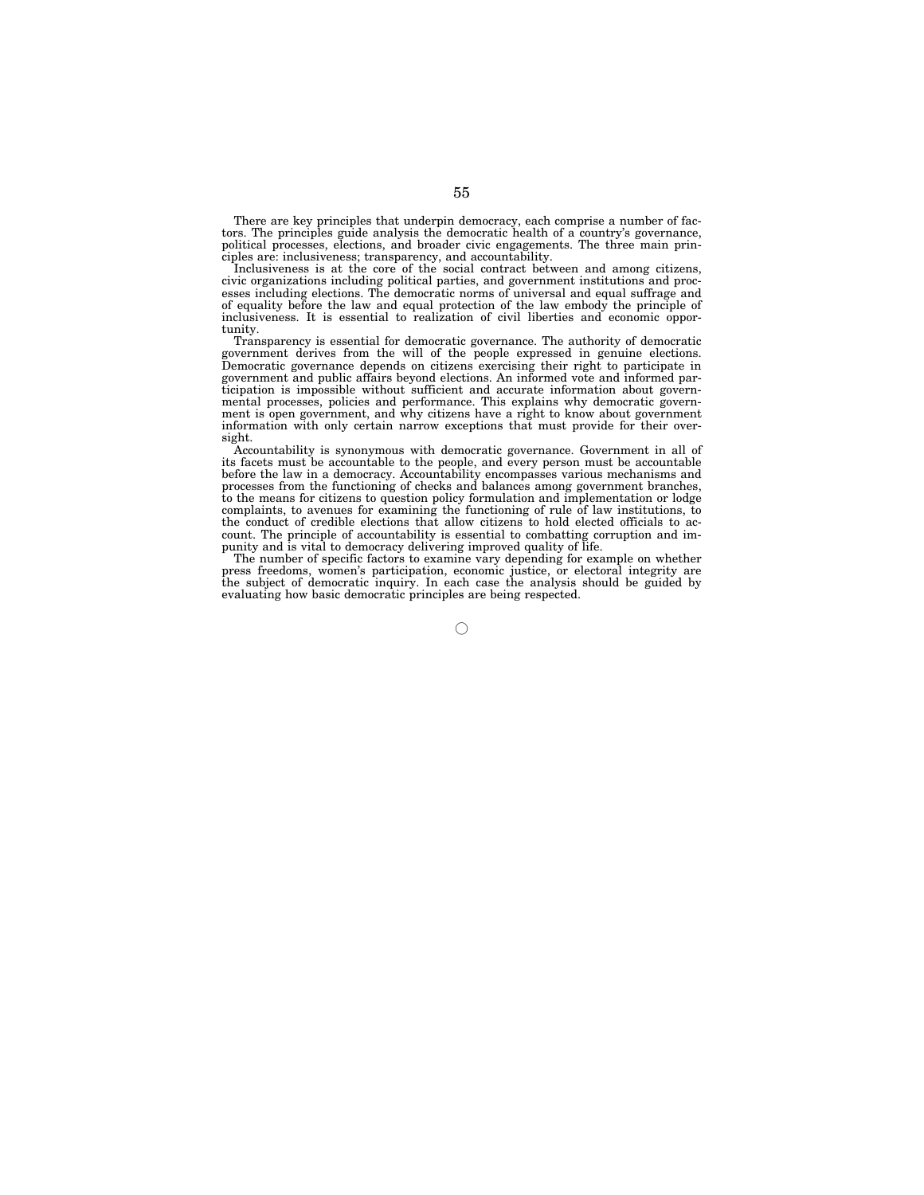There are key principles that underpin democracy, each comprise a number of factors. The principles guide analysis the democratic health of a country's governance, political processes, elections, and broader civic engagements. The three main principles are: inclusiveness; transparency, and accountability.

Inclusiveness is at the core of the social contract between and among citizens, civic organizations including political parties, and government institutions and processes including elections. The democratic norms of universal and equal suffrage and of equality before the law and equal protection of the law embody the principle of inclusiveness. It is essential to realization of civil liberties and economic opportunity.

Transparency is essential for democratic governance. The authority of democratic government derives from the will of the people expressed in genuine elections. Democratic governance depends on citizens exercising their right to participate in government and public affairs beyond elections. An informed vote and informed participation is impossible without sufficient and accurate information about governmental processes, policies and performance. This explains why democratic government is open government, and why citizens have a right to know about government information with only certain narrow exceptions that must provide for their oversight.

Accountability is synonymous with democratic governance. Government in all of its facets must be accountable to the people, and every person must be accountable before the law in a democracy. Accountability encompasses various mechanisms and processes from the functioning of checks and balances among government branches, to the means for citizens to question policy formulation and implementation or lodge complaints, to avenues for examining the functioning of rule of law institutions, to the conduct of credible elections that allow citizens to hold elected officials to account. The principle of accountability is essential to combatting corruption and impunity and is vital to democracy delivering improved quality of life.

The number of specific factors to examine vary depending for example on whether press freedoms, women's participation, economic justice, or electoral integrity are the subject of democratic inquiry. In each case the analysis should be guided by evaluating how basic democratic principles are being respected.

○